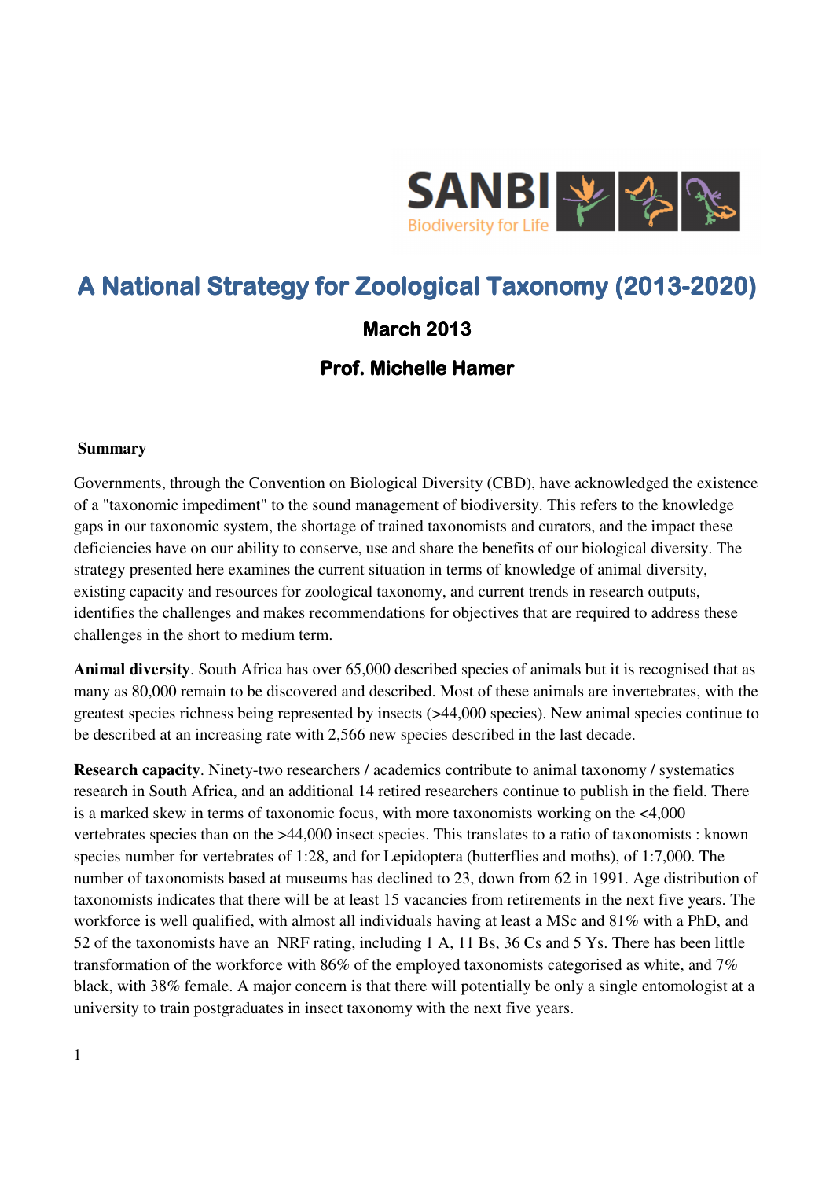SANBI
Biodiversity for Life

# A National Strategy for Zoological Taxonomy (2013-2020)

**March 2013**

**Prof. Michelle Hamer**

**Summary**

Governments, through the Convention on Biological Diversity (CBD), have acknowledged the existence of a "taxonomic impediment" to the sound management of biodiversity. This refers to the knowledge gaps in our taxonomic system, the shortage of trained taxonomists and curators, and the impact these deficiencies have on our ability to conserve, use and share the benefits of our biological diversity. The strategy presented here examines the current situation in terms of knowledge of animal diversity, existing capacity and resources for zoological taxonomy, and current trends in research outputs, identifies the challenges and makes recommendations for objectives that are required to address these challenges in the short to medium term.

**Animal diversity**. South Africa has over 65,000 described species of animals but it is recognised that as many as 80,000 remain to be discovered and described. Most of these animals are invertebrates, with the greatest species richness being represented by insects (>44,000 species). New animal species continue to be described at an increasing rate with 2,566 new species described in the last decade.

**Research capacity**. Ninety-two researchers / academics contribute to animal taxonomy / systematics research in South Africa, and an additional 14 retired researchers continue to publish in the field. There is a marked skew in terms of taxonomic focus, with more taxonomists working on the <4,000 vertebrates species than on the >44,000 insect species. This translates to a ratio of taxonomists : known species number for vertebrates of 1:28, and for Lepidoptera (butterflies and moths), of 1:7,000. The number of taxonomists based at museums has declined to 23, down from 62 in 1991. Age distribution of taxonomists indicates that there will be at least 15 vacancies from retirements in the next five years. The workforce is well qualified, with almost all individuals having at least a MSc and 81% with a PhD, and 52 of the taxonomists have an NRF rating, including 1 A, 11 Bs, 36 Cs and 5 Ys. There has been little transformation of the workforce with 86% of the employed taxonomists categorised as white, and 7% black, with 38% female. A major concern is that there will potentially be only a single entomologist at a university to train postgraduates in insect taxonomy with the next five years.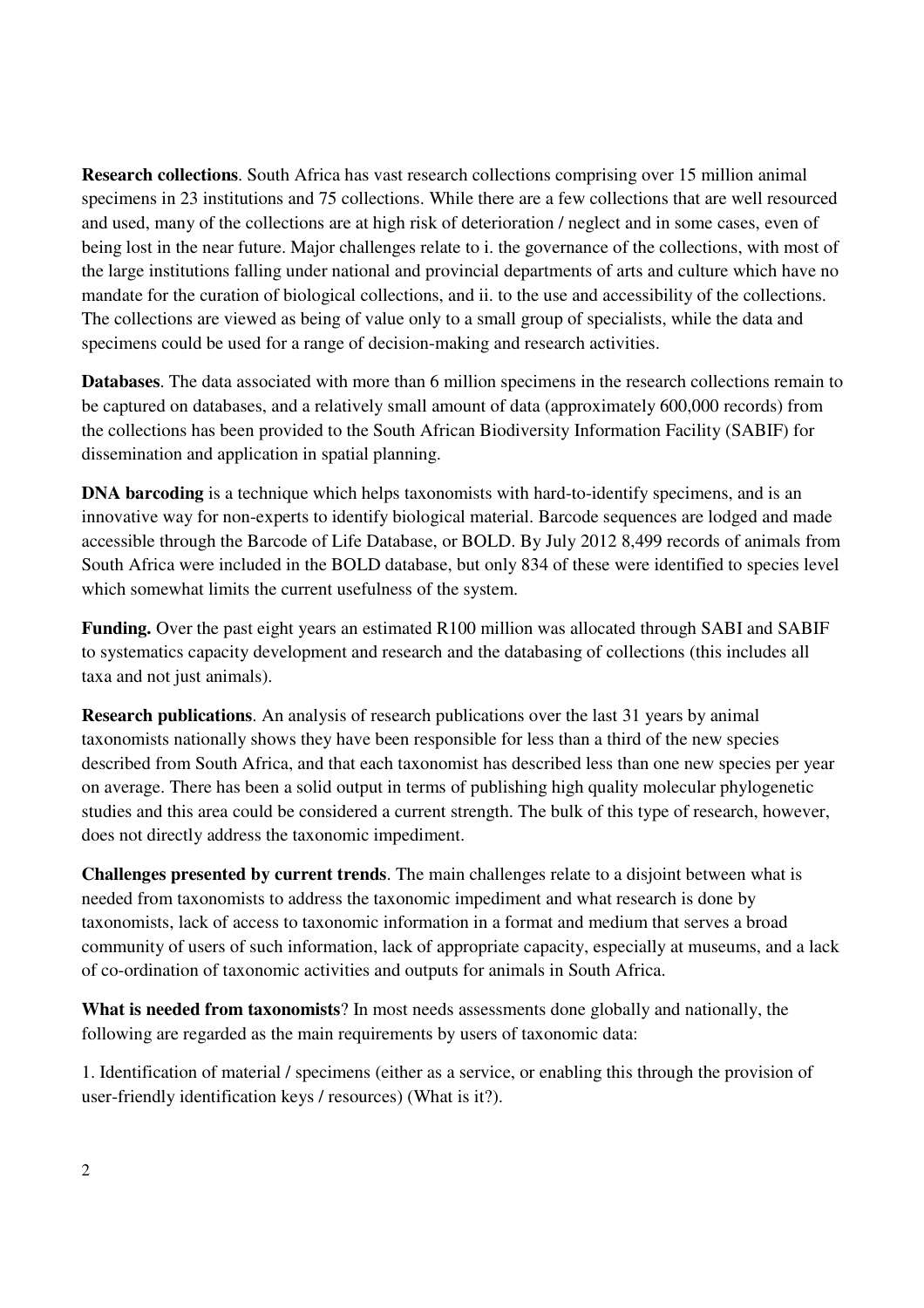**Research collections**. South Africa has vast research collections comprising over 15 million animal specimens in 23 institutions and 75 collections. While there are a few collections that are well resourced and used, many of the collections are at high risk of deterioration / neglect and in some cases, even of being lost in the near future. Major challenges relate to i. the governance of the collections, with most of the large institutions falling under national and provincial departments of arts and culture which have no mandate for the curation of biological collections, and ii. to the use and accessibility of the collections. The collections are viewed as being of value only to a small group of specialists, while the data and specimens could be used for a range of decision-making and research activities.

**Databases**. The data associated with more than 6 million specimens in the research collections remain to be captured on databases, and a relatively small amount of data (approximately 600,000 records) from the collections has been provided to the South African Biodiversity Information Facility (SABIF) for dissemination and application in spatial planning.

**DNA barcoding** is a technique which helps taxonomists with hard-to-identify specimens, and is an innovative way for non-experts to identify biological material. Barcode sequences are lodged and made accessible through the Barcode of Life Database, or BOLD. By July 2012 8,499 records of animals from South Africa were included in the BOLD database, but only 834 of these were identified to species level which somewhat limits the current usefulness of the system.

**Funding.** Over the past eight years an estimated R100 million was allocated through SABI and SABIF to systematics capacity development and research and the databasing of collections (this includes all taxa and not just animals).

**Research publications**. An analysis of research publications over the last 31 years by animal taxonomists nationally shows they have been responsible for less than a third of the new species described from South Africa, and that each taxonomist has described less than one new species per year on average. There has been a solid output in terms of publishing high quality molecular phylogenetic studies and this area could be considered a current strength. The bulk of this type of research, however, does not directly address the taxonomic impediment.

**Challenges presented by current trends**. The main challenges relate to a disjoint between what is needed from taxonomists to address the taxonomic impediment and what research is done by taxonomists, lack of access to taxonomic information in a format and medium that serves a broad community of users of such information, lack of appropriate capacity, especially at museums, and a lack of co-ordination of taxonomic activities and outputs for animals in South Africa.

**What is needed from taxonomists**? In most needs assessments done globally and nationally, the following are regarded as the main requirements by users of taxonomic data:

1. Identification of material / specimens (either as a service, or enabling this through the provision of user-friendly identification keys / resources) (What is it?).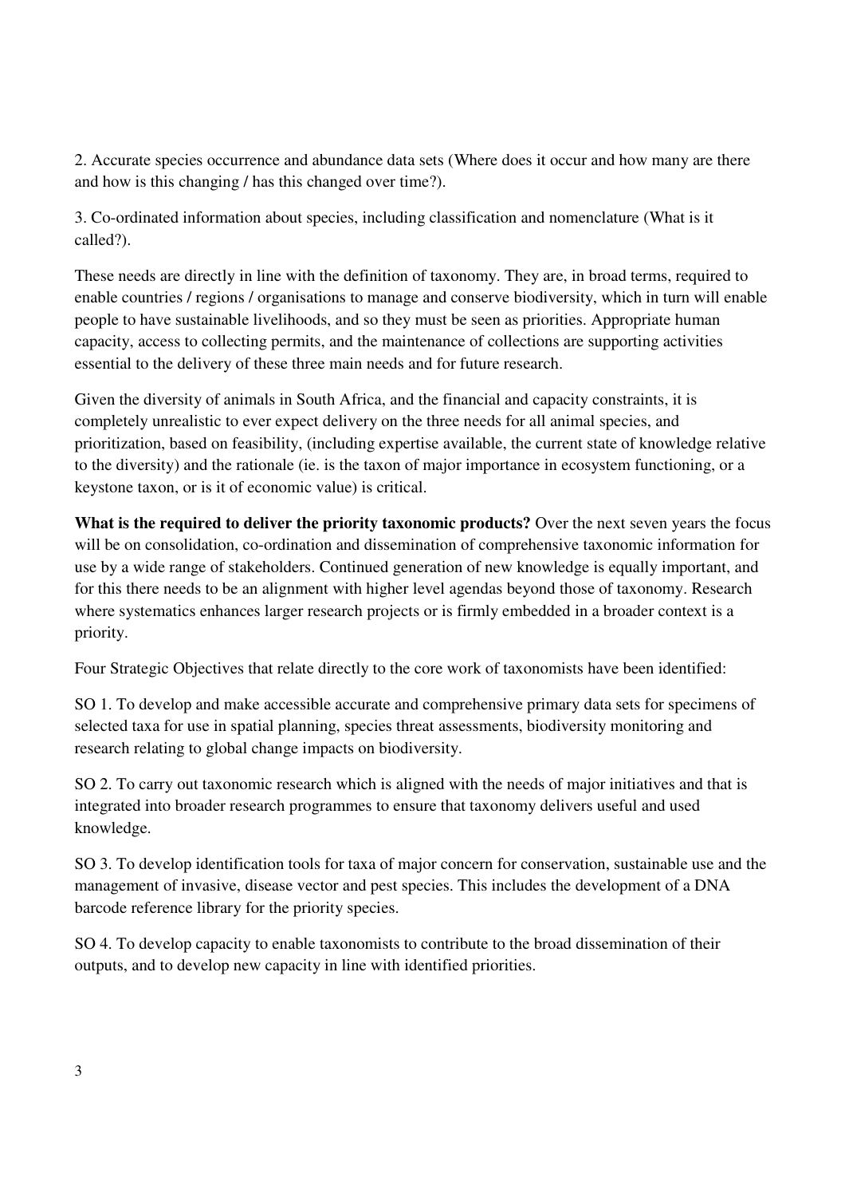2. Accurate species occurrence and abundance data sets (Where does it occur and how many are there and how is this changing / has this changed over time?).

3. Co-ordinated information about species, including classification and nomenclature (What is it called?).

These needs are directly in line with the definition of taxonomy. They are, in broad terms, required to enable countries / regions / organisations to manage and conserve biodiversity, which in turn will enable people to have sustainable livelihoods, and so they must be seen as priorities. Appropriate human capacity, access to collecting permits, and the maintenance of collections are supporting activities essential to the delivery of these three main needs and for future research.

Given the diversity of animals in South Africa, and the financial and capacity constraints, it is completely unrealistic to ever expect delivery on the three needs for all animal species, and prioritization, based on feasibility, (including expertise available, the current state of knowledge relative to the diversity) and the rationale (ie. is the taxon of major importance in ecosystem functioning, or a keystone taxon, or is it of economic value) is critical.

**What is the required to deliver the priority taxonomic products?** Over the next seven years the focus will be on consolidation, co-ordination and dissemination of comprehensive taxonomic information for use by a wide range of stakeholders. Continued generation of new knowledge is equally important, and for this there needs to be an alignment with higher level agendas beyond those of taxonomy. Research where systematics enhances larger research projects or is firmly embedded in a broader context is a priority.

Four Strategic Objectives that relate directly to the core work of taxonomists have been identified:

SO 1. To develop and make accessible accurate and comprehensive primary data sets for specimens of selected taxa for use in spatial planning, species threat assessments, biodiversity monitoring and research relating to global change impacts on biodiversity.

SO 2. To carry out taxonomic research which is aligned with the needs of major initiatives and that is integrated into broader research programmes to ensure that taxonomy delivers useful and used knowledge.

SO 3. To develop identification tools for taxa of major concern for conservation, sustainable use and the management of invasive, disease vector and pest species. This includes the development of a DNA barcode reference library for the priority species.

SO 4. To develop capacity to enable taxonomists to contribute to the broad dissemination of their outputs, and to develop new capacity in line with identified priorities.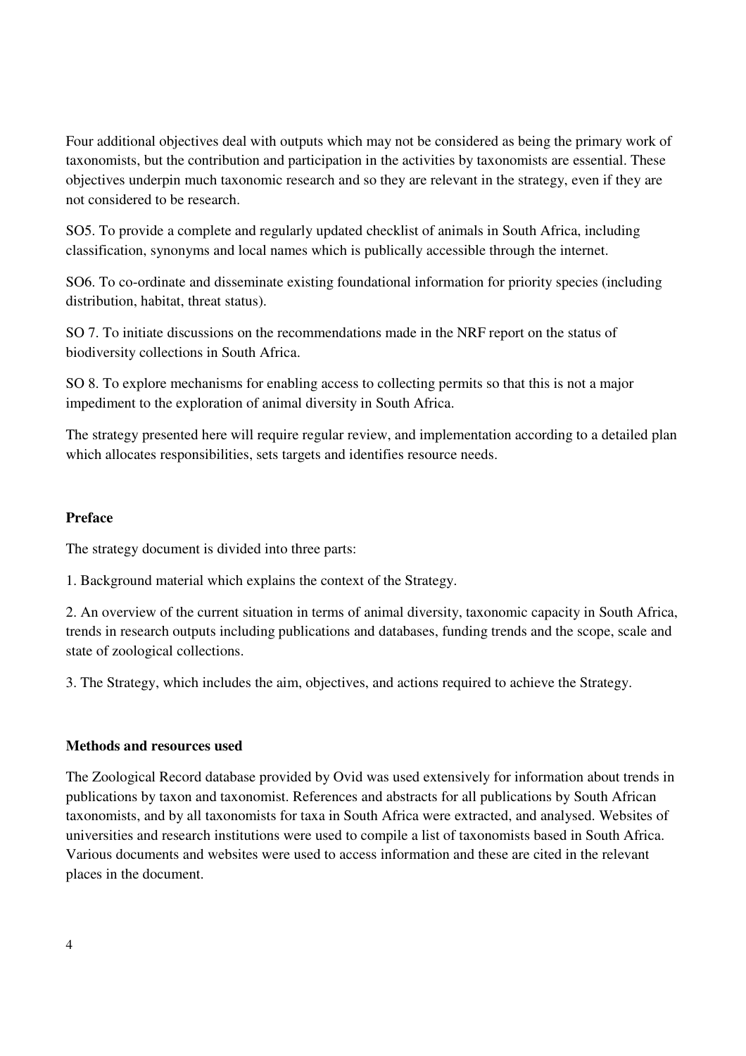Four additional objectives deal with outputs which may not be considered as being the primary work of taxonomists, but the contribution and participation in the activities by taxonomists are essential. These objectives underpin much taxonomic research and so they are relevant in the strategy, even if they are not considered to be research.

SO5. To provide a complete and regularly updated checklist of animals in South Africa, including classification, synonyms and local names which is publically accessible through the internet.

SO6. To co-ordinate and disseminate existing foundational information for priority species (including distribution, habitat, threat status).

SO 7. To initiate discussions on the recommendations made in the NRF report on the status of biodiversity collections in South Africa.

SO 8. To explore mechanisms for enabling access to collecting permits so that this is not a major impediment to the exploration of animal diversity in South Africa.

The strategy presented here will require regular review, and implementation according to a detailed plan which allocates responsibilities, sets targets and identifies resource needs.

## Preface

The strategy document is divided into three parts:

1. Background material which explains the context of the Strategy.

2. An overview of the current situation in terms of animal diversity, taxonomic capacity in South Africa, trends in research outputs including publications and databases, funding trends and the scope, scale and state of zoological collections.

3. The Strategy, which includes the aim, objectives, and actions required to achieve the Strategy.

## Methods and resources used

The Zoological Record database provided by Ovid was used extensively for information about trends in publications by taxon and taxonomist. References and abstracts for all publications by South African taxonomists, and by all taxonomists for taxa in South Africa were extracted, and analysed. Websites of universities and research institutions were used to compile a list of taxonomists based in South Africa. Various documents and websites were used to access information and these are cited in the relevant places in the document.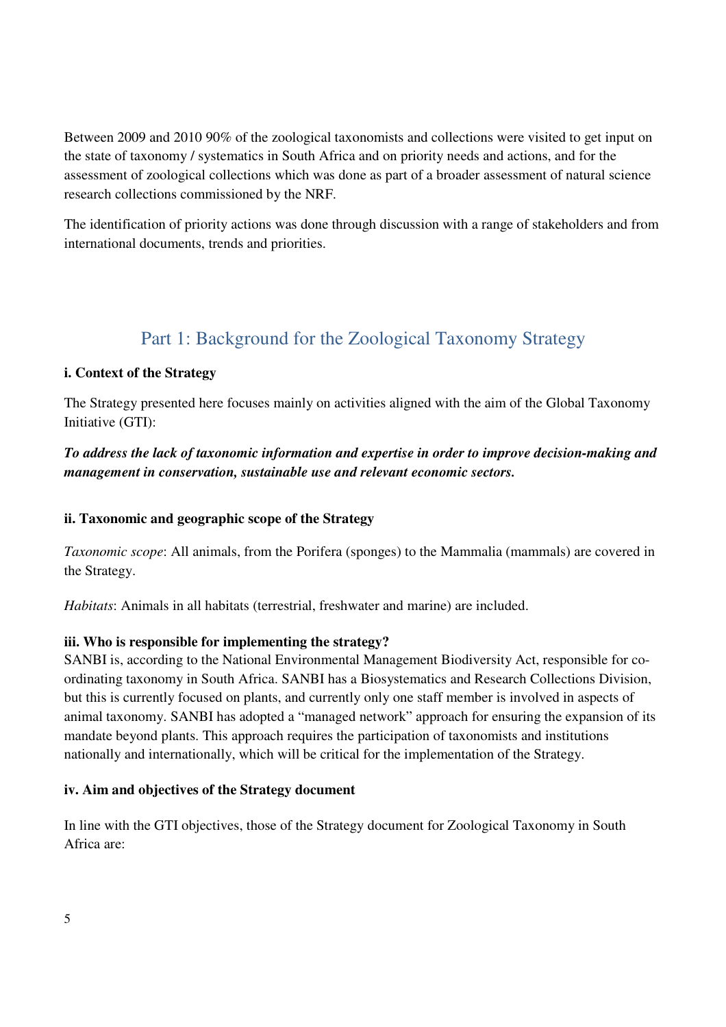Between 2009 and 2010 90% of the zoological taxonomists and collections were visited to get input on the state of taxonomy / systematics in South Africa and on priority needs and actions, and for the assessment of zoological collections which was done as part of a broader assessment of natural science research collections commissioned by the NRF.

The identification of priority actions was done through discussion with a range of stakeholders and from international documents, trends and priorities.

## Part 1: Background for the Zoological Taxonomy Strategy

### i. Context of the Strategy

The Strategy presented here focuses mainly on activities aligned with the aim of the Global Taxonomy Initiative (GTI):

***To address the lack of taxonomic information and expertise in order to improve decision-making and management in conservation, sustainable use and relevant economic sectors.***

### ii. Taxonomic and geographic scope of the Strategy

*Taxonomic scope*: All animals, from the Porifera (sponges) to the Mammalia (mammals) are covered in the Strategy.

*Habitats*: Animals in all habitats (terrestrial, freshwater and marine) are included.

### iii. Who is responsible for implementing the strategy?

SANBI is, according to the National Environmental Management Biodiversity Act, responsible for co-ordinating taxonomy in South Africa. SANBI has a Biosystematics and Research Collections Division, but this is currently focused on plants, and currently only one staff member is involved in aspects of animal taxonomy. SANBI has adopted a "managed network" approach for ensuring the expansion of its mandate beyond plants. This approach requires the participation of taxonomists and institutions nationally and internationally, which will be critical for the implementation of the Strategy.

### iv. Aim and objectives of the Strategy document

In line with the GTI objectives, those of the Strategy document for Zoological Taxonomy in South Africa are: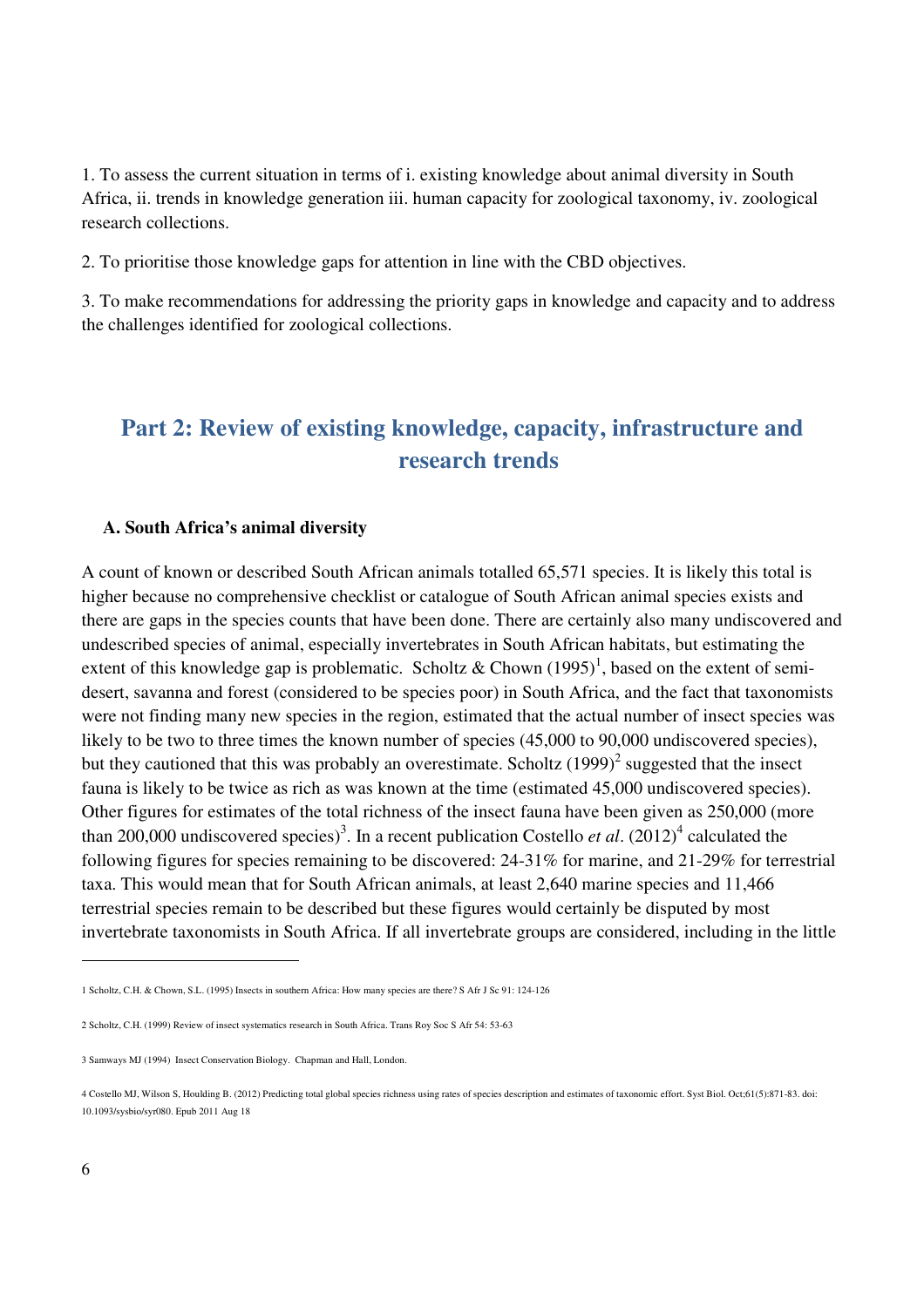1. To assess the current situation in terms of i. existing knowledge about animal diversity in South Africa, ii. trends in knowledge generation iii. human capacity for zoological taxonomy, iv. zoological research collections.

2. To prioritise those knowledge gaps for attention in line with the CBD objectives.

3. To make recommendations for addressing the priority gaps in knowledge and capacity and to address the challenges identified for zoological collections.

## Part 2: Review of existing knowledge, capacity, infrastructure and research trends

### A. South Africa's animal diversity

A count of known or described South African animals totalled 65,571 species. It is likely this total is higher because no comprehensive checklist or catalogue of South African animal species exists and there are gaps in the species counts that have been done. There are certainly also many undiscovered and undescribed species of animal, especially invertebrates in South African habitats, but estimating the extent of this knowledge gap is problematic. Scholtz & Chown (1995)[1], based on the extent of semi-desert, savanna and forest (considered to be species poor) in South Africa, and the fact that taxonomists were not finding many new species in the region, estimated that the actual number of insect species was likely to be two to three times the known number of species (45,000 to 90,000 undiscovered species), but they cautioned that this was probably an overestimate. Scholtz (1999)[2] suggested that the insect fauna is likely to be twice as rich as was known at the time (estimated 45,000 undiscovered species). Other figures for estimates of the total richness of the insect fauna have been given as 250,000 (more than 200,000 undiscovered species)[3]. In a recent publication Costello *et al*. (2012)[4] calculated the following figures for species remaining to be discovered: 24-31% for marine, and 21-29% for terrestrial taxa. This would mean that for South African animals, at least 2,640 marine species and 11,466 terrestrial species remain to be described but these figures would certainly be disputed by most invertebrate taxonomists in South Africa. If all invertebrate groups are considered, including in the little

---

1 Scholtz, C.H. & Chown, S.L. (1995) Insects in southern Africa: How many species are there? S Afr J Sc 91: 124-126

2 Scholtz, C.H. (1999) Review of insect systematics research in South Africa. Trans Roy Soc S Afr 54: 53-63

3 Samways MJ (1994) Insect Conservation Biology. Chapman and Hall, London.

4 Costello MJ, Wilson S, Houlding B. (2012) Predicting total global species richness using rates of species description and estimates of taxonomic effort. Syst Biol. Oct;61(5):871-83. doi: 10.1093/sysbio/syr080. Epub 2011 Aug 18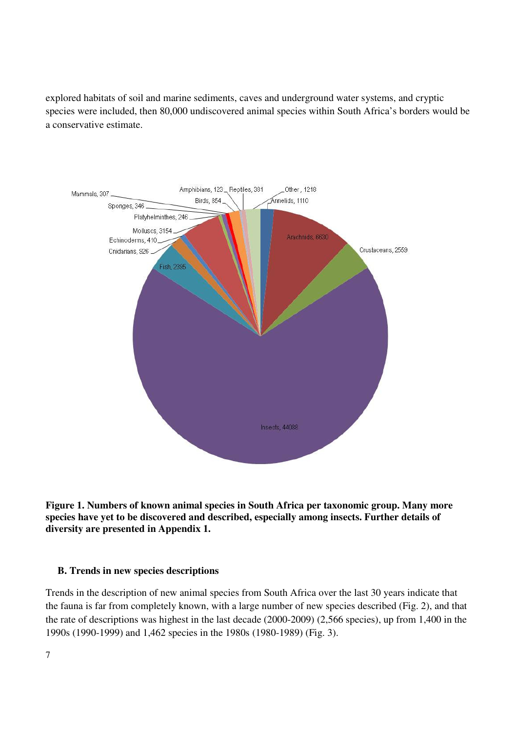explored habitats of soil and marine sediments, caves and underground water systems, and cryptic species were included, then 80,000 undiscovered animal species within South Africa's borders would be a conservative estimate.

**Figure 1. Numbers of known animal species in South Africa per taxonomic group. Many more species have yet to be discovered and described, especially among insects. Further details of diversity are presented in Appendix 1.**

### B. Trends in new species descriptions

Trends in the description of new animal species from South Africa over the last 30 years indicate that the fauna is far from completely known, with a large number of new species described (Fig. 2), and that the rate of descriptions was highest in the last decade (2000-2009) (2,566 species), up from 1,400 in the 1990s (1990-1999) and 1,462 species in the 1980s (1980-1989) (Fig. 3).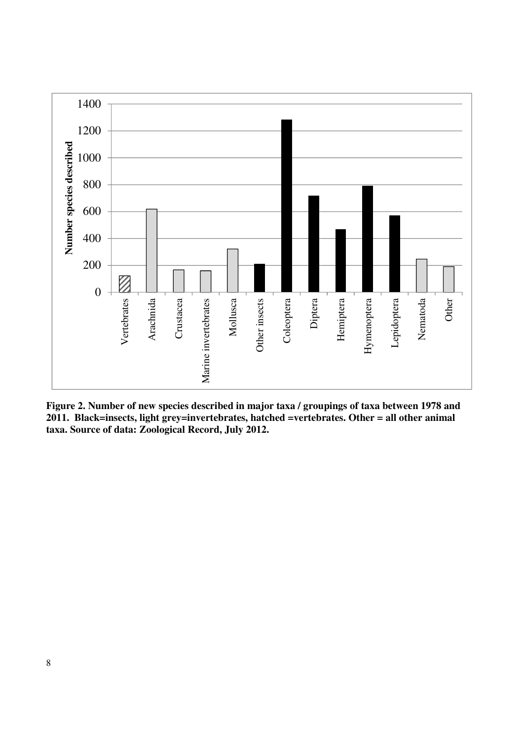**Figure 2. Number of new species described in major taxa / groupings of taxa between 1978 and 2011. Black=insects, light grey=invertebrates, hatched =vertebrates. Other = all other animal taxa. Source of data: Zoological Record, July 2012.**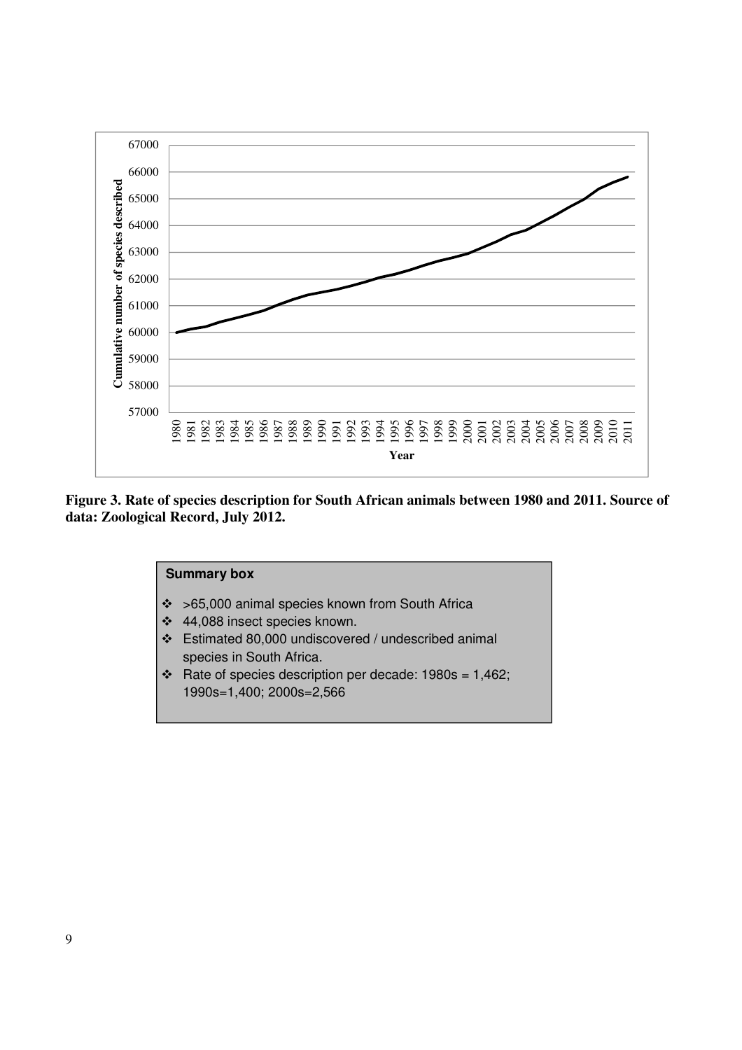**Figure 3. Rate of species description for South African animals between 1980 and 2011. Source of data: Zoological Record, July 2012.**

**Summary box**

- >65,000 animal species known from South Africa
- 44,088 insect species known.
- Estimated 80,000 undiscovered / undescribed animal species in South Africa.
- Rate of species description per decade: 1980s = 1,462; 1990s=1,400; 2000s=2,566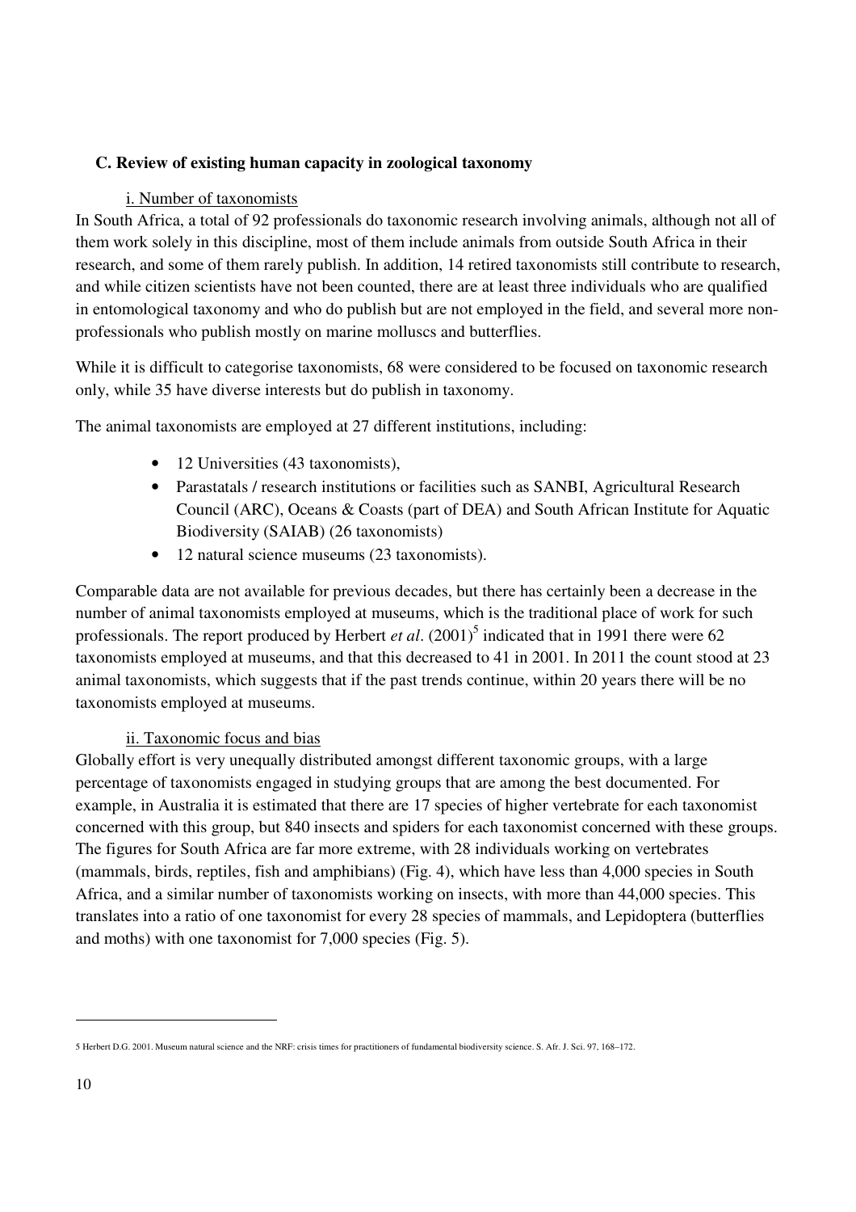### C. Review of existing human capacity in zoological taxonomy

#### i. Number of taxonomists

In South Africa, a total of 92 professionals do taxonomic research involving animals, although not all of them work solely in this discipline, most of them include animals from outside South Africa in their research, and some of them rarely publish. In addition, 14 retired taxonomists still contribute to research, and while citizen scientists have not been counted, there are at least three individuals who are qualified in entomological taxonomy and who do publish but are not employed in the field, and several more non-professionals who publish mostly on marine molluscs and butterflies.

While it is difficult to categorise taxonomists, 68 were considered to be focused on taxonomic research only, while 35 have diverse interests but do publish in taxonomy.

The animal taxonomists are employed at 27 different institutions, including:

- 12 Universities (43 taxonomists),
- Parastatals / research institutions or facilities such as SANBI, Agricultural Research Council (ARC), Oceans & Coasts (part of DEA) and South African Institute for Aquatic Biodiversity (SAIAB) (26 taxonomists)
- 12 natural science museums (23 taxonomists).

Comparable data are not available for previous decades, but there has certainly been a decrease in the number of animal taxonomists employed at museums, which is the traditional place of work for such professionals. The report produced by Herbert *et al*. (2001)[5] indicated that in 1991 there were 62 taxonomists employed at museums, and that this decreased to 41 in 2001. In 2011 the count stood at 23 animal taxonomists, which suggests that if the past trends continue, within 20 years there will be no taxonomists employed at museums.

#### ii. Taxonomic focus and bias

Globally effort is very unequally distributed amongst different taxonomic groups, with a large percentage of taxonomists engaged in studying groups that are among the best documented. For example, in Australia it is estimated that there are 17 species of higher vertebrate for each taxonomist concerned with this group, but 840 insects and spiders for each taxonomist concerned with these groups. The figures for South Africa are far more extreme, with 28 individuals working on vertebrates (mammals, birds, reptiles, fish and amphibians) (Fig. 4), which have less than 4,000 species in South Africa, and a similar number of taxonomists working on insects, with more than 44,000 species. This translates into a ratio of one taxonomist for every 28 species of mammals, and Lepidoptera (butterflies and moths) with one taxonomist for 7,000 species (Fig. 5).

---

5 Herbert D.G. 2001. Museum natural science and the NRF: crisis times for practitioners of fundamental biodiversity science. S. Afr. J. Sci. 97, 168–172.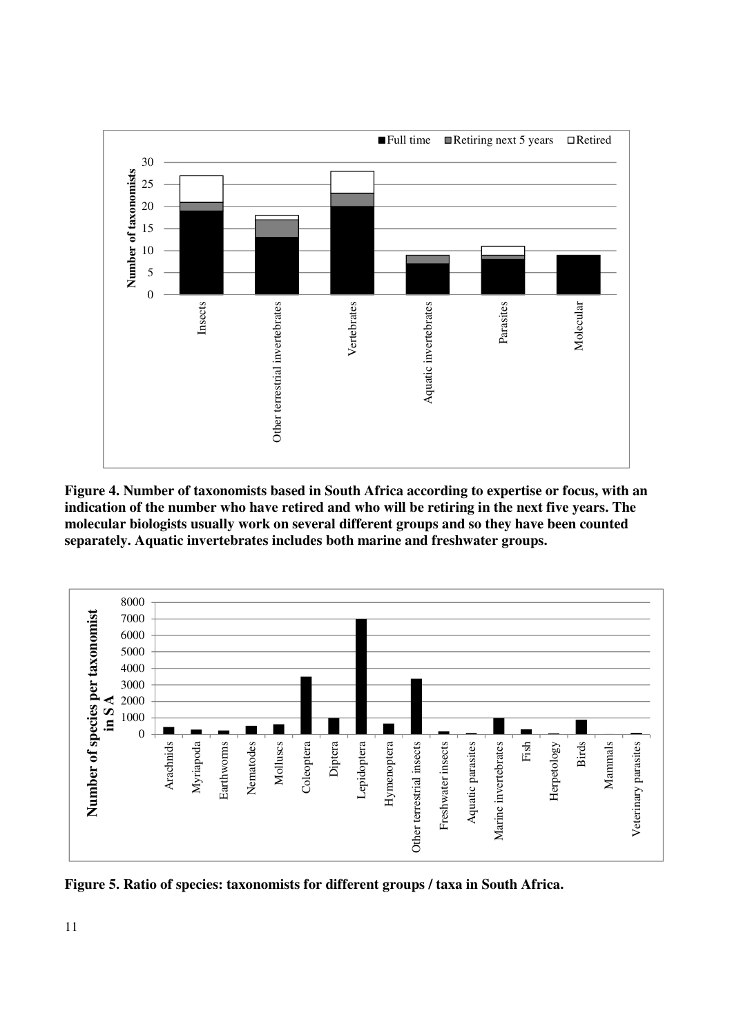**Figure 4. Number of taxonomists based in South Africa according to expertise or focus, with an indication of the number who have retired and who will be retiring in the next five years. The molecular biologists usually work on several different groups and so they have been counted separately. Aquatic invertebrates includes both marine and freshwater groups.**

**Figure 5. Ratio of species: taxonomists for different groups / taxa in South Africa.**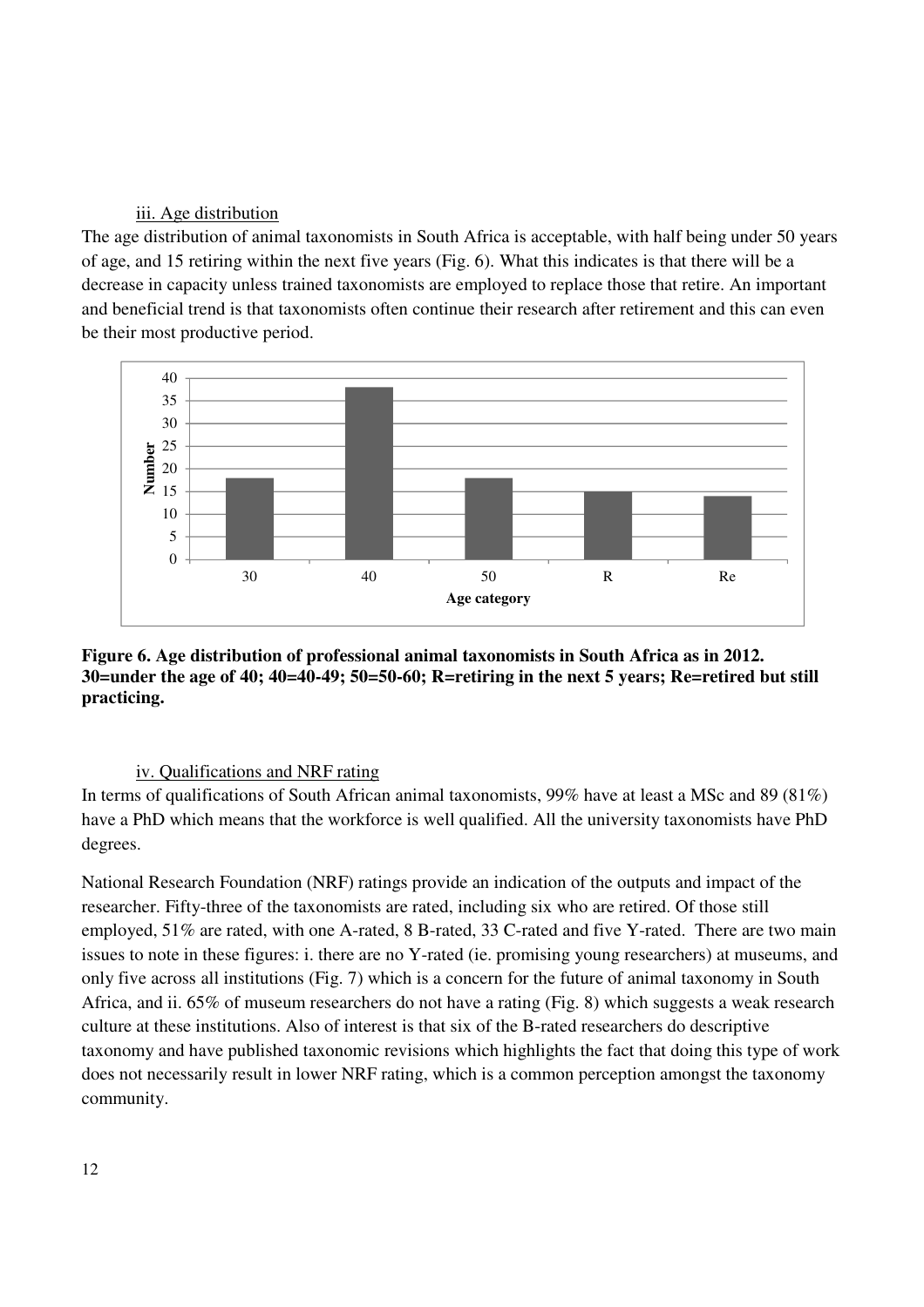### iii. Age distribution

The age distribution of animal taxonomists in South Africa is acceptable, with half being under 50 years of age, and 15 retiring within the next five years (Fig. 6). What this indicates is that there will be a decrease in capacity unless trained taxonomists are employed to replace those that retire. An important and beneficial trend is that taxonomists often continue their research after retirement and this can even be their most productive period.

**Figure 6. Age distribution of professional animal taxonomists in South Africa as in 2012. 30=under the age of 40; 40=40-49; 50=50-60; R=retiring in the next 5 years; Re=retired but still practicing.**

### iv. Qualifications and NRF rating

In terms of qualifications of South African animal taxonomists, 99% have at least a MSc and 89 (81%) have a PhD which means that the workforce is well qualified. All the university taxonomists have PhD degrees.

National Research Foundation (NRF) ratings provide an indication of the outputs and impact of the researcher. Fifty-three of the taxonomists are rated, including six who are retired. Of those still employed, 51% are rated, with one A-rated, 8 B-rated, 33 C-rated and five Y-rated. There are two main issues to note in these figures: i. there are no Y-rated (ie. promising young researchers) at museums, and only five across all institutions (Fig. 7) which is a concern for the future of animal taxonomy in South Africa, and ii. 65% of museum researchers do not have a rating (Fig. 8) which suggests a weak research culture at these institutions. Also of interest is that six of the B-rated researchers do descriptive taxonomy and have published taxonomic revisions which highlights the fact that doing this type of work does not necessarily result in lower NRF rating, which is a common perception amongst the taxonomy community.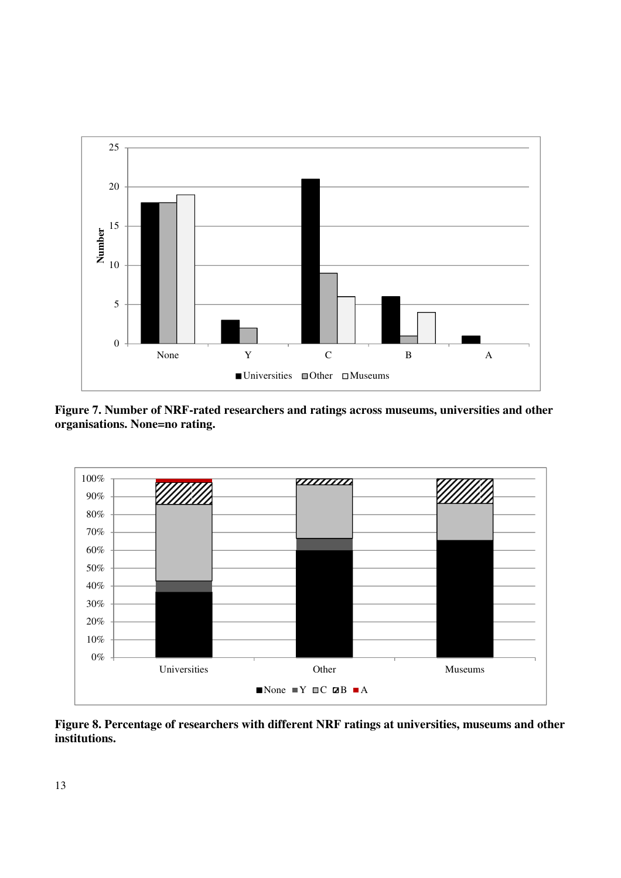**Figure 7. Number of NRF-rated researchers and ratings across museums, universities and other organisations. None=no rating.**

**Figure 8. Percentage of researchers with different NRF ratings at universities, museums and other institutions.**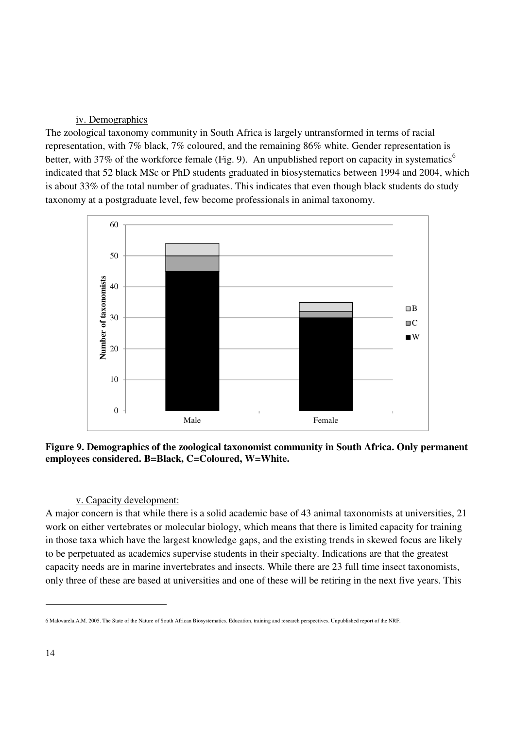### iv. Demographics

The zoological taxonomy community in South Africa is largely untransformed in terms of racial representation, with 7% black, 7% coloured, and the remaining 86% white. Gender representation is better, with 37% of the workforce female (Fig. 9). An unpublished report on capacity in systematics[6] indicated that 52 black MSc or PhD students graduated in biosystematics between 1994 and 2004, which is about 33% of the total number of graduates. This indicates that even though black students do study taxonomy at a postgraduate level, few become professionals in animal taxonomy.

**Figure 9. Demographics of the zoological taxonomist community in South Africa. Only permanent employees considered. B=Black, C=Coloured, W=White.**

### v. Capacity development:

A major concern is that while there is a solid academic base of 43 animal taxonomists at universities, 21 work on either vertebrates or molecular biology, which means that there is limited capacity for training in those taxa which have the largest knowledge gaps, and the existing trends in skewed focus are likely to be perpetuated as academics supervise students in their specialty. Indications are that the greatest capacity needs are in marine invertebrates and insects. While there are 23 full time insect taxonomists, only three of these are based at universities and one of these will be retiring in the next five years. This

---

6 Makwarela,A.M. 2005. The State of the Nature of South African Biosystematics. Education, training and research perspectives. Unpublished report of the NRF.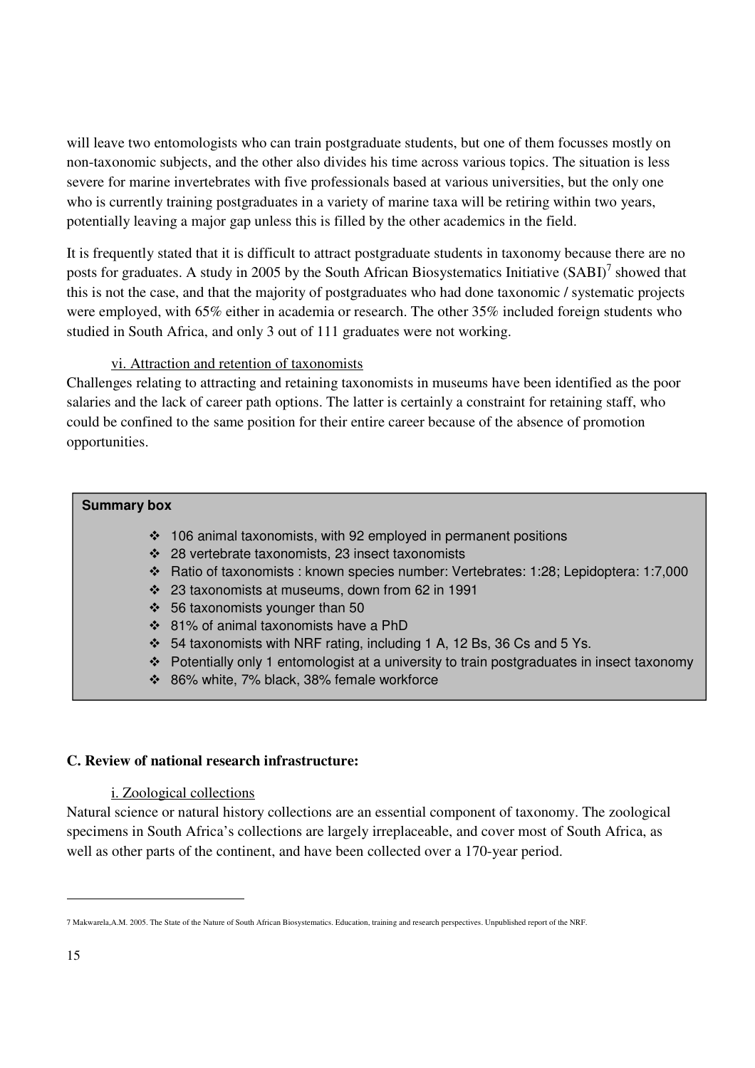will leave two entomologists who can train postgraduate students, but one of them focusses mostly on non-taxonomic subjects, and the other also divides his time across various topics. The situation is less severe for marine invertebrates with five professionals based at various universities, but the only one who is currently training postgraduates in a variety of marine taxa will be retiring within two years, potentially leaving a major gap unless this is filled by the other academics in the field.

It is frequently stated that it is difficult to attract postgraduate students in taxonomy because there are no posts for graduates. A study in 2005 by the South African Biosystematics Initiative (SABI)[7] showed that this is not the case, and that the majority of postgraduates who had done taxonomic / systematic projects were employed, with 65% either in academia or research. The other 35% included foreign students who studied in South Africa, and only 3 out of 111 graduates were not working.

vi. Attraction and retention of taxonomists

Challenges relating to attracting and retaining taxonomists in museums have been identified as the poor salaries and the lack of career path options. The latter is certainly a constraint for retaining staff, who could be confined to the same position for their entire career because of the absence of promotion opportunities.

> **Summary box**
>
> - 106 animal taxonomists, with 92 employed in permanent positions
> - 28 vertebrate taxonomists, 23 insect taxonomists
> - Ratio of taxonomists : known species number: Vertebrates: 1:28; Lepidoptera: 1:7,000
> - 23 taxonomists at museums, down from 62 in 1991
> - 56 taxonomists younger than 50
> - 81% of animal taxonomists have a PhD
> - 54 taxonomists with NRF rating, including 1 A, 12 Bs, 36 Cs and 5 Ys.
> - Potentially only 1 entomologist at a university to train postgraduates in insect taxonomy
> - 86% white, 7% black, 38% female workforce

## C. Review of national research infrastructure:

i. Zoological collections

Natural science or natural history collections are an essential component of taxonomy. The zoological specimens in South Africa's collections are largely irreplaceable, and cover most of South Africa, as well as other parts of the continent, and have been collected over a 170-year period.

---

7 Makwarela,A.M. 2005. The State of the Nature of South African Biosystematics. Education, training and research perspectives. Unpublished report of the NRF.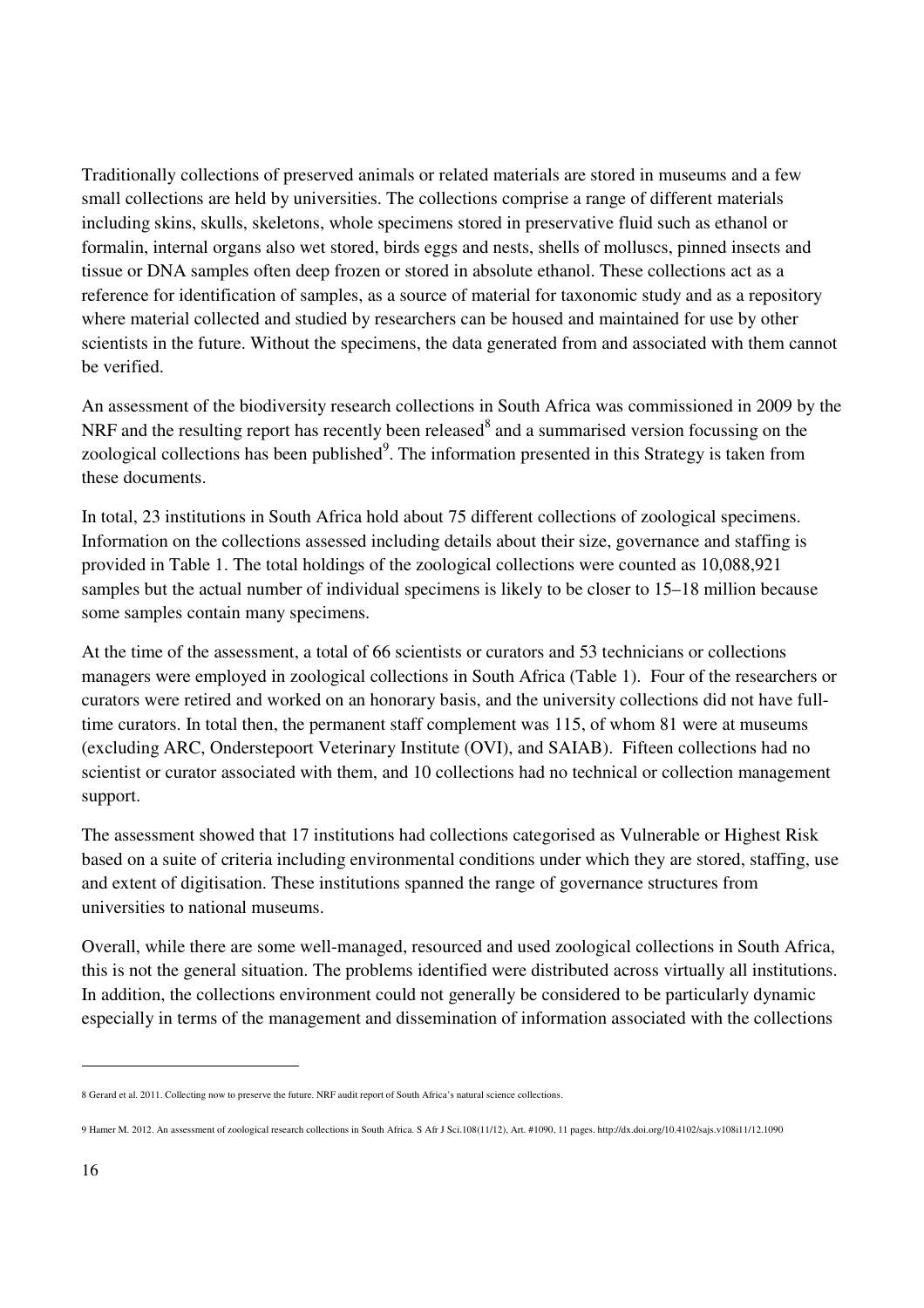Traditionally collections of preserved animals or related materials are stored in museums and a few small collections are held by universities. The collections comprise a range of different materials including skins, skulls, skeletons, whole specimens stored in preservative fluid such as ethanol or formalin, internal organs also wet stored, birds eggs and nests, shells of molluscs, pinned insects and tissue or DNA samples often deep frozen or stored in absolute ethanol. These collections act as a reference for identification of samples, as a source of material for taxonomic study and as a repository where material collected and studied by researchers can be housed and maintained for use by other scientists in the future. Without the specimens, the data generated from and associated with them cannot be verified.

An assessment of the biodiversity research collections in South Africa was commissioned in 2009 by the NRF and the resulting report has recently been released[8] and a summarised version focussing on the zoological collections has been published[9]. The information presented in this Strategy is taken from these documents.

In total, 23 institutions in South Africa hold about 75 different collections of zoological specimens. Information on the collections assessed including details about their size, governance and staffing is provided in Table 1. The total holdings of the zoological collections were counted as 10,088,921 samples but the actual number of individual specimens is likely to be closer to 15–18 million because some samples contain many specimens.

At the time of the assessment, a total of 66 scientists or curators and 53 technicians or collections managers were employed in zoological collections in South Africa (Table 1). Four of the researchers or curators were retired and worked on an honorary basis, and the university collections did not have full-time curators. In total then, the permanent staff complement was 115, of whom 81 were at museums (excluding ARC, Onderstepoort Veterinary Institute (OVI), and SAIAB). Fifteen collections had no scientist or curator associated with them, and 10 collections had no technical or collection management support.

The assessment showed that 17 institutions had collections categorised as Vulnerable or Highest Risk based on a suite of criteria including environmental conditions under which they are stored, staffing, use and extent of digitisation. These institutions spanned the range of governance structures from universities to national museums.

Overall, while there are some well-managed, resourced and used zoological collections in South Africa, this is not the general situation. The problems identified were distributed across virtually all institutions. In addition, the collections environment could not generally be considered to be particularly dynamic especially in terms of the management and dissemination of information associated with the collections

---

8 Gerard et al. 2011. Collecting now to preserve the future. NRF audit report of South Africa's natural science collections.

9 Hamer M. 2012. An assessment of zoological research collections in South Africa. S Afr J Sci.108(11/12), Art. #1090, 11 pages. http://dx.doi.org/10.4102/sajs.v108i11/12.1090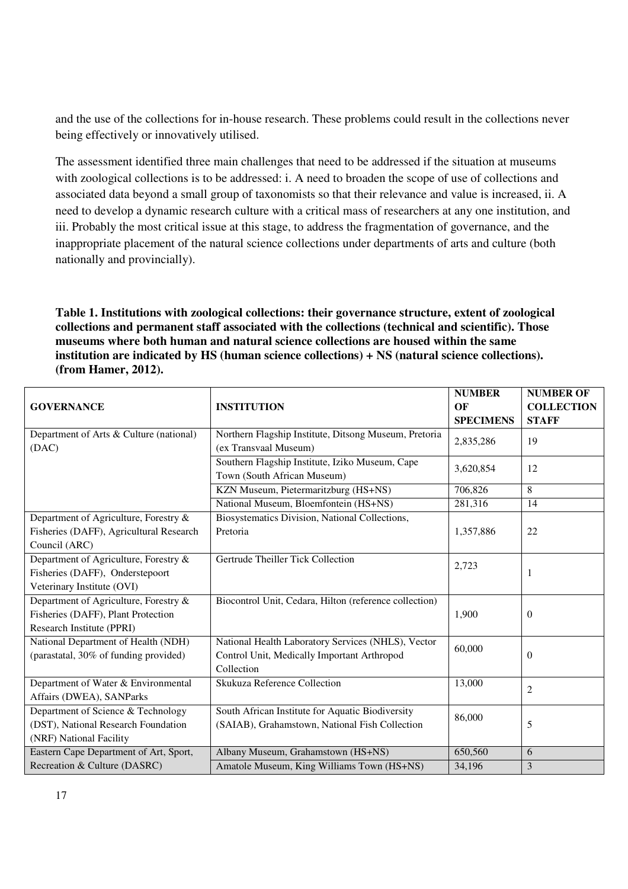and the use of the collections for in-house research. These problems could result in the collections never being effectively or innovatively utilised.

The assessment identified three main challenges that need to be addressed if the situation at museums with zoological collections is to be addressed: i. A need to broaden the scope of use of collections and associated data beyond a small group of taxonomists so that their relevance and value is increased, ii. A need to develop a dynamic research culture with a critical mass of researchers at any one institution, and iii. Probably the most critical issue at this stage, to address the fragmentation of governance, and the inappropriate placement of the natural science collections under departments of arts and culture (both nationally and provincially).

**Table 1. Institutions with zoological collections: their governance structure, extent of zoological collections and permanent staff associated with the collections (technical and scientific). Those museums where both human and natural science collections are housed within the same institution are indicated by HS (human science collections) + NS (natural science collections). (from Hamer, 2012).**

| GOVERNANCE | INSTITUTION | NUMBER OF SPECIMENS | NUMBER OF COLLECTION STAFF |
|---|---|---|---|
| Department of Arts & Culture (national) (DAC) | Northern Flagship Institute, Ditsong Museum, Pretoria (ex Transvaal Museum) | 2,835,286 | 19 |
| | Southern Flagship Institute, Iziko Museum, Cape Town (South African Museum) | 3,620,854 | 12 |
| | KZN Museum, Pietermaritzburg (HS+NS) | 706,826 | 8 |
| | National Museum, Bloemfontein (HS+NS) | 281,316 | 14 |
| Department of Agriculture, Forestry & Fisheries (DAFF), Agricultural Research Council (ARC) | Biosystematics Division, National Collections, Pretoria | 1,357,886 | 22 |
| Department of Agriculture, Forestry & Fisheries (DAFF), Onderstepoort Veterinary Institute (OVI) | Gertrude Theiller Tick Collection | 2,723 | 1 |
| Department of Agriculture, Forestry & Fisheries (DAFF), Plant Protection Research Institute (PPRI) | Biocontrol Unit, Cedara, Hilton (reference collection) | 1,900 | 0 |
| National Department of Health (NDH) (parastatal, 30% of funding provided) | National Health Laboratory Services (NHLS), Vector Control Unit, Medically Important Arthropod Collection | 60,000 | 0 |
| Department of Water & Environmental Affairs (DWEA), SANParks | Skukuza Reference Collection | 13,000 | 2 |
| Department of Science & Technology (DST), National Research Foundation (NRF) National Facility | South African Institute for Aquatic Biodiversity (SAIAB), Grahamstown, National Fish Collection | 86,000 | 5 |
| Eastern Cape Department of Art, Sport, Recreation & Culture (DASRC) | Albany Museum, Grahamstown (HS+NS) | 650,560 | 6 |
| | Amatole Museum, King Williams Town (HS+NS) | 34,196 | 3 |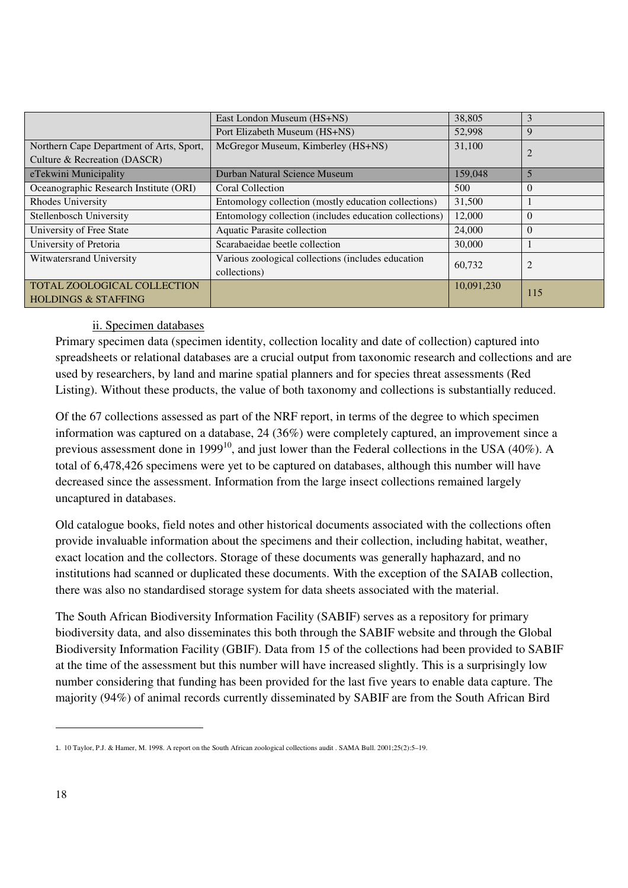| | | | |
|---|---|---|---|
| | East London Museum (HS+NS) | 38,805 | 3 |
| | Port Elizabeth Museum (HS+NS) | 52,998 | 9 |
| Northern Cape Department of Arts, Sport, Culture & Recreation (DASCR) | McGregor Museum, Kimberley (HS+NS) | 31,100 | 2 |
| eTekwini Municipality | Durban Natural Science Museum | 159,048 | 5 |
| Oceanographic Research Institute (ORI) | Coral Collection | 500 | 0 |
| Rhodes University | Entomology collection (mostly education collections) | 31,500 | 1 |
| Stellenbosch University | Entomology collection (includes education collections) | 12,000 | 0 |
| University of Free State | Aquatic Parasite collection | 24,000 | 0 |
| University of Pretoria | Scarabaeidae beetle collection | 30,000 | 1 |
| Witwatersrand University | Various zoological collections (includes education collections) | 60,732 | 2 |
| TOTAL ZOOLOGICAL COLLECTION HOLDINGS & STAFFING | | 10,091,230 | 115 |

ii. Specimen databases

Primary specimen data (specimen identity, collection locality and date of collection) captured into spreadsheets or relational databases are a crucial output from taxonomic research and collections and are used by researchers, by land and marine spatial planners and for species threat assessments (Red Listing). Without these products, the value of both taxonomy and collections is substantially reduced.

Of the 67 collections assessed as part of the NRF report, in terms of the degree to which specimen information was captured on a database, 24 (36%) were completely captured, an improvement since a previous assessment done in 1999[10], and just lower than the Federal collections in the USA (40%). A total of 6,478,426 specimens were yet to be captured on databases, although this number will have decreased since the assessment. Information from the large insect collections remained largely uncaptured in databases.

Old catalogue books, field notes and other historical documents associated with the collections often provide invaluable information about the specimens and their collection, including habitat, weather, exact location and the collectors. Storage of these documents was generally haphazard, and no institutions had scanned or duplicated these documents. With the exception of the SAIAB collection, there was also no standardised storage system for data sheets associated with the material.

The South African Biodiversity Information Facility (SABIF) serves as a repository for primary biodiversity data, and also disseminates this both through the SABIF website and through the Global Biodiversity Information Facility (GBIF). Data from 15 of the collections had been provided to SABIF at the time of the assessment but this number will have increased slightly. This is a surprisingly low number considering that funding has been provided for the last five years to enable data capture. The majority (94%) of animal records currently disseminated by SABIF are from the South African Bird

1. 10 Taylor, P.J. & Hamer, M. 1998. A report on the South African zoological collections audit . SAMA Bull. 2001;25(2):5–19.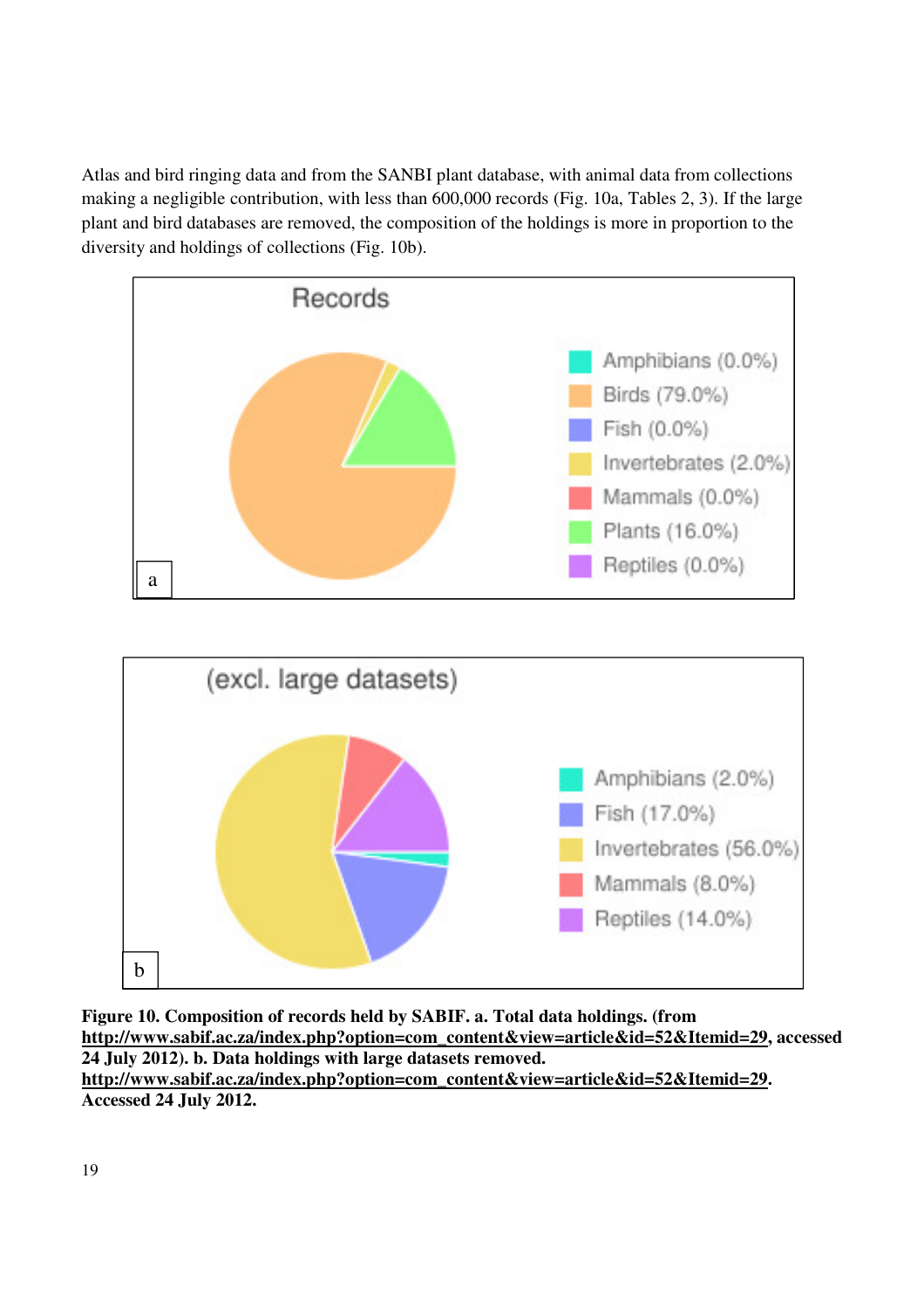Atlas and bird ringing data and from the SANBI plant database, with animal data from collections making a negligible contribution, with less than 600,000 records (Fig. 10a, Tables 2, 3). If the large plant and bird databases are removed, the composition of the holdings is more in proportion to the diversity and holdings of collections (Fig. 10b).

**Figure 10. Composition of records held by SABIF. a. Total data holdings. (from http://www.sabif.ac.za/index.php?option=com_content&view=article&id=52&Itemid=29, accessed 24 July 2012). b. Data holdings with large datasets removed. http://www.sabif.ac.za/index.php?option=com_content&view=article&id=52&Itemid=29. Accessed 24 July 2012.**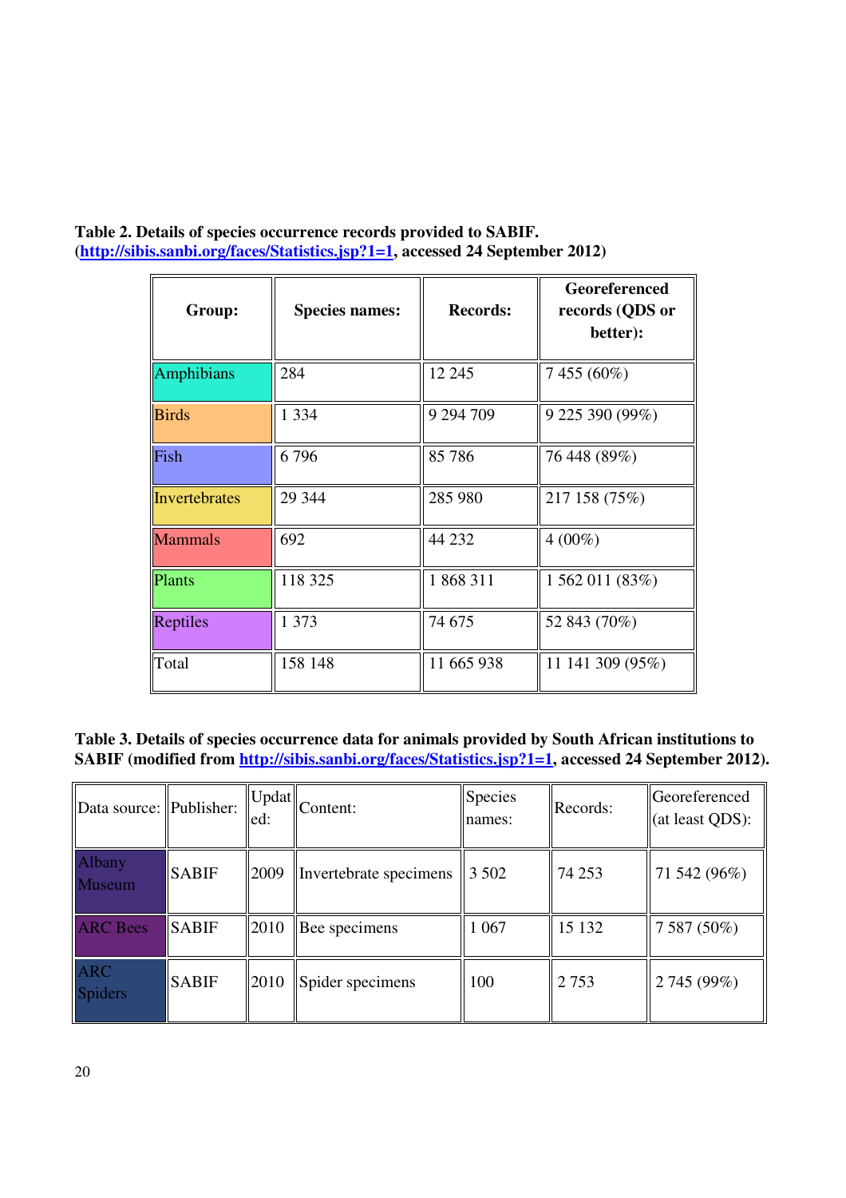**Table 2. Details of species occurrence records provided to SABIF. ([http://sibis.sanbi.org/faces/Statistics.jsp?1=1](http://sibis.sanbi.org/faces/Statistics.jsp?1=1), accessed 24 September 2012)**

| Group: | Species names: | Records: | Georeferenced records (QDS or better): |
|---|---|---|---|
| Amphibians | 284 | 12 245 | 7 455 (60%) |
| Birds | 1 334 | 9 294 709 | 9 225 390 (99%) |
| Fish | 6 796 | 85 786 | 76 448 (89%) |
| Invertebrates | 29 344 | 285 980 | 217 158 (75%) |
| Mammals | 692 | 44 232 | 4 (00%) |
| Plants | 118 325 | 1 868 311 | 1 562 011 (83%) |
| Reptiles | 1 373 | 74 675 | 52 843 (70%) |
| Total | 158 148 | 11 665 938 | 11 141 309 (95%) |

**Table 3. Details of species occurrence data for animals provided by South African institutions to SABIF (modified from [http://sibis.sanbi.org/faces/Statistics.jsp?1=1](http://sibis.sanbi.org/faces/Statistics.jsp?1=1), accessed 24 September 2012).**

| Data source: | Publisher: | Updated: | Content: | Species names: | Records: | Georeferenced (at least QDS): |
|---|---|---|---|---|---|---|
| Albany Museum | SABIF | 2009 | Invertebrate specimens | 3 502 | 74 253 | 71 542 (96%) |
| ARC Bees | SABIF | 2010 | Bee specimens | 1 067 | 15 132 | 7 587 (50%) |
| ARC Spiders | SABIF | 2010 | Spider specimens | 100 | 2 753 | 2 745 (99%) |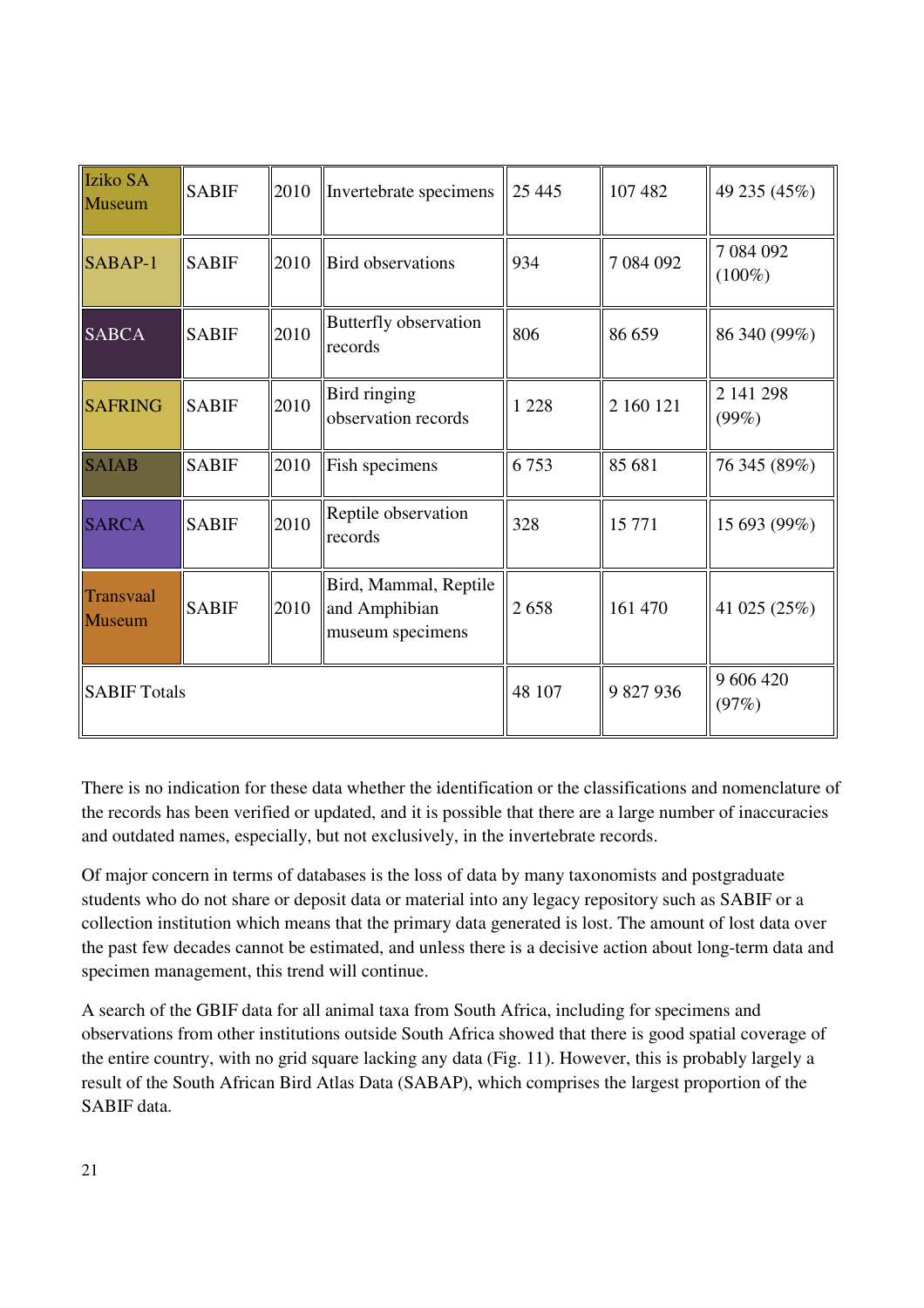| Iziko SA Museum | SABIF | 2010 | Invertebrate specimens | 25 445 | 107 482 | 49 235 (45%) |
|---|---|---|---|---|---|---|
| SABAP-1 | SABIF | 2010 | Bird observations | 934 | 7 084 092 | 7 084 092 (100%) |
| SABCA | SABIF | 2010 | Butterfly observation records | 806 | 86 659 | 86 340 (99%) |
| SAFRING | SABIF | 2010 | Bird ringing observation records | 1 228 | 2 160 121 | 2 141 298 (99%) |
| SAIAB | SABIF | 2010 | Fish specimens | 6 753 | 85 681 | 76 345 (89%) |
| SARCA | SABIF | 2010 | Reptile observation records | 328 | 15 771 | 15 693 (99%) |
| Transvaal Museum | SABIF | 2010 | Bird, Mammal, Reptile and Amphibian museum specimens | 2 658 | 161 470 | 41 025 (25%) |
| SABIF Totals | | | | 48 107 | 9 827 936 | 9 606 420 (97%) |

There is no indication for these data whether the identification or the classifications and nomenclature of the records has been verified or updated, and it is possible that there are a large number of inaccuracies and outdated names, especially, but not exclusively, in the invertebrate records.

Of major concern in terms of databases is the loss of data by many taxonomists and postgraduate students who do not share or deposit data or material into any legacy repository such as SABIF or a collection institution which means that the primary data generated is lost. The amount of lost data over the past few decades cannot be estimated, and unless there is a decisive action about long-term data and specimen management, this trend will continue.

A search of the GBIF data for all animal taxa from South Africa, including for specimens and observations from other institutions outside South Africa showed that there is good spatial coverage of the entire country, with no grid square lacking any data (Fig. 11). However, this is probably largely a result of the South African Bird Atlas Data (SABAP), which comprises the largest proportion of the SABIF data.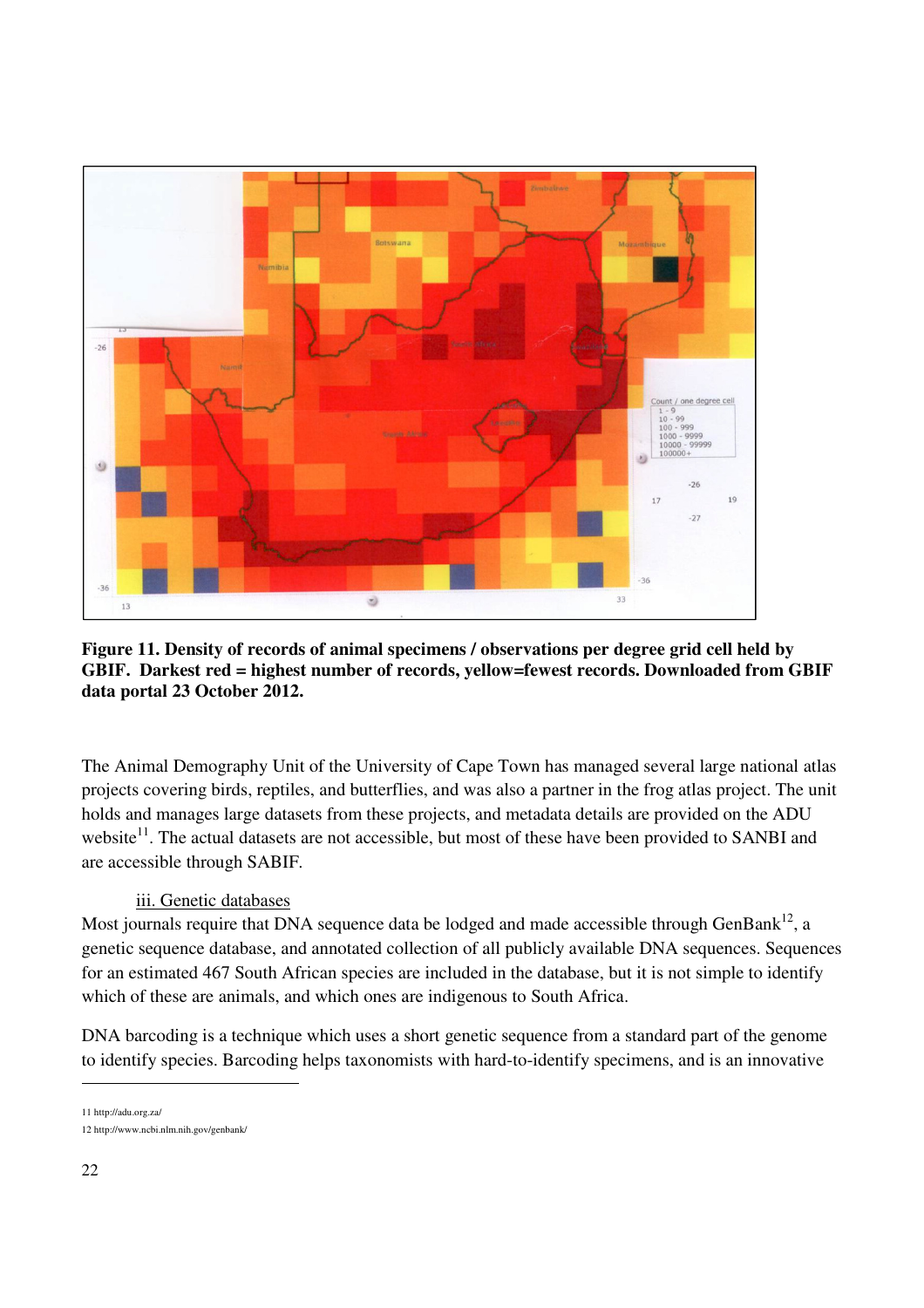**Figure 11. Density of records of animal specimens / observations per degree grid cell held by GBIF. Darkest red = highest number of records, yellow=fewest records. Downloaded from GBIF data portal 23 October 2012.**

The Animal Demography Unit of the University of Cape Town has managed several large national atlas projects covering birds, reptiles, and butterflies, and was also a partner in the frog atlas project. The unit holds and manages large datasets from these projects, and metadata details are provided on the ADU website[11]. The actual datasets are not accessible, but most of these have been provided to SANBI and are accessible through SABIF.

iii. Genetic databases

Most journals require that DNA sequence data be lodged and made accessible through GenBank[12], a genetic sequence database, and annotated collection of all publicly available DNA sequences. Sequences for an estimated 467 South African species are included in the database, but it is not simple to identify which of these are animals, and which ones are indigenous to South Africa.

DNA barcoding is a technique which uses a short genetic sequence from a standard part of the genome to identify species. Barcoding helps taxonomists with hard-to-identify specimens, and is an innovative

---

11 http://adu.org.za/

12 http://www.ncbi.nlm.nih.gov/genbank/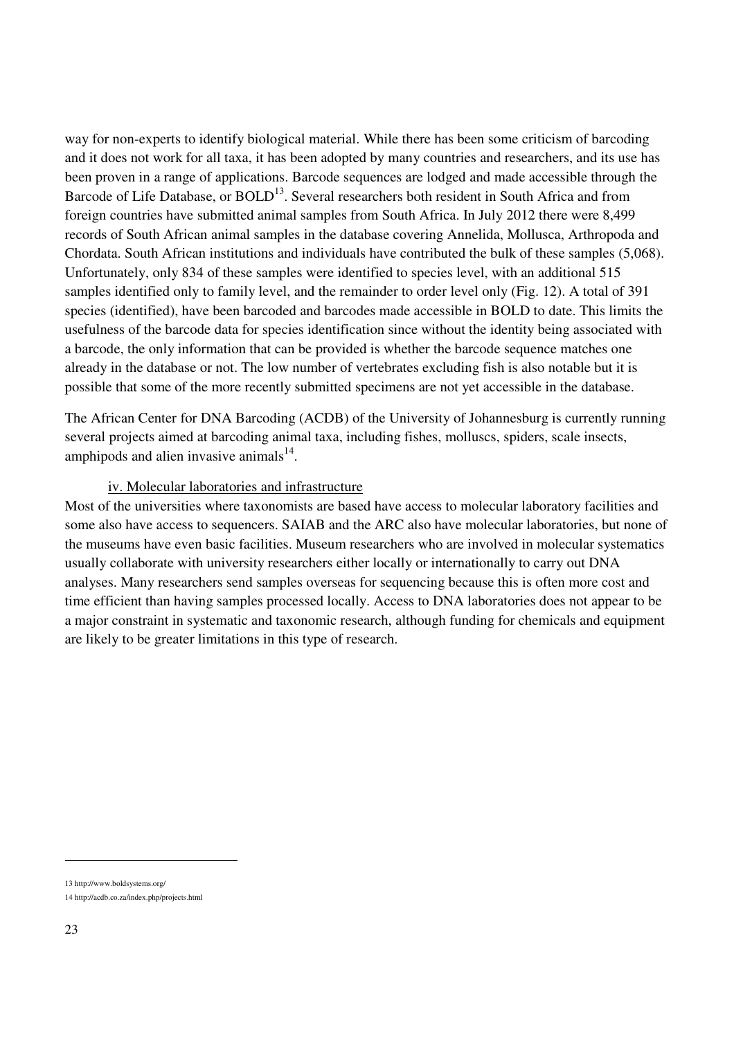way for non-experts to identify biological material. While there has been some criticism of barcoding and it does not work for all taxa, it has been adopted by many countries and researchers, and its use has been proven in a range of applications. Barcode sequences are lodged and made accessible through the Barcode of Life Database, or BOLD[13]. Several researchers both resident in South Africa and from foreign countries have submitted animal samples from South Africa. In July 2012 there were 8,499 records of South African animal samples in the database covering Annelida, Mollusca, Arthropoda and Chordata. South African institutions and individuals have contributed the bulk of these samples (5,068). Unfortunately, only 834 of these samples were identified to species level, with an additional 515 samples identified only to family level, and the remainder to order level only (Fig. 12). A total of 391 species (identified), have been barcoded and barcodes made accessible in BOLD to date. This limits the usefulness of the barcode data for species identification since without the identity being associated with a barcode, the only information that can be provided is whether the barcode sequence matches one already in the database or not. The low number of vertebrates excluding fish is also notable but it is possible that some of the more recently submitted specimens are not yet accessible in the database.

The African Center for DNA Barcoding (ACDB) of the University of Johannesburg is currently running several projects aimed at barcoding animal taxa, including fishes, molluscs, spiders, scale insects, amphipods and alien invasive animals[14].

### iv. Molecular laboratories and infrastructure

Most of the universities where taxonomists are based have access to molecular laboratory facilities and some also have access to sequencers. SAIAB and the ARC also have molecular laboratories, but none of the museums have even basic facilities. Museum researchers who are involved in molecular systematics usually collaborate with university researchers either locally or internationally to carry out DNA analyses. Many researchers send samples overseas for sequencing because this is often more cost and time efficient than having samples processed locally. Access to DNA laboratories does not appear to be a major constraint in systematic and taxonomic research, although funding for chemicals and equipment are likely to be greater limitations in this type of research.

---

13 http://www.boldsystems.org/

14 http://acdb.co.za/index.php/projects.html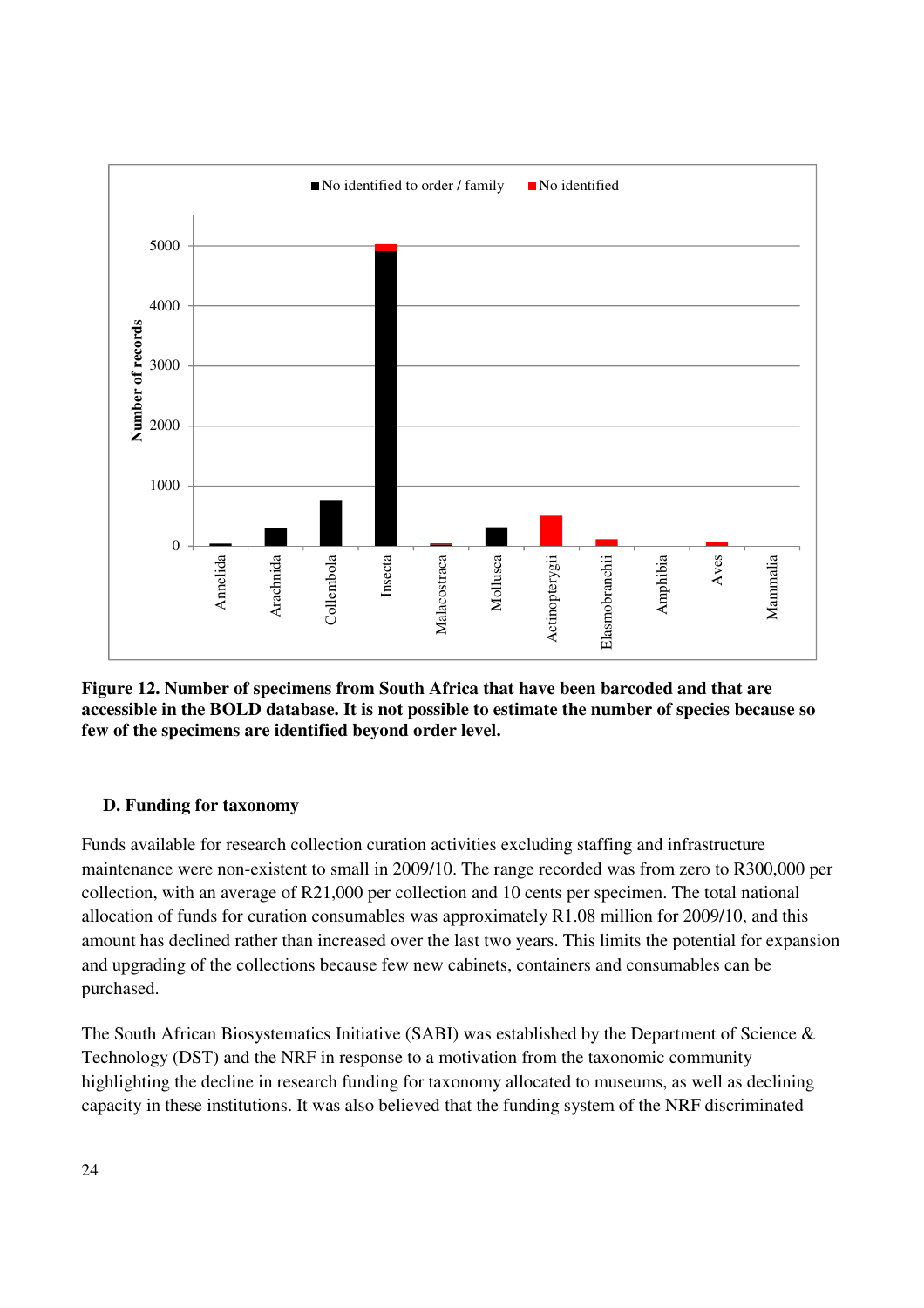**Figure 12. Number of specimens from South Africa that have been barcoded and that are accessible in the BOLD database. It is not possible to estimate the number of species because so few of the specimens are identified beyond order level.**

### D. Funding for taxonomy

Funds available for research collection curation activities excluding staffing and infrastructure maintenance were non-existent to small in 2009/10. The range recorded was from zero to R300,000 per collection, with an average of R21,000 per collection and 10 cents per specimen. The total national allocation of funds for curation consumables was approximately R1.08 million for 2009/10, and this amount has declined rather than increased over the last two years. This limits the potential for expansion and upgrading of the collections because few new cabinets, containers and consumables can be purchased.

The South African Biosystematics Initiative (SABI) was established by the Department of Science & Technology (DST) and the NRF in response to a motivation from the taxonomic community highlighting the decline in research funding for taxonomy allocated to museums, as well as declining capacity in these institutions. It was also believed that the funding system of the NRF discriminated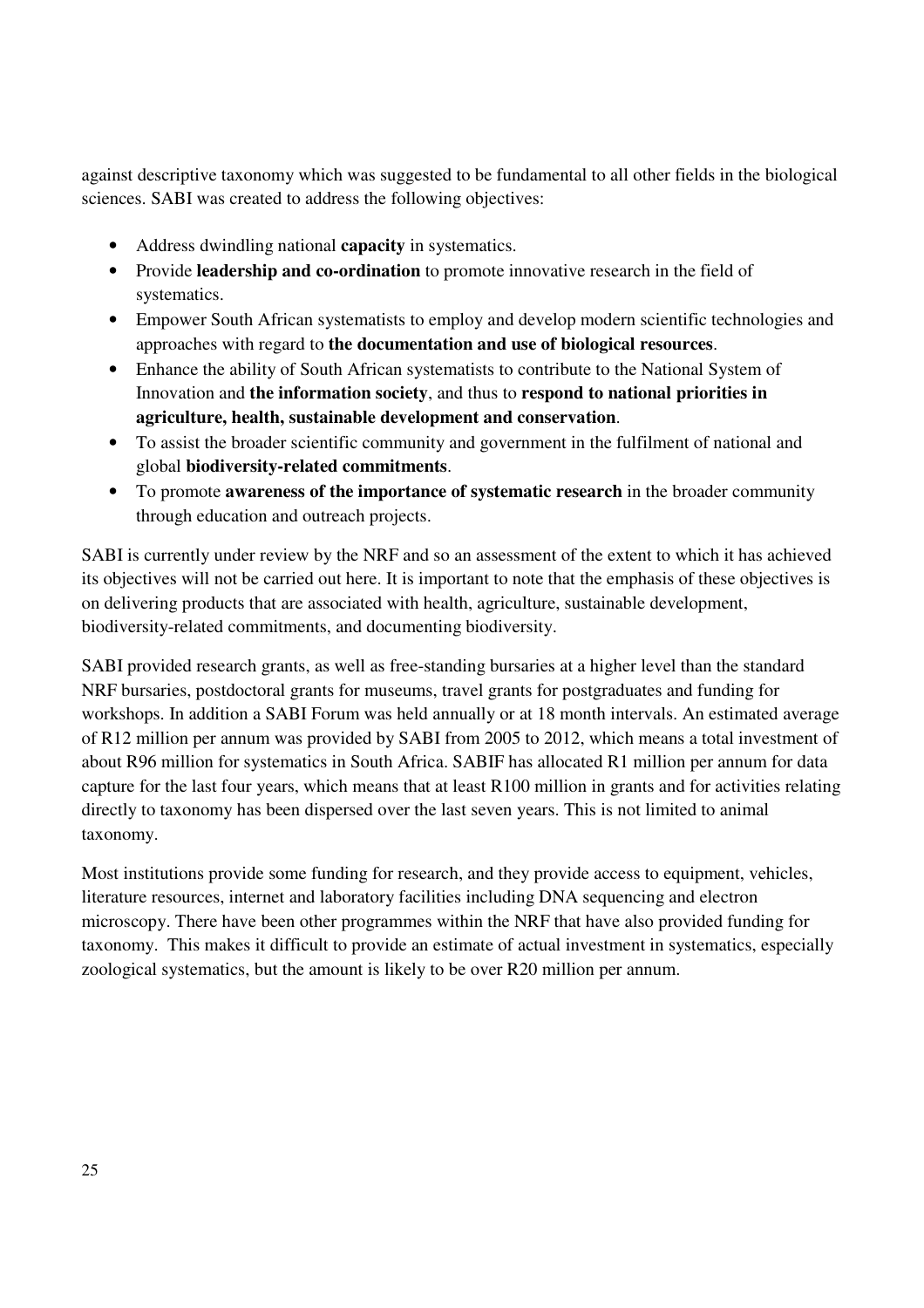against descriptive taxonomy which was suggested to be fundamental to all other fields in the biological sciences. SABI was created to address the following objectives:

- Address dwindling national **capacity** in systematics.
- Provide **leadership and co-ordination** to promote innovative research in the field of systematics.
- Empower South African systematists to employ and develop modern scientific technologies and approaches with regard to **the documentation and use of biological resources**.
- Enhance the ability of South African systematists to contribute to the National System of Innovation and **the information society**, and thus to **respond to national priorities in agriculture, health, sustainable development and conservation**.
- To assist the broader scientific community and government in the fulfilment of national and global **biodiversity-related commitments**.
- To promote **awareness of the importance of systematic research** in the broader community through education and outreach projects.

SABI is currently under review by the NRF and so an assessment of the extent to which it has achieved its objectives will not be carried out here. It is important to note that the emphasis of these objectives is on delivering products that are associated with health, agriculture, sustainable development, biodiversity-related commitments, and documenting biodiversity.

SABI provided research grants, as well as free-standing bursaries at a higher level than the standard NRF bursaries, postdoctoral grants for museums, travel grants for postgraduates and funding for workshops. In addition a SABI Forum was held annually or at 18 month intervals. An estimated average of R12 million per annum was provided by SABI from 2005 to 2012, which means a total investment of about R96 million for systematics in South Africa. SABIF has allocated R1 million per annum for data capture for the last four years, which means that at least R100 million in grants and for activities relating directly to taxonomy has been dispersed over the last seven years. This is not limited to animal taxonomy.

Most institutions provide some funding for research, and they provide access to equipment, vehicles, literature resources, internet and laboratory facilities including DNA sequencing and electron microscopy. There have been other programmes within the NRF that have also provided funding for taxonomy. This makes it difficult to provide an estimate of actual investment in systematics, especially zoological systematics, but the amount is likely to be over R20 million per annum.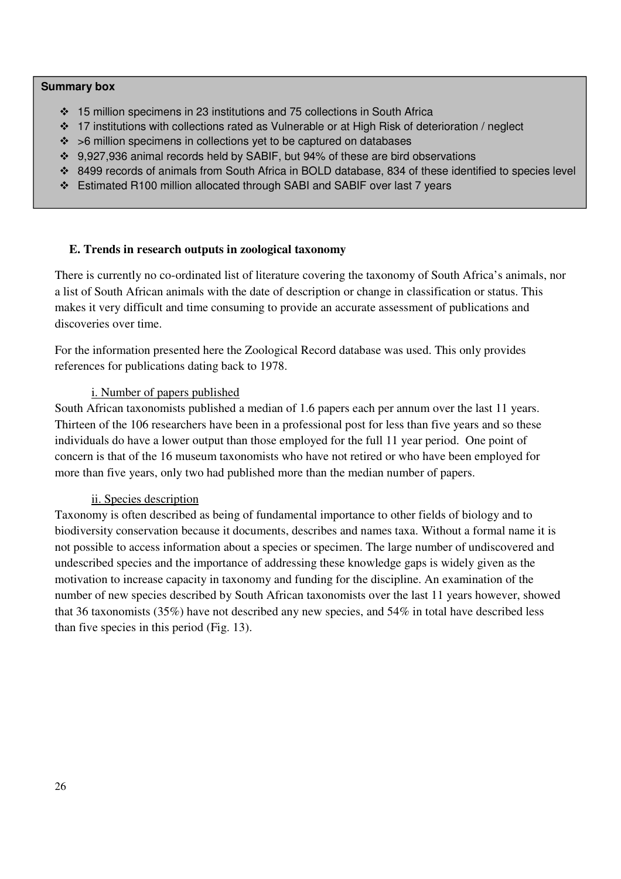**Summary box**

- 15 million specimens in 23 institutions and 75 collections in South Africa
- 17 institutions with collections rated as Vulnerable or at High Risk of deterioration / neglect
- >6 million specimens in collections yet to be captured on databases
- 9,927,936 animal records held by SABIF, but 94% of these are bird observations
- 8499 records of animals from South Africa in BOLD database, 834 of these identified to species level
- Estimated R100 million allocated through SABI and SABIF over last 7 years

## E. Trends in research outputs in zoological taxonomy

There is currently no co-ordinated list of literature covering the taxonomy of South Africa's animals, nor a list of South African animals with the date of description or change in classification or status. This makes it very difficult and time consuming to provide an accurate assessment of publications and discoveries over time.

For the information presented here the Zoological Record database was used. This only provides references for publications dating back to 1978.

### i. Number of papers published

South African taxonomists published a median of 1.6 papers each per annum over the last 11 years. Thirteen of the 106 researchers have been in a professional post for less than five years and so these individuals do have a lower output than those employed for the full 11 year period. One point of concern is that of the 16 museum taxonomists who have not retired or who have been employed for more than five years, only two had published more than the median number of papers.

### ii. Species description

Taxonomy is often described as being of fundamental importance to other fields of biology and to biodiversity conservation because it documents, describes and names taxa. Without a formal name it is not possible to access information about a species or specimen. The large number of undiscovered and undescribed species and the importance of addressing these knowledge gaps is widely given as the motivation to increase capacity in taxonomy and funding for the discipline. An examination of the number of new species described by South African taxonomists over the last 11 years however, showed that 36 taxonomists (35%) have not described any new species, and 54% in total have described less than five species in this period (Fig. 13).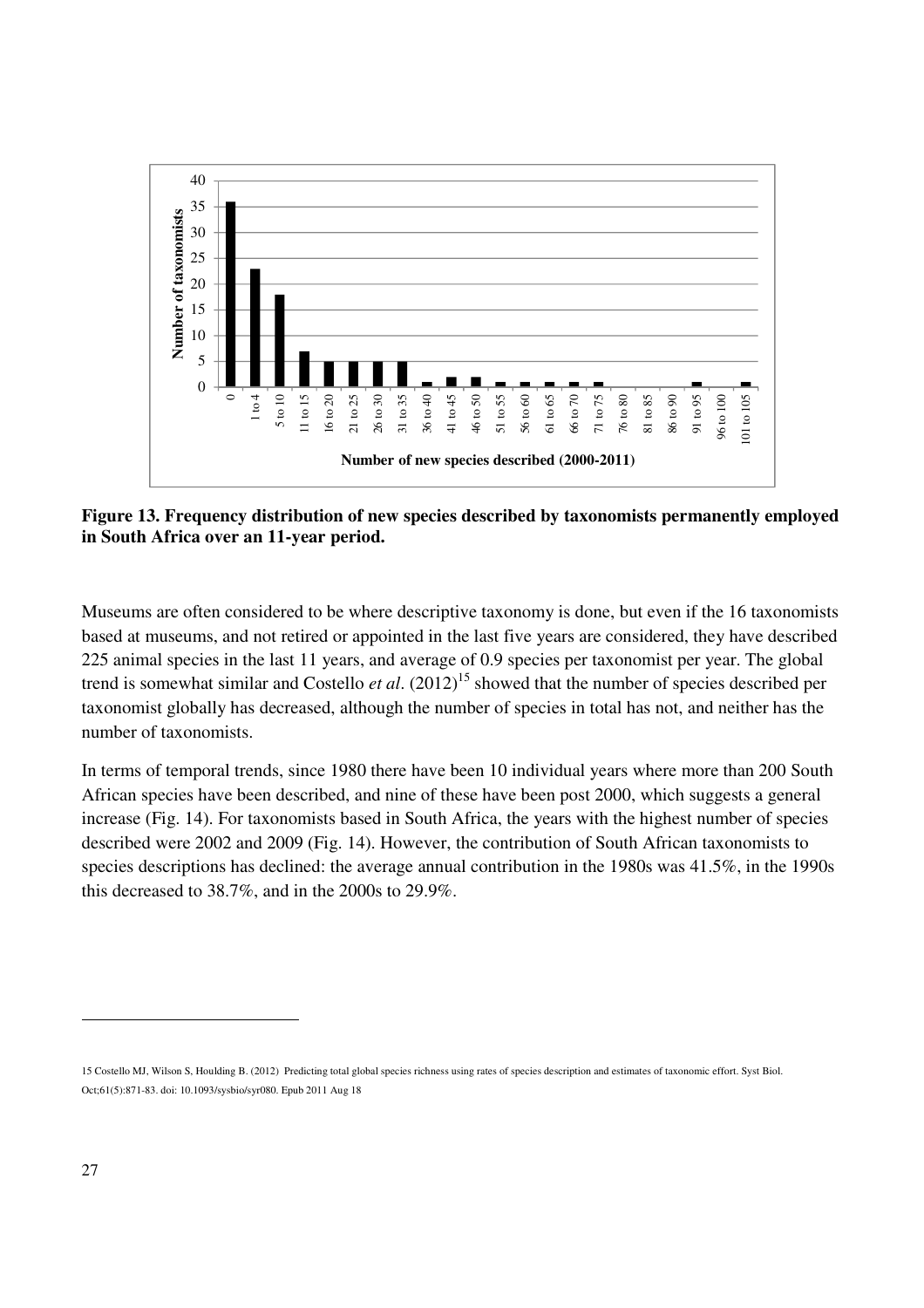**Figure 13. Frequency distribution of new species described by taxonomists permanently employed in South Africa over an 11-year period.**

Museums are often considered to be where descriptive taxonomy is done, but even if the 16 taxonomists based at museums, and not retired or appointed in the last five years are considered, they have described 225 animal species in the last 11 years, and average of 0.9 species per taxonomist per year. The global trend is somewhat similar and Costello *et al*. (2012)[15] showed that the number of species described per taxonomist globally has decreased, although the number of species in total has not, and neither has the number of taxonomists.

In terms of temporal trends, since 1980 there have been 10 individual years where more than 200 South African species have been described, and nine of these have been post 2000, which suggests a general increase (Fig. 14). For taxonomists based in South Africa, the years with the highest number of species described were 2002 and 2009 (Fig. 14). However, the contribution of South African taxonomists to species descriptions has declined: the average annual contribution in the 1980s was 41.5%, in the 1990s this decreased to 38.7%, and in the 2000s to 29.9%.

---

15 Costello MJ, Wilson S, Houlding B. (2012) Predicting total global species richness using rates of species description and estimates of taxonomic effort. Syst Biol. Oct;61(5):871-83. doi: 10.1093/sysbio/syr080. Epub 2011 Aug 18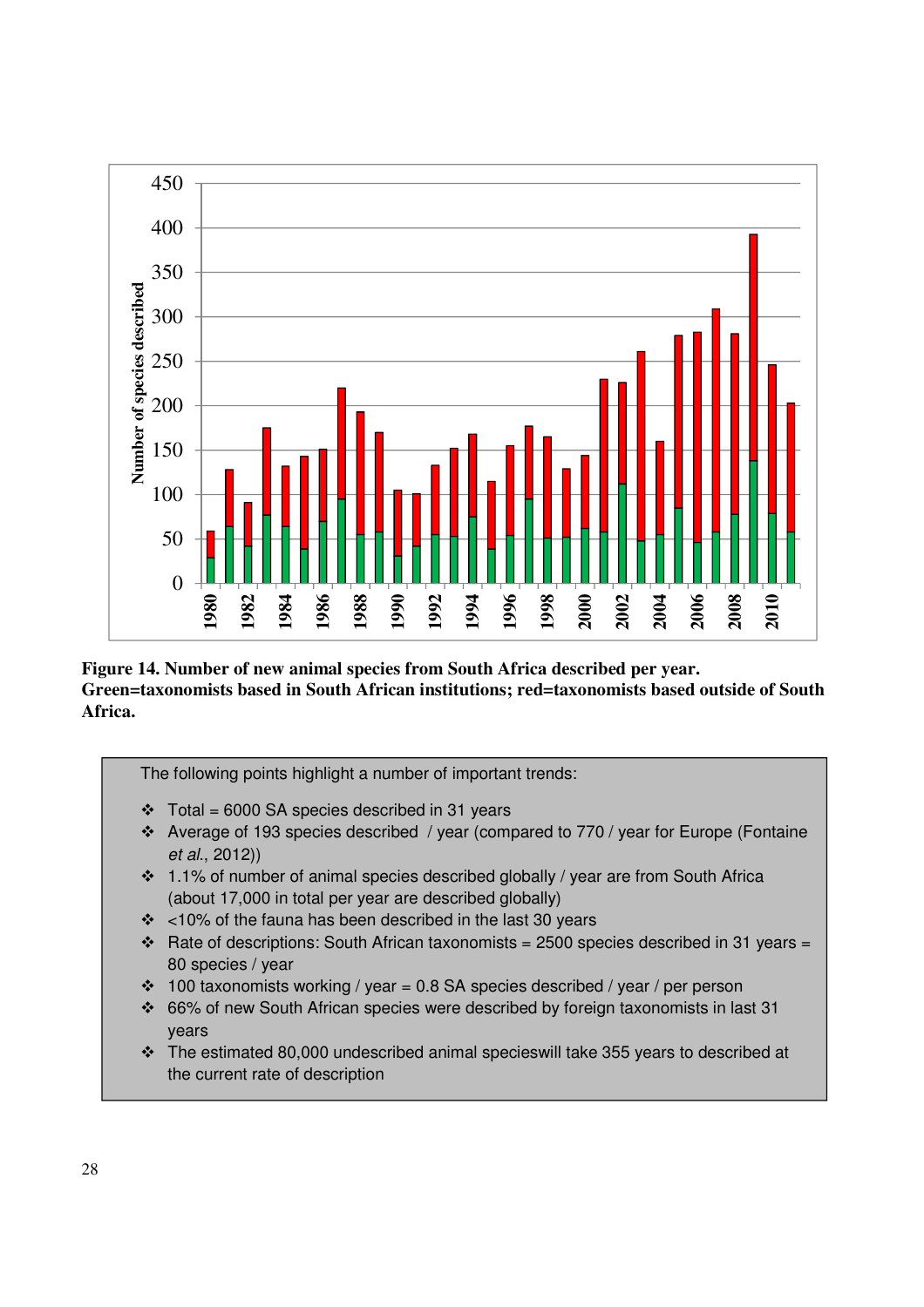**Figure 14. Number of new animal species from South Africa described per year. Green=taxonomists based in South African institutions; red=taxonomists based outside of South Africa.**

The following points highlight a number of important trends:

- Total = 6000 SA species described in 31 years
- Average of 193 species described / year (compared to 770 / year for Europe (Fontaine *et al.*, 2012))
- 1.1% of number of animal species described globally / year are from South Africa (about 17,000 in total per year are described globally)
- <10% of the fauna has been described in the last 30 years
- Rate of descriptions: South African taxonomists = 2500 species described in 31 years = 80 species / year
- 100 taxonomists working / year = 0.8 SA species described / year / per person
- 66% of new South African species were described by foreign taxonomists in last 31 years
- The estimated 80,000 undescribed animal specieswill take 355 years to described at the current rate of description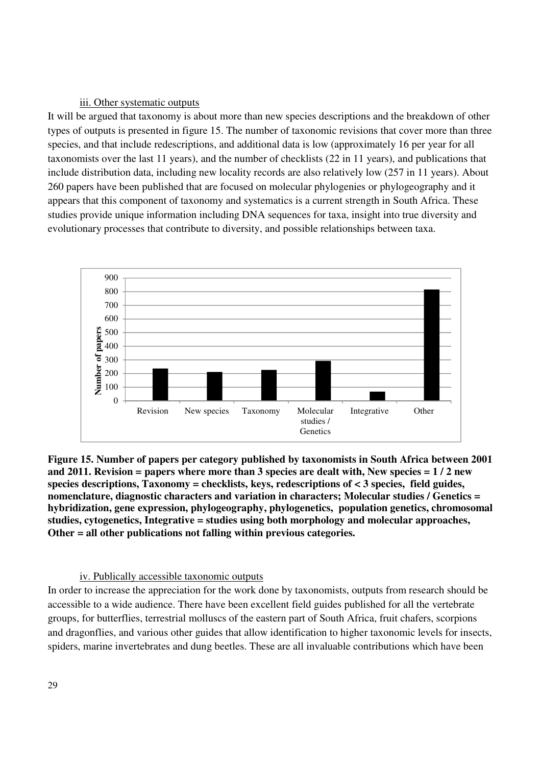### iii. Other systematic outputs

It will be argued that taxonomy is about more than new species descriptions and the breakdown of other types of outputs is presented in figure 15. The number of taxonomic revisions that cover more than three species, and that include redescriptions, and additional data is low (approximately 16 per year for all taxonomists over the last 11 years), and the number of checklists (22 in 11 years), and publications that include distribution data, including new locality records are also relatively low (257 in 11 years). About 260 papers have been published that are focused on molecular phylogenies or phylogeography and it appears that this component of taxonomy and systematics is a current strength in South Africa. These studies provide unique information including DNA sequences for taxa, insight into true diversity and evolutionary processes that contribute to diversity, and possible relationships between taxa.

**Figure 15. Number of papers per category published by taxonomists in South Africa between 2001 and 2011. Revision = papers where more than 3 species are dealt with, New species = 1 / 2 new species descriptions, Taxonomy = checklists, keys, redescriptions of < 3 species, field guides, nomenclature, diagnostic characters and variation in characters; Molecular studies / Genetics = hybridization, gene expression, phylogeography, phylogenetics, population genetics, chromosomal studies, cytogenetics, Integrative = studies using both morphology and molecular approaches, Other = all other publications not falling within previous categories.**

### iv. Publically accessible taxonomic outputs

In order to increase the appreciation for the work done by taxonomists, outputs from research should be accessible to a wide audience. There have been excellent field guides published for all the vertebrate groups, for butterflies, terrestrial molluscs of the eastern part of South Africa, fruit chafers, scorpions and dragonflies, and various other guides that allow identification to higher taxonomic levels for insects, spiders, marine invertebrates and dung beetles. These are all invaluable contributions which have been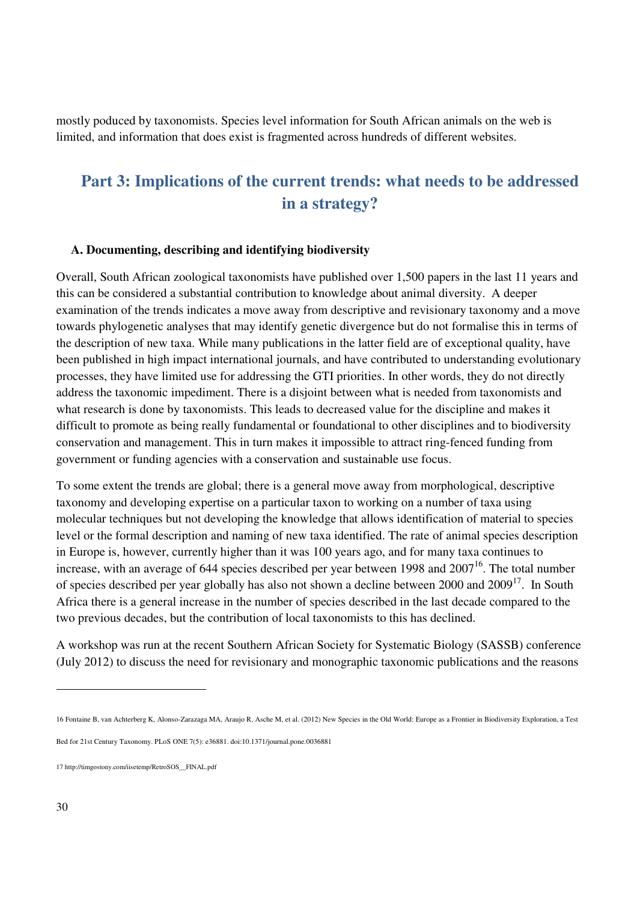mostly poduced by taxonomists. Species level information for South African animals on the web is limited, and information that does exist is fragmented across hundreds of different websites.

## Part 3: Implications of the current trends: what needs to be addressed in a strategy?

### A. Documenting, describing and identifying biodiversity

Overall, South African zoological taxonomists have published over 1,500 papers in the last 11 years and this can be considered a substantial contribution to knowledge about animal diversity. A deeper examination of the trends indicates a move away from descriptive and revisionary taxonomy and a move towards phylogenetic analyses that may identify genetic divergence but do not formalise this in terms of the description of new taxa. While many publications in the latter field are of exceptional quality, have been published in high impact international journals, and have contributed to understanding evolutionary processes, they have limited use for addressing the GTI priorities. In other words, they do not directly address the taxonomic impediment. There is a disjoint between what is needed from taxonomists and what research is done by taxonomists. This leads to decreased value for the discipline and makes it difficult to promote as being really fundamental or foundational to other disciplines and to biodiversity conservation and management. This in turn makes it impossible to attract ring-fenced funding from government or funding agencies with a conservation and sustainable use focus.

To some extent the trends are global; there is a general move away from morphological, descriptive taxonomy and developing expertise on a particular taxon to working on a number of taxa using molecular techniques but not developing the knowledge that allows identification of material to species level or the formal description and naming of new taxa identified. The rate of animal species description in Europe is, however, currently higher than it was 100 years ago, and for many taxa continues to increase, with an average of 644 species described per year between 1998 and 2007[16]. The total number of species described per year globally has also not shown a decline between 2000 and 2009[17]. In South Africa there is a general increase in the number of species described in the last decade compared to the two previous decades, but the contribution of local taxonomists to this has declined.

A workshop was run at the recent Southern African Society for Systematic Biology (SASSB) conference (July 2012) to discuss the need for revisionary and monographic taxonomic publications and the reasons

---

16 Fontaine B, van Achterberg K, Alonso-Zarazaga MA, Araujo R, Asche M, et al. (2012) New Species in the Old World: Europe as a Frontier in Biodiversity Exploration, a Test Bed for 21st Century Taxonomy. PLoS ONE 7(5): e36881. doi:10.1371/journal.pone.0036881

17 http://timgostony.com/iisetemp/RetroSOS__FINAL.pdf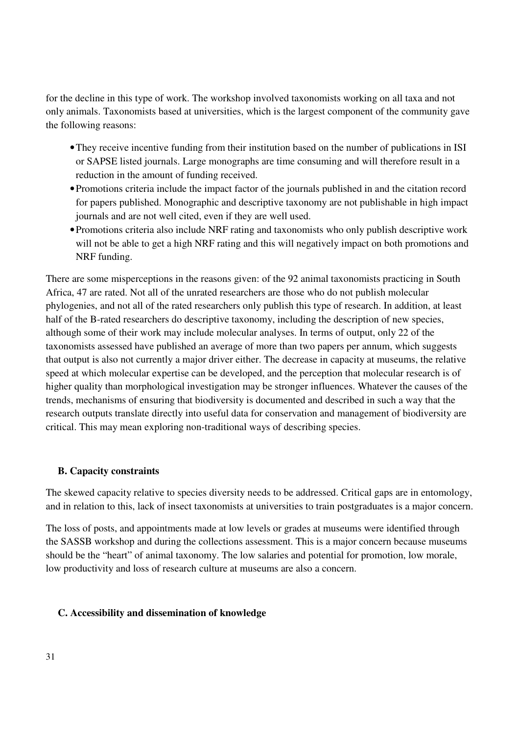for the decline in this type of work. The workshop involved taxonomists working on all taxa and not only animals. Taxonomists based at universities, which is the largest component of the community gave the following reasons:

- They receive incentive funding from their institution based on the number of publications in ISI or SAPSE listed journals. Large monographs are time consuming and will therefore result in a reduction in the amount of funding received.
- Promotions criteria include the impact factor of the journals published in and the citation record for papers published. Monographic and descriptive taxonomy are not publishable in high impact journals and are not well cited, even if they are well used.
- Promotions criteria also include NRF rating and taxonomists who only publish descriptive work will not be able to get a high NRF rating and this will negatively impact on both promotions and NRF funding.

There are some misperceptions in the reasons given: of the 92 animal taxonomists practicing in South Africa, 47 are rated. Not all of the unrated researchers are those who do not publish molecular phylogenies, and not all of the rated researchers only publish this type of research. In addition, at least half of the B-rated researchers do descriptive taxonomy, including the description of new species, although some of their work may include molecular analyses. In terms of output, only 22 of the taxonomists assessed have published an average of more than two papers per annum, which suggests that output is also not currently a major driver either. The decrease in capacity at museums, the relative speed at which molecular expertise can be developed, and the perception that molecular research is of higher quality than morphological investigation may be stronger influences. Whatever the causes of the trends, mechanisms of ensuring that biodiversity is documented and described in such a way that the research outputs translate directly into useful data for conservation and management of biodiversity are critical. This may mean exploring non-traditional ways of describing species.

### B. Capacity constraints

The skewed capacity relative to species diversity needs to be addressed. Critical gaps are in entomology, and in relation to this, lack of insect taxonomists at universities to train postgraduates is a major concern.

The loss of posts, and appointments made at low levels or grades at museums were identified through the SASSB workshop and during the collections assessment. This is a major concern because museums should be the "heart" of animal taxonomy. The low salaries and potential for promotion, low morale, low productivity and loss of research culture at museums are also a concern.

### C. Accessibility and dissemination of knowledge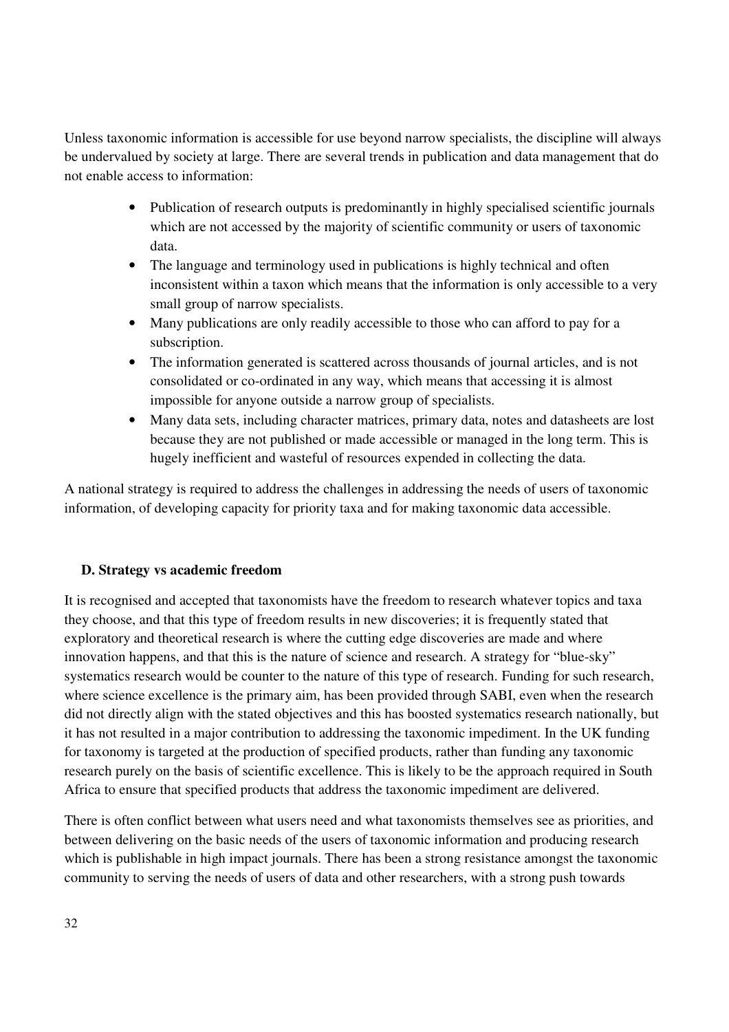Unless taxonomic information is accessible for use beyond narrow specialists, the discipline will always be undervalued by society at large. There are several trends in publication and data management that do not enable access to information:

- Publication of research outputs is predominantly in highly specialised scientific journals which are not accessed by the majority of scientific community or users of taxonomic data.
- The language and terminology used in publications is highly technical and often inconsistent within a taxon which means that the information is only accessible to a very small group of narrow specialists.
- Many publications are only readily accessible to those who can afford to pay for a subscription.
- The information generated is scattered across thousands of journal articles, and is not consolidated or co-ordinated in any way, which means that accessing it is almost impossible for anyone outside a narrow group of specialists.
- Many data sets, including character matrices, primary data, notes and datasheets are lost because they are not published or made accessible or managed in the long term. This is hugely inefficient and wasteful of resources expended in collecting the data.

A national strategy is required to address the challenges in addressing the needs of users of taxonomic information, of developing capacity for priority taxa and for making taxonomic data accessible.

### D. Strategy vs academic freedom

It is recognised and accepted that taxonomists have the freedom to research whatever topics and taxa they choose, and that this type of freedom results in new discoveries; it is frequently stated that exploratory and theoretical research is where the cutting edge discoveries are made and where innovation happens, and that this is the nature of science and research. A strategy for "blue-sky" systematics research would be counter to the nature of this type of research. Funding for such research, where science excellence is the primary aim, has been provided through SABI, even when the research did not directly align with the stated objectives and this has boosted systematics research nationally, but it has not resulted in a major contribution to addressing the taxonomic impediment. In the UK funding for taxonomy is targeted at the production of specified products, rather than funding any taxonomic research purely on the basis of scientific excellence. This is likely to be the approach required in South Africa to ensure that specified products that address the taxonomic impediment are delivered.

There is often conflict between what users need and what taxonomists themselves see as priorities, and between delivering on the basic needs of the users of taxonomic information and producing research which is publishable in high impact journals. There has been a strong resistance amongst the taxonomic community to serving the needs of users of data and other researchers, with a strong push towards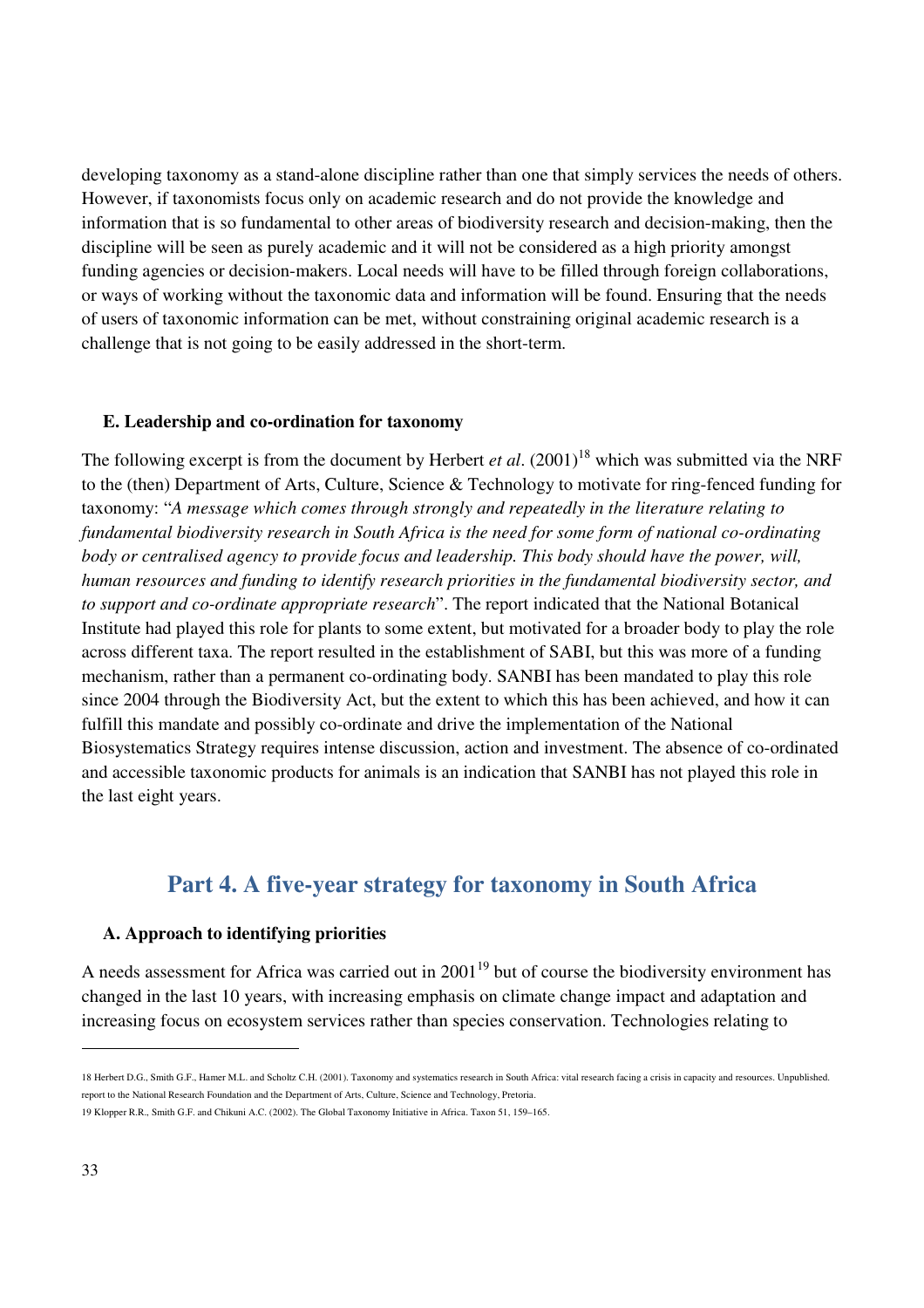developing taxonomy as a stand-alone discipline rather than one that simply services the needs of others. However, if taxonomists focus only on academic research and do not provide the knowledge and information that is so fundamental to other areas of biodiversity research and decision-making, then the discipline will be seen as purely academic and it will not be considered as a high priority amongst funding agencies or decision-makers. Local needs will have to be filled through foreign collaborations, or ways of working without the taxonomic data and information will be found. Ensuring that the needs of users of taxonomic information can be met, without constraining original academic research is a challenge that is not going to be easily addressed in the short-term.

### E. Leadership and co-ordination for taxonomy

The following excerpt is from the document by Herbert *et al*. (2001)[18] which was submitted via the NRF to the (then) Department of Arts, Culture, Science & Technology to motivate for ring-fenced funding for taxonomy: "*A message which comes through strongly and repeatedly in the literature relating to fundamental biodiversity research in South Africa is the need for some form of national co-ordinating body or centralised agency to provide focus and leadership. This body should have the power, will, human resources and funding to identify research priorities in the fundamental biodiversity sector, and to support and co-ordinate appropriate research*". The report indicated that the National Botanical Institute had played this role for plants to some extent, but motivated for a broader body to play the role across different taxa. The report resulted in the establishment of SABI, but this was more of a funding mechanism, rather than a permanent co-ordinating body. SANBI has been mandated to play this role since 2004 through the Biodiversity Act, but the extent to which this has been achieved, and how it can fulfill this mandate and possibly co-ordinate and drive the implementation of the National Biosystematics Strategy requires intense discussion, action and investment. The absence of co-ordinated and accessible taxonomic products for animals is an indication that SANBI has not played this role in the last eight years.

## Part 4. A five-year strategy for taxonomy in South Africa

### A. Approach to identifying priorities

A needs assessment for Africa was carried out in 2001[19] but of course the biodiversity environment has changed in the last 10 years, with increasing emphasis on climate change impact and adaptation and increasing focus on ecosystem services rather than species conservation. Technologies relating to

---

18 Herbert D.G., Smith G.F., Hamer M.L. and Scholtz C.H. (2001). Taxonomy and systematics research in South Africa: vital research facing a crisis in capacity and resources. Unpublished. report to the National Research Foundation and the Department of Arts, Culture, Science and Technology, Pretoria.

19 Klopper R.R., Smith G.F. and Chikuni A.C. (2002). The Global Taxonomy Initiative in Africa. Taxon 51, 159–165.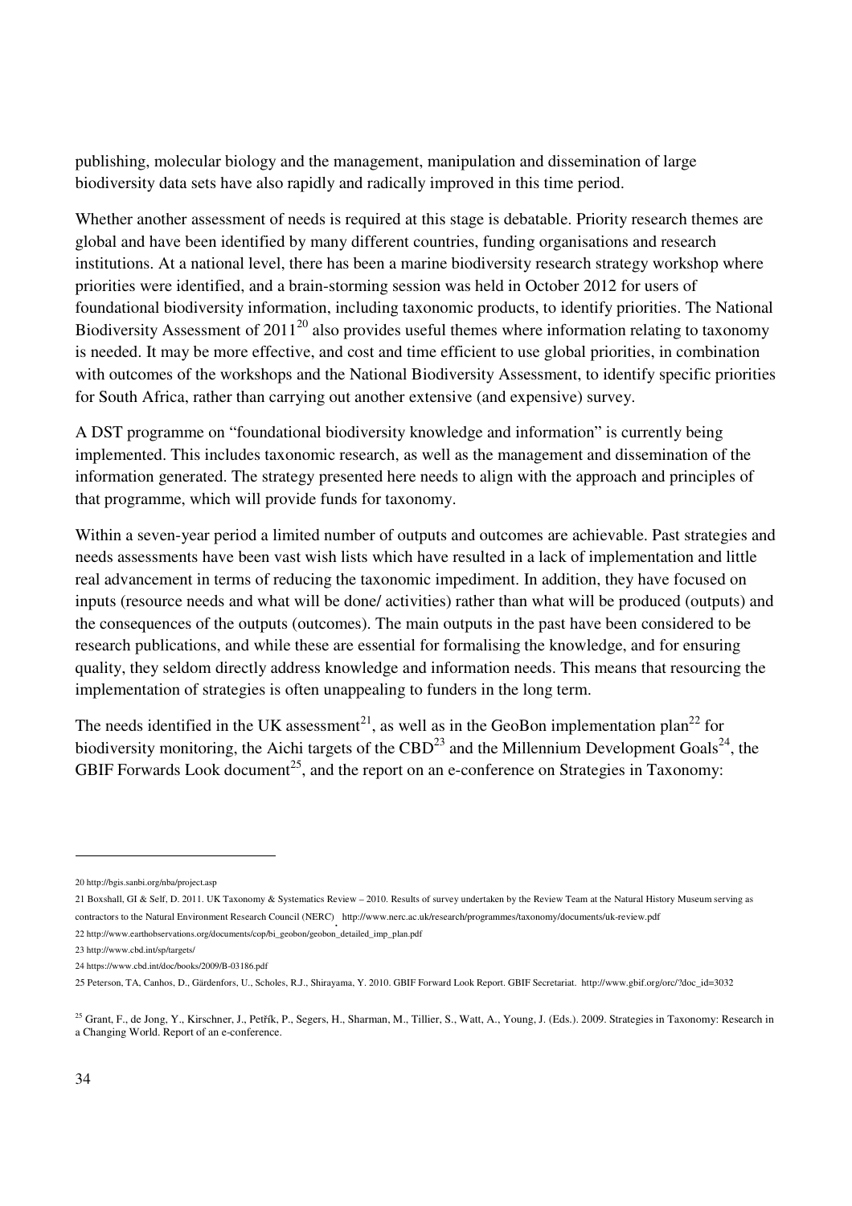publishing, molecular biology and the management, manipulation and dissemination of large biodiversity data sets have also rapidly and radically improved in this time period.

Whether another assessment of needs is required at this stage is debatable. Priority research themes are global and have been identified by many different countries, funding organisations and research institutions. At a national level, there has been a marine biodiversity research strategy workshop where priorities were identified, and a brain-storming session was held in October 2012 for users of foundational biodiversity information, including taxonomic products, to identify priorities. The National Biodiversity Assessment of 2011[20] also provides useful themes where information relating to taxonomy is needed. It may be more effective, and cost and time efficient to use global priorities, in combination with outcomes of the workshops and the National Biodiversity Assessment, to identify specific priorities for South Africa, rather than carrying out another extensive (and expensive) survey.

A DST programme on "foundational biodiversity knowledge and information" is currently being implemented. This includes taxonomic research, as well as the management and dissemination of the information generated. The strategy presented here needs to align with the approach and principles of that programme, which will provide funds for taxonomy.

Within a seven-year period a limited number of outputs and outcomes are achievable. Past strategies and needs assessments have been vast wish lists which have resulted in a lack of implementation and little real advancement in terms of reducing the taxonomic impediment. In addition, they have focused on inputs (resource needs and what will be done/ activities) rather than what will be produced (outputs) and the consequences of the outputs (outcomes). The main outputs in the past have been considered to be research publications, and while these are essential for formalising the knowledge, and for ensuring quality, they seldom directly address knowledge and information needs. This means that resourcing the implementation of strategies is often unappealing to funders in the long term.

The needs identified in the UK assessment[21], as well as in the GeoBon implementation plan[22] for biodiversity monitoring, the Aichi targets of the CBD[23] and the Millennium Development Goals[24], the GBIF Forwards Look document[25], and the report on an e-conference on Strategies in Taxonomy:

---

20 http://bgis.sanbi.org/nba/project.asp

21 Boxshall, GI & Self, D. 2011. UK Taxonomy & Systematics Review – 2010. Results of survey undertaken by the Review Team at the Natural History Museum serving as contractors to the Natural Environment Research Council (NERC). http://www.nerc.ac.uk/research/programmes/taxonomy/documents/uk-review.pdf

22 http://www.earthobservations.org/documents/cop/bi_geobon/geobon_detailed_imp_plan.pdf

23 http://www.cbd.int/sp/targets/

24 https://www.cbd.int/doc/books/2009/B-03186.pdf

25 Peterson, TA, Canhos, D., Gärdenfors, U., Scholes, R.J., Shirayama, Y. 2010. GBIF Forward Look Report. GBIF Secretariat. http://www.gbif.org/orc/?doc_id=3032

25 Grant, F., de Jong, Y., Kirschner, J., Petřík, P., Segers, H., Sharman, M., Tillier, S., Watt, A., Young, J. (Eds.). 2009. Strategies in Taxonomy: Research in a Changing World. Report of an e-conference.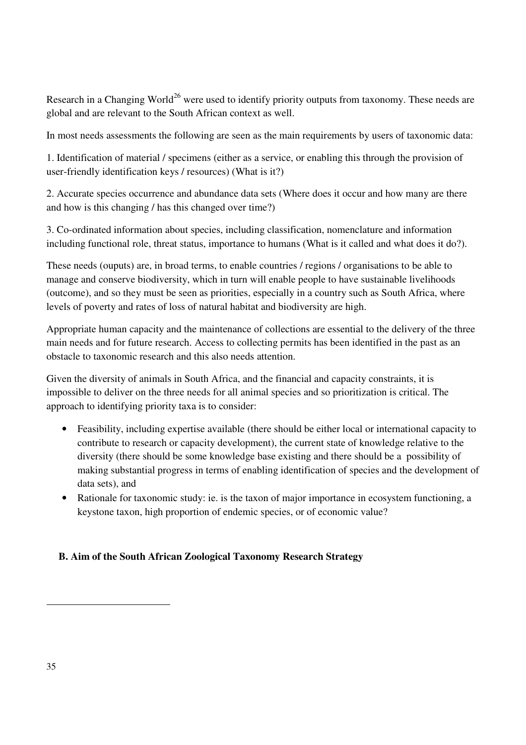Research in a Changing World[26] were used to identify priority outputs from taxonomy. These needs are global and are relevant to the South African context as well.

In most needs assessments the following are seen as the main requirements by users of taxonomic data:

1. Identification of material / specimens (either as a service, or enabling this through the provision of user-friendly identification keys / resources) (What is it?)

2. Accurate species occurrence and abundance data sets (Where does it occur and how many are there and how is this changing / has this changed over time?)

3. Co-ordinated information about species, including classification, nomenclature and information including functional role, threat status, importance to humans (What is it called and what does it do?).

These needs (ouputs) are, in broad terms, to enable countries / regions / organisations to be able to manage and conserve biodiversity, which in turn will enable people to have sustainable livelihoods (outcome), and so they must be seen as priorities, especially in a country such as South Africa, where levels of poverty and rates of loss of natural habitat and biodiversity are high.

Appropriate human capacity and the maintenance of collections are essential to the delivery of the three main needs and for future research. Access to collecting permits has been identified in the past as an obstacle to taxonomic research and this also needs attention.

Given the diversity of animals in South Africa, and the financial and capacity constraints, it is impossible to deliver on the three needs for all animal species and so prioritization is critical. The approach to identifying priority taxa is to consider:

- Feasibility, including expertise available (there should be either local or international capacity to contribute to research or capacity development), the current state of knowledge relative to the diversity (there should be some knowledge base existing and there should be a possibility of making substantial progress in terms of enabling identification of species and the development of data sets), and
- Rationale for taxonomic study: ie. is the taxon of major importance in ecosystem functioning, a keystone taxon, high proportion of endemic species, or of economic value?

### B. Aim of the South African Zoological Taxonomy Research Strategy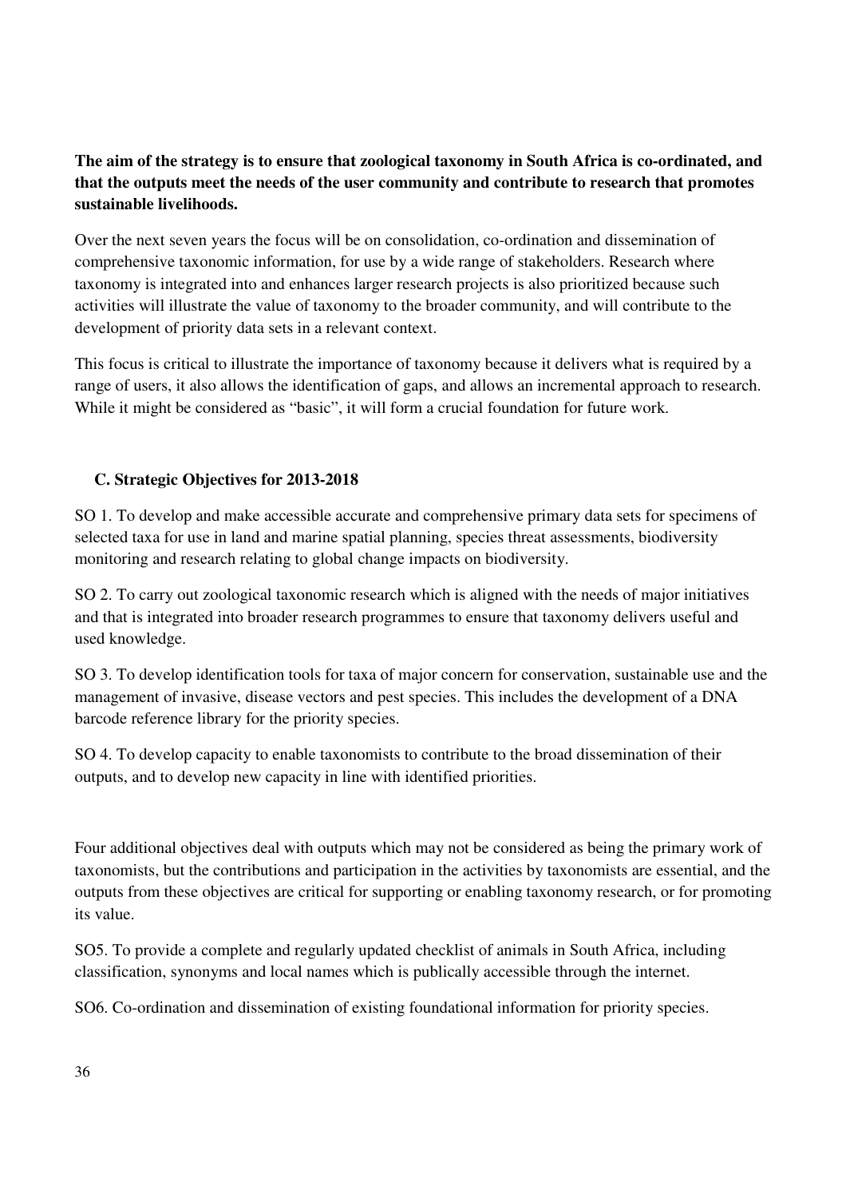**The aim of the strategy is to ensure that zoological taxonomy in South Africa is co-ordinated, and that the outputs meet the needs of the user community and contribute to research that promotes sustainable livelihoods.**

Over the next seven years the focus will be on consolidation, co-ordination and dissemination of comprehensive taxonomic information, for use by a wide range of stakeholders. Research where taxonomy is integrated into and enhances larger research projects is also prioritized because such activities will illustrate the value of taxonomy to the broader community, and will contribute to the development of priority data sets in a relevant context.

This focus is critical to illustrate the importance of taxonomy because it delivers what is required by a range of users, it also allows the identification of gaps, and allows an incremental approach to research. While it might be considered as "basic", it will form a crucial foundation for future work.

## C. Strategic Objectives for 2013-2018

SO 1. To develop and make accessible accurate and comprehensive primary data sets for specimens of selected taxa for use in land and marine spatial planning, species threat assessments, biodiversity monitoring and research relating to global change impacts on biodiversity.

SO 2. To carry out zoological taxonomic research which is aligned with the needs of major initiatives and that is integrated into broader research programmes to ensure that taxonomy delivers useful and used knowledge.

SO 3. To develop identification tools for taxa of major concern for conservation, sustainable use and the management of invasive, disease vectors and pest species. This includes the development of a DNA barcode reference library for the priority species.

SO 4. To develop capacity to enable taxonomists to contribute to the broad dissemination of their outputs, and to develop new capacity in line with identified priorities.

Four additional objectives deal with outputs which may not be considered as being the primary work of taxonomists, but the contributions and participation in the activities by taxonomists are essential, and the outputs from these objectives are critical for supporting or enabling taxonomy research, or for promoting its value.

SO5. To provide a complete and regularly updated checklist of animals in South Africa, including classification, synonyms and local names which is publically accessible through the internet.

SO6. Co-ordination and dissemination of existing foundational information for priority species.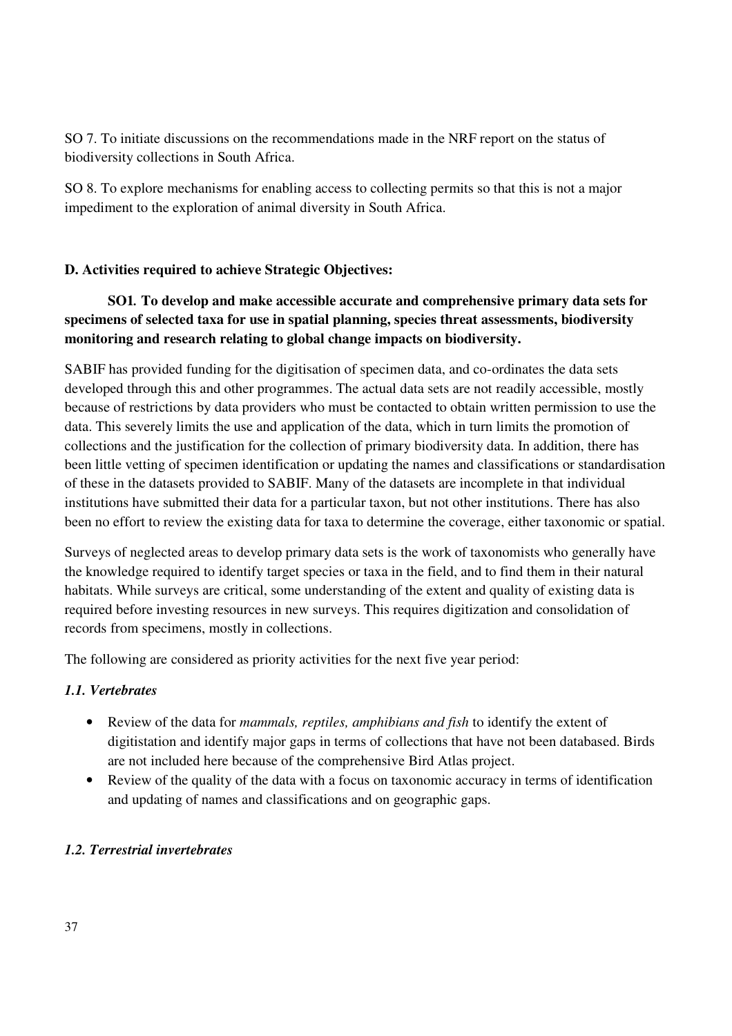SO 7. To initiate discussions on the recommendations made in the NRF report on the status of biodiversity collections in South Africa.

SO 8. To explore mechanisms for enabling access to collecting permits so that this is not a major impediment to the exploration of animal diversity in South Africa.

**D. Activities required to achieve Strategic Objectives:**

**SO1. To develop and make accessible accurate and comprehensive primary data sets for specimens of selected taxa for use in spatial planning, species threat assessments, biodiversity monitoring and research relating to global change impacts on biodiversity.**

SABIF has provided funding for the digitisation of specimen data, and co-ordinates the data sets developed through this and other programmes. The actual data sets are not readily accessible, mostly because of restrictions by data providers who must be contacted to obtain written permission to use the data. This severely limits the use and application of the data, which in turn limits the promotion of collections and the justification for the collection of primary biodiversity data. In addition, there has been little vetting of specimen identification or updating the names and classifications or standardisation of these in the datasets provided to SABIF. Many of the datasets are incomplete in that individual institutions have submitted their data for a particular taxon, but not other institutions. There has also been no effort to review the existing data for taxa to determine the coverage, either taxonomic or spatial.

Surveys of neglected areas to develop primary data sets is the work of taxonomists who generally have the knowledge required to identify target species or taxa in the field, and to find them in their natural habitats. While surveys are critical, some understanding of the extent and quality of existing data is required before investing resources in new surveys. This requires digitization and consolidation of records from specimens, mostly in collections.

The following are considered as priority activities for the next five year period:

***1.1. Vertebrates***

- Review of the data for *mammals, reptiles, amphibians and fish* to identify the extent of digitistation and identify major gaps in terms of collections that have not been databased. Birds are not included here because of the comprehensive Bird Atlas project.
- Review of the quality of the data with a focus on taxonomic accuracy in terms of identification and updating of names and classifications and on geographic gaps.

***1.2. Terrestrial invertebrates***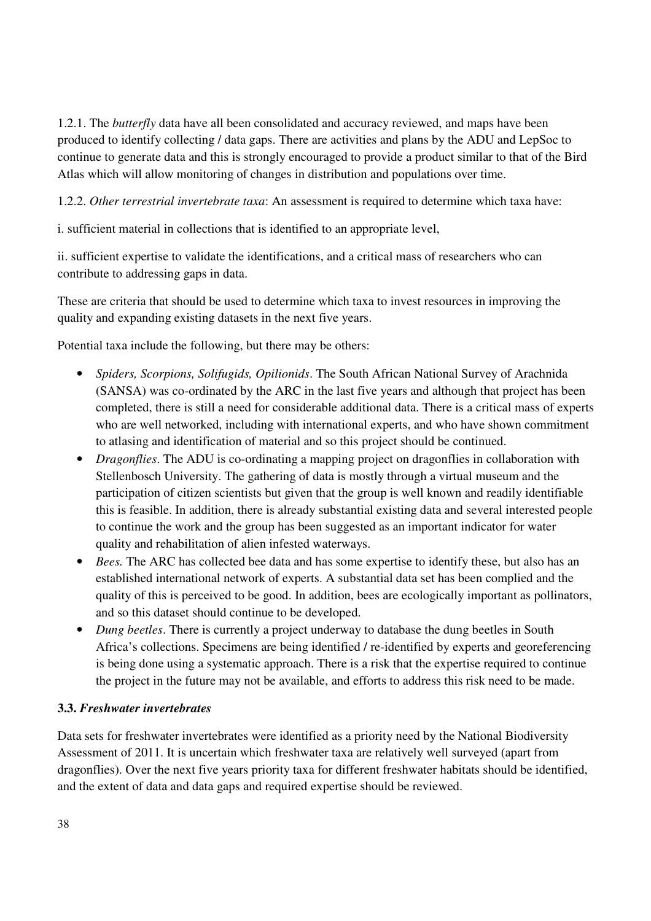1.2.1. The *butterfly* data have all been consolidated and accuracy reviewed, and maps have been produced to identify collecting / data gaps. There are activities and plans by the ADU and LepSoc to continue to generate data and this is strongly encouraged to provide a product similar to that of the Bird Atlas which will allow monitoring of changes in distribution and populations over time.

1.2.2. *Other terrestrial invertebrate taxa*: An assessment is required to determine which taxa have:

i. sufficient material in collections that is identified to an appropriate level,

ii. sufficient expertise to validate the identifications, and a critical mass of researchers who can contribute to addressing gaps in data.

These are criteria that should be used to determine which taxa to invest resources in improving the quality and expanding existing datasets in the next five years.

Potential taxa include the following, but there may be others:

- *Spiders, Scorpions, Solifugids, Opilionids*. The South African National Survey of Arachnida (SANSA) was co-ordinated by the ARC in the last five years and although that project has been completed, there is still a need for considerable additional data. There is a critical mass of experts who are well networked, including with international experts, and who have shown commitment to atlasing and identification of material and so this project should be continued.
- *Dragonflies*. The ADU is co-ordinating a mapping project on dragonflies in collaboration with Stellenbosch University. The gathering of data is mostly through a virtual museum and the participation of citizen scientists but given that the group is well known and readily identifiable this is feasible. In addition, there is already substantial existing data and several interested people to continue the work and the group has been suggested as an important indicator for water quality and rehabilitation of alien infested waterways.
- *Bees.* The ARC has collected bee data and has some expertise to identify these, but also has an established international network of experts. A substantial data set has been complied and the quality of this is perceived to be good. In addition, bees are ecologically important as pollinators, and so this dataset should continue to be developed.
- *Dung beetles*. There is currently a project underway to database the dung beetles in South Africa's collections. Specimens are being identified / re-identified by experts and georeferencing is being done using a systematic approach. There is a risk that the expertise required to continue the project in the future may not be available, and efforts to address this risk need to be made.

### 3.3. *Freshwater invertebrates*

Data sets for freshwater invertebrates were identified as a priority need by the National Biodiversity Assessment of 2011. It is uncertain which freshwater taxa are relatively well surveyed (apart from dragonflies). Over the next five years priority taxa for different freshwater habitats should be identified, and the extent of data and data gaps and required expertise should be reviewed.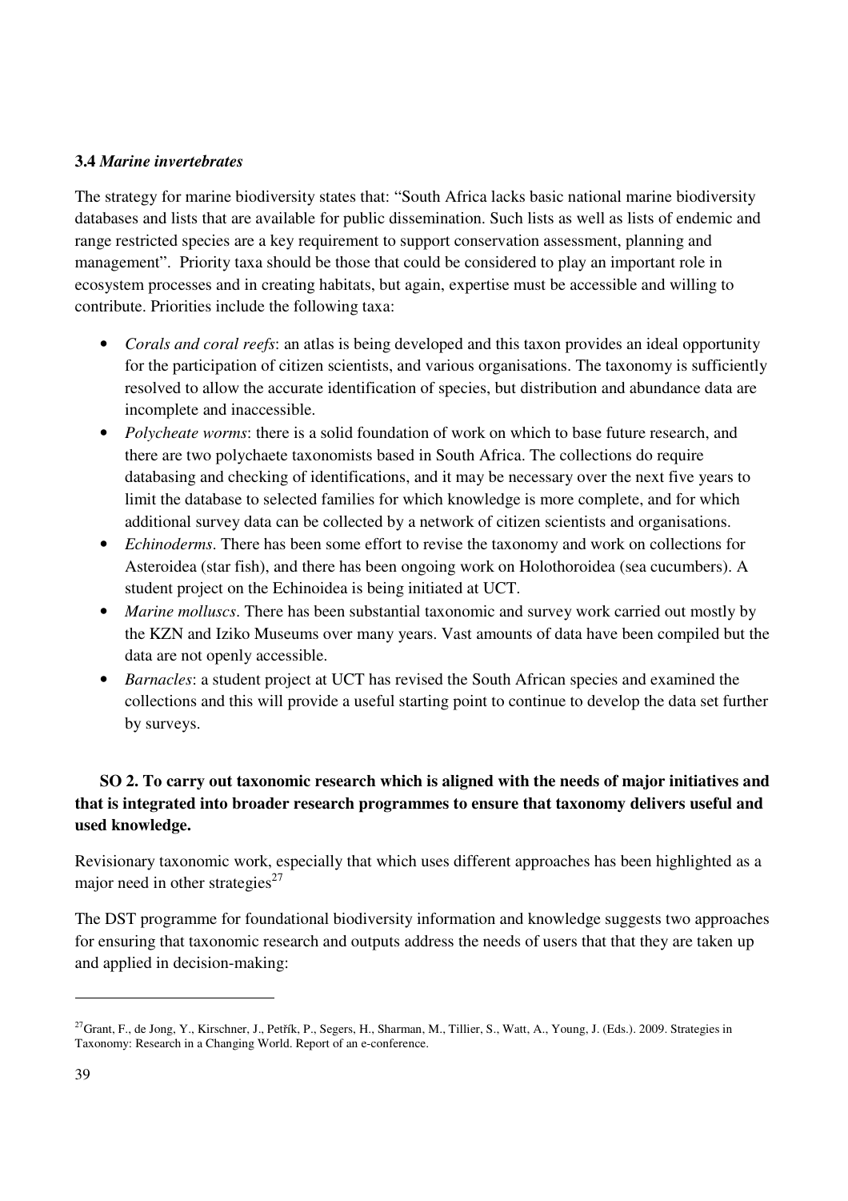### 3.4 *Marine invertebrates*

The strategy for marine biodiversity states that: "South Africa lacks basic national marine biodiversity databases and lists that are available for public dissemination. Such lists as well as lists of endemic and range restricted species are a key requirement to support conservation assessment, planning and management". Priority taxa should be those that could be considered to play an important role in ecosystem processes and in creating habitats, but again, expertise must be accessible and willing to contribute. Priorities include the following taxa:

- *Corals and coral reefs*: an atlas is being developed and this taxon provides an ideal opportunity for the participation of citizen scientists, and various organisations. The taxonomy is sufficiently resolved to allow the accurate identification of species, but distribution and abundance data are incomplete and inaccessible.
- *Polycheate worms*: there is a solid foundation of work on which to base future research, and there are two polychaete taxonomists based in South Africa. The collections do require databasing and checking of identifications, and it may be necessary over the next five years to limit the database to selected families for which knowledge is more complete, and for which additional survey data can be collected by a network of citizen scientists and organisations.
- *Echinoderms*. There has been some effort to revise the taxonomy and work on collections for Asteroidea (star fish), and there has been ongoing work on Holothoroidea (sea cucumbers). A student project on the Echinoidea is being initiated at UCT.
- *Marine molluscs*. There has been substantial taxonomic and survey work carried out mostly by the KZN and Iziko Museums over many years. Vast amounts of data have been compiled but the data are not openly accessible.
- *Barnacles*: a student project at UCT has revised the South African species and examined the collections and this will provide a useful starting point to continue to develop the data set further by surveys.

**SO 2. To carry out taxonomic research which is aligned with the needs of major initiatives and that is integrated into broader research programmes to ensure that taxonomy delivers useful and used knowledge.**

Revisionary taxonomic work, especially that which uses different approaches has been highlighted as a major need in other strategies[27]

The DST programme for foundational biodiversity information and knowledge suggests two approaches for ensuring that taxonomic research and outputs address the needs of users that that they are taken up and applied in decision-making:

---

[27] Grant, F., de Jong, Y., Kirschner, J., Petřík, P., Segers, H., Sharman, M., Tillier, S., Watt, A., Young, J. (Eds.). 2009. Strategies in Taxonomy: Research in a Changing World. Report of an e-conference.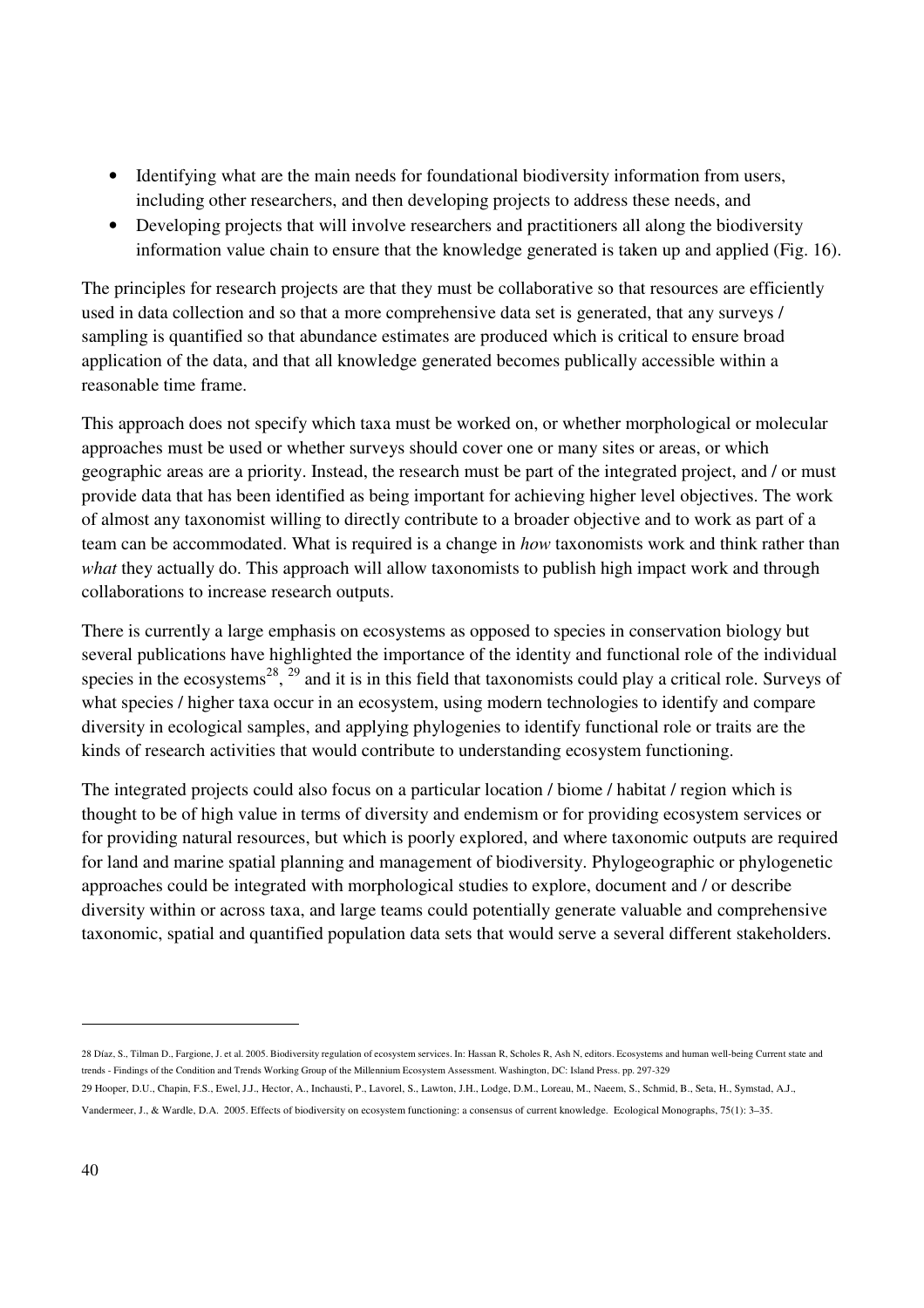- Identifying what are the main needs for foundational biodiversity information from users, including other researchers, and then developing projects to address these needs, and
- Developing projects that will involve researchers and practitioners all along the biodiversity information value chain to ensure that the knowledge generated is taken up and applied (Fig. 16).

The principles for research projects are that they must be collaborative so that resources are efficiently used in data collection and so that a more comprehensive data set is generated, that any surveys / sampling is quantified so that abundance estimates are produced which is critical to ensure broad application of the data, and that all knowledge generated becomes publically accessible within a reasonable time frame.

This approach does not specify which taxa must be worked on, or whether morphological or molecular approaches must be used or whether surveys should cover one or many sites or areas, or which geographic areas are a priority. Instead, the research must be part of the integrated project, and / or must provide data that has been identified as being important for achieving higher level objectives. The work of almost any taxonomist willing to directly contribute to a broader objective and to work as part of a team can be accommodated. What is required is a change in *how* taxonomists work and think rather than *what* they actually do. This approach will allow taxonomists to publish high impact work and through collaborations to increase research outputs.

There is currently a large emphasis on ecosystems as opposed to species in conservation biology but several publications have highlighted the importance of the identity and functional role of the individual species in the ecosystems[28], [29] and it is in this field that taxonomists could play a critical role. Surveys of what species / higher taxa occur in an ecosystem, using modern technologies to identify and compare diversity in ecological samples, and applying phylogenies to identify functional role or traits are the kinds of research activities that would contribute to understanding ecosystem functioning.

The integrated projects could also focus on a particular location / biome / habitat / region which is thought to be of high value in terms of diversity and endemism or for providing ecosystem services or for providing natural resources, but which is poorly explored, and where taxonomic outputs are required for land and marine spatial planning and management of biodiversity. Phylogeographic or phylogenetic approaches could be integrated with morphological studies to explore, document and / or describe diversity within or across taxa, and large teams could potentially generate valuable and comprehensive taxonomic, spatial and quantified population data sets that would serve a several different stakeholders.

---

28 Díaz, S., Tilman D., Fargione, J. et al. 2005. Biodiversity regulation of ecosystem services. In: Hassan R, Scholes R, Ash N, editors. Ecosystems and human well-being Current state and trends - Findings of the Condition and Trends Working Group of the Millennium Ecosystem Assessment. Washington, DC: Island Press. pp. 297-329

29 Hooper, D.U., Chapin, F.S., Ewel, J.J., Hector, A., Inchausti, P., Lavorel, S., Lawton, J.H., Lodge, D.M., Loreau, M., Naeem, S., Schmid, B., Seta, H., Symstad, A.J., Vandermeer, J., & Wardle, D.A. 2005. Effects of biodiversity on ecosystem functioning: a consensus of current knowledge. Ecological Monographs, 75(1): 3–35.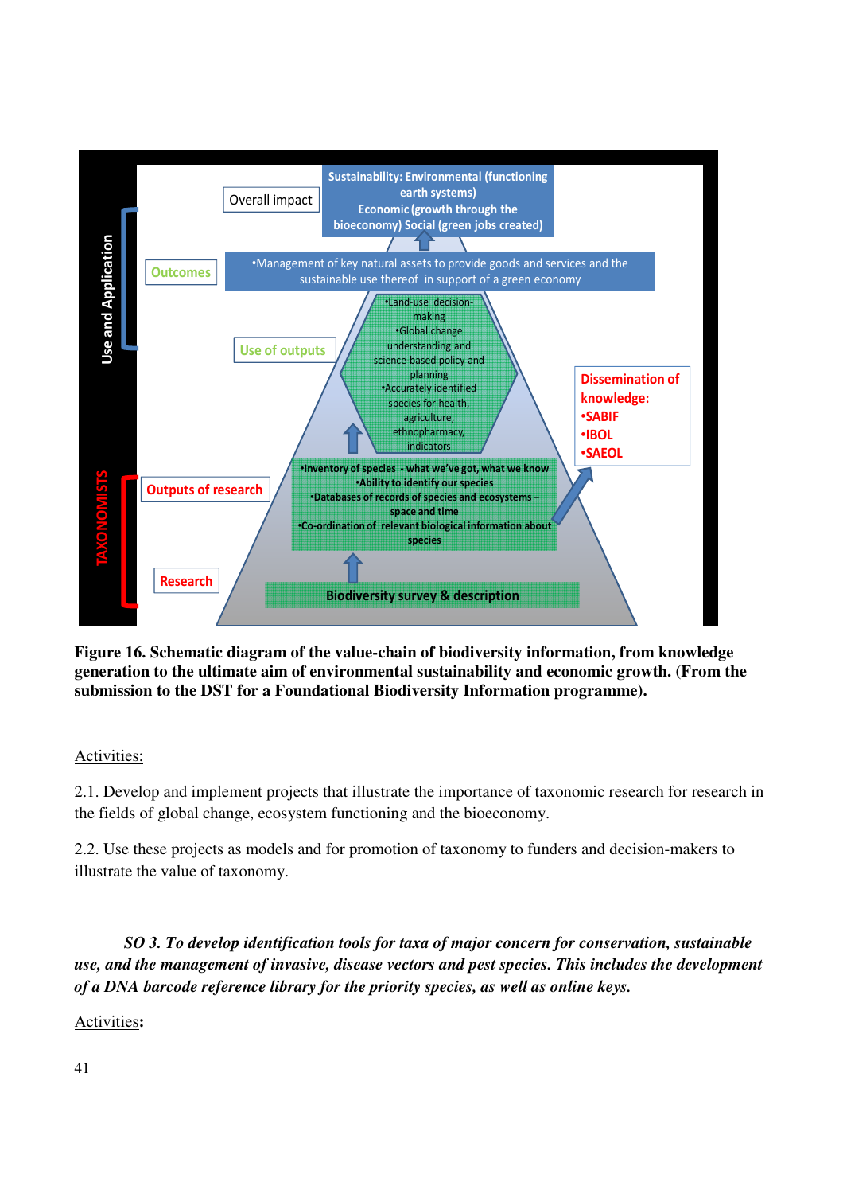Use and Application

TAXONOMISTS

Overall impact — Sustainability: Environmental (functioning earth systems) Economic (growth through the bioeconomy) Social (green jobs created)

Outcomes — •Management of key natural assets to provide goods and services and the sustainable use thereof in support of a green economy

Use of outputs — •Land-use decision-making •Global change understanding and science-based policy and planning •Accurately identified species for health, agriculture, ethnopharmacy, indicators

Outputs of research — •Inventory of species - what we've got, what we know •Ability to identify our species •Databases of records of species and ecosystems – space and time •Co-ordination of relevant biological information about species

Research — Biodiversity survey & description

Dissemination of knowledge: •SABIF •IBOL •SAEOL

**Figure 16. Schematic diagram of the value-chain of biodiversity information, from knowledge generation to the ultimate aim of environmental sustainability and economic growth. (From the submission to the DST for a Foundational Biodiversity Information programme).**

Activities:

2.1. Develop and implement projects that illustrate the importance of taxonomic research for research in the fields of global change, ecosystem functioning and the bioeconomy.

2.2. Use these projects as models and for promotion of taxonomy to funders and decision-makers to illustrate the value of taxonomy.

***SO 3. To develop identification tools for taxa of major concern for conservation, sustainable use, and the management of invasive, disease vectors and pest species. This includes the development of a DNA barcode reference library for the priority species, as well as online keys.***

Activities**:**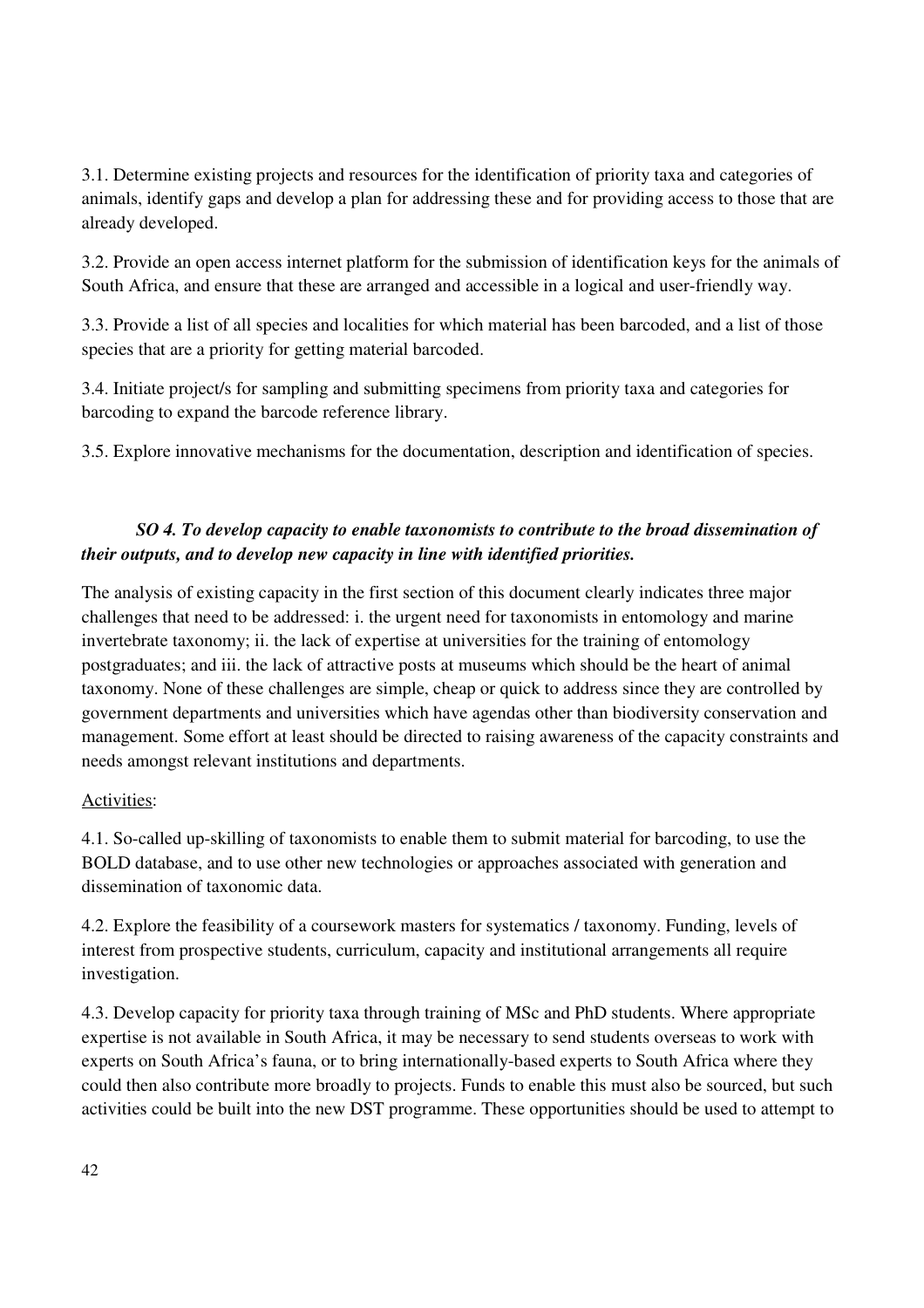3.1. Determine existing projects and resources for the identification of priority taxa and categories of animals, identify gaps and develop a plan for addressing these and for providing access to those that are already developed.

3.2. Provide an open access internet platform for the submission of identification keys for the animals of South Africa, and ensure that these are arranged and accessible in a logical and user-friendly way.

3.3. Provide a list of all species and localities for which material has been barcoded, and a list of those species that are a priority for getting material barcoded.

3.4. Initiate project/s for sampling and submitting specimens from priority taxa and categories for barcoding to expand the barcode reference library.

3.5. Explore innovative mechanisms for the documentation, description and identification of species.

### *SO 4. To develop capacity to enable taxonomists to contribute to the broad dissemination of their outputs, and to develop new capacity in line with identified priorities.*

The analysis of existing capacity in the first section of this document clearly indicates three major challenges that need to be addressed: i. the urgent need for taxonomists in entomology and marine invertebrate taxonomy; ii. the lack of expertise at universities for the training of entomology postgraduates; and iii. the lack of attractive posts at museums which should be the heart of animal taxonomy. None of these challenges are simple, cheap or quick to address since they are controlled by government departments and universities which have agendas other than biodiversity conservation and management. Some effort at least should be directed to raising awareness of the capacity constraints and needs amongst relevant institutions and departments.

Activities:

4.1. So-called up-skilling of taxonomists to enable them to submit material for barcoding, to use the BOLD database, and to use other new technologies or approaches associated with generation and dissemination of taxonomic data.

4.2. Explore the feasibility of a coursework masters for systematics / taxonomy. Funding, levels of interest from prospective students, curriculum, capacity and institutional arrangements all require investigation.

4.3. Develop capacity for priority taxa through training of MSc and PhD students. Where appropriate expertise is not available in South Africa, it may be necessary to send students overseas to work with experts on South Africa's fauna, or to bring internationally-based experts to South Africa where they could then also contribute more broadly to projects. Funds to enable this must also be sourced, but such activities could be built into the new DST programme. These opportunities should be used to attempt to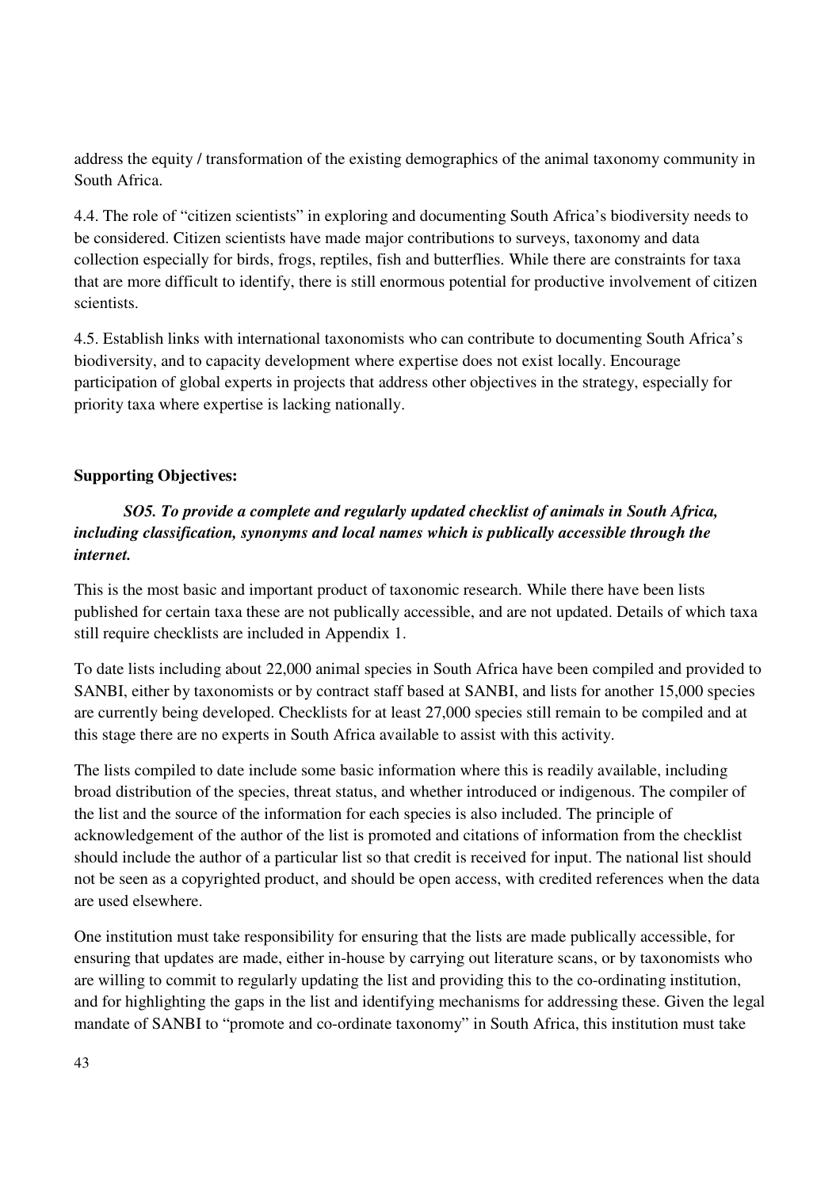address the equity / transformation of the existing demographics of the animal taxonomy community in South Africa.

4.4. The role of "citizen scientists" in exploring and documenting South Africa's biodiversity needs to be considered. Citizen scientists have made major contributions to surveys, taxonomy and data collection especially for birds, frogs, reptiles, fish and butterflies. While there are constraints for taxa that are more difficult to identify, there is still enormous potential for productive involvement of citizen scientists.

4.5. Establish links with international taxonomists who can contribute to documenting South Africa's biodiversity, and to capacity development where expertise does not exist locally. Encourage participation of global experts in projects that address other objectives in the strategy, especially for priority taxa where expertise is lacking nationally.

**Supporting Objectives:**

***SO5. To provide a complete and regularly updated checklist of animals in South Africa, including classification, synonyms and local names which is publically accessible through the internet.***

This is the most basic and important product of taxonomic research. While there have been lists published for certain taxa these are not publically accessible, and are not updated. Details of which taxa still require checklists are included in Appendix 1.

To date lists including about 22,000 animal species in South Africa have been compiled and provided to SANBI, either by taxonomists or by contract staff based at SANBI, and lists for another 15,000 species are currently being developed. Checklists for at least 27,000 species still remain to be compiled and at this stage there are no experts in South Africa available to assist with this activity.

The lists compiled to date include some basic information where this is readily available, including broad distribution of the species, threat status, and whether introduced or indigenous. The compiler of the list and the source of the information for each species is also included. The principle of acknowledgement of the author of the list is promoted and citations of information from the checklist should include the author of a particular list so that credit is received for input. The national list should not be seen as a copyrighted product, and should be open access, with credited references when the data are used elsewhere.

One institution must take responsibility for ensuring that the lists are made publically accessible, for ensuring that updates are made, either in-house by carrying out literature scans, or by taxonomists who are willing to commit to regularly updating the list and providing this to the co-ordinating institution, and for highlighting the gaps in the list and identifying mechanisms for addressing these. Given the legal mandate of SANBI to "promote and co-ordinate taxonomy" in South Africa, this institution must take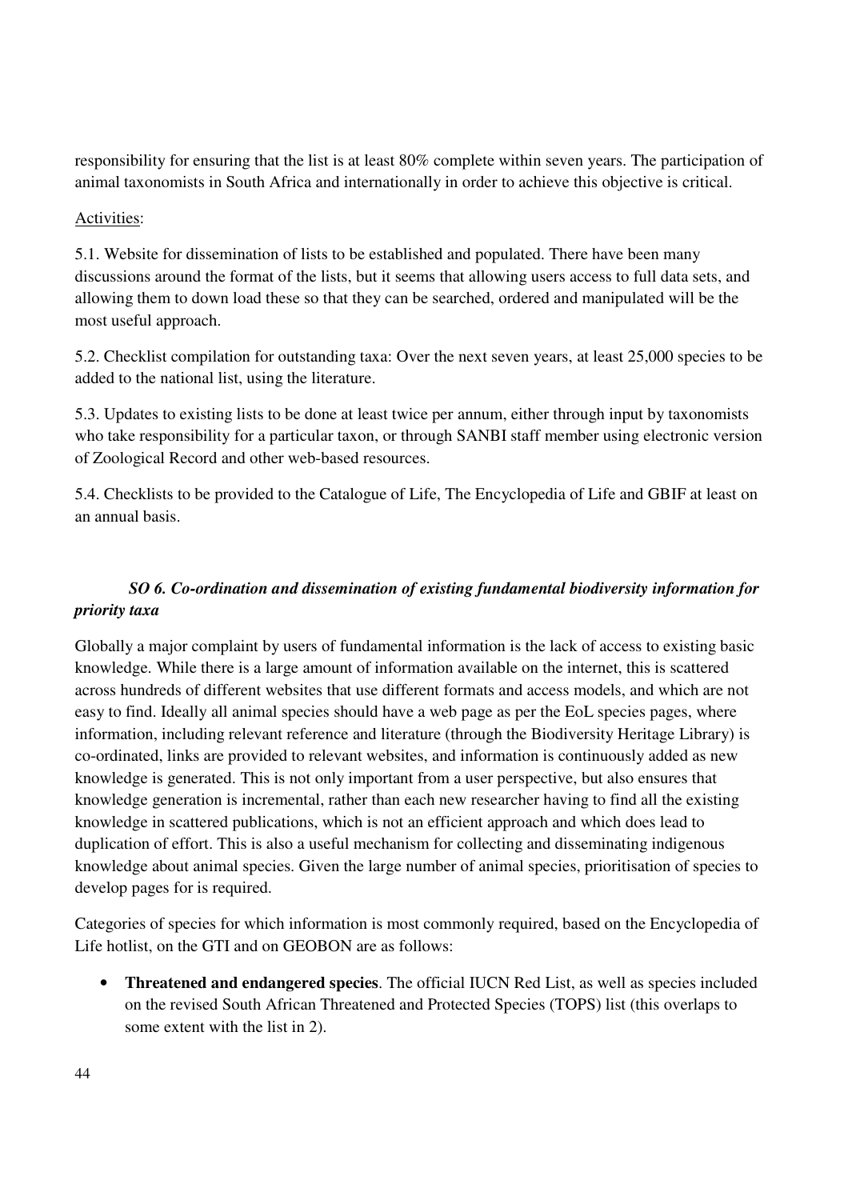responsibility for ensuring that the list is at least 80% complete within seven years. The participation of animal taxonomists in South Africa and internationally in order to achieve this objective is critical.

Activities:

5.1. Website for dissemination of lists to be established and populated. There have been many discussions around the format of the lists, but it seems that allowing users access to full data sets, and allowing them to down load these so that they can be searched, ordered and manipulated will be the most useful approach.

5.2. Checklist compilation for outstanding taxa: Over the next seven years, at least 25,000 species to be added to the national list, using the literature.

5.3. Updates to existing lists to be done at least twice per annum, either through input by taxonomists who take responsibility for a particular taxon, or through SANBI staff member using electronic version of Zoological Record and other web-based resources.

5.4. Checklists to be provided to the Catalogue of Life, The Encyclopedia of Life and GBIF at least on an annual basis.

### *SO 6. Co-ordination and dissemination of existing fundamental biodiversity information for priority taxa*

Globally a major complaint by users of fundamental information is the lack of access to existing basic knowledge. While there is a large amount of information available on the internet, this is scattered across hundreds of different websites that use different formats and access models, and which are not easy to find. Ideally all animal species should have a web page as per the EoL species pages, where information, including relevant reference and literature (through the Biodiversity Heritage Library) is co-ordinated, links are provided to relevant websites, and information is continuously added as new knowledge is generated. This is not only important from a user perspective, but also ensures that knowledge generation is incremental, rather than each new researcher having to find all the existing knowledge in scattered publications, which is not an efficient approach and which does lead to duplication of effort. This is also a useful mechanism for collecting and disseminating indigenous knowledge about animal species. Given the large number of animal species, prioritisation of species to develop pages for is required.

Categories of species for which information is most commonly required, based on the Encyclopedia of Life hotlist, on the GTI and on GEOBON are as follows:

- **Threatened and endangered species**. The official IUCN Red List, as well as species included on the revised South African Threatened and Protected Species (TOPS) list (this overlaps to some extent with the list in 2).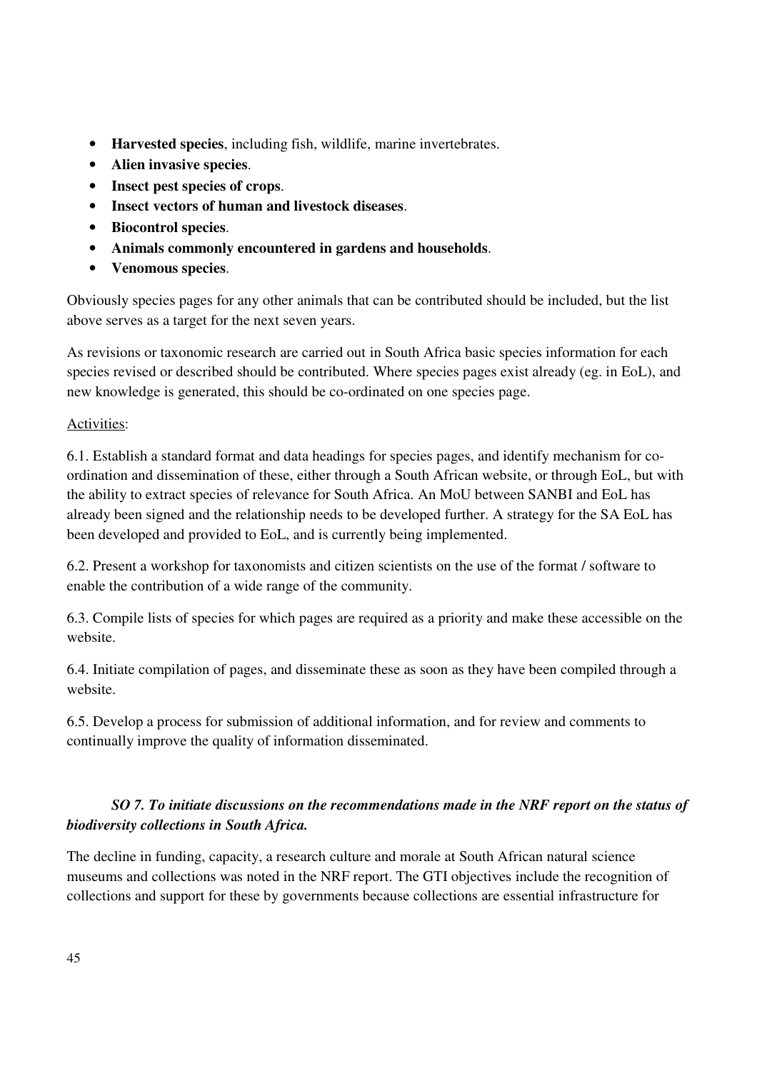- **Harvested species**, including fish, wildlife, marine invertebrates.
- **Alien invasive species**.
- **Insect pest species of crops**.
- **Insect vectors of human and livestock diseases**.
- **Biocontrol species**.
- **Animals commonly encountered in gardens and households**.
- **Venomous species**.

Obviously species pages for any other animals that can be contributed should be included, but the list above serves as a target for the next seven years.

As revisions or taxonomic research are carried out in South Africa basic species information for each species revised or described should be contributed. Where species pages exist already (eg. in EoL), and new knowledge is generated, this should be co-ordinated on one species page.

Activities:

6.1. Establish a standard format and data headings for species pages, and identify mechanism for co-ordination and dissemination of these, either through a South African website, or through EoL, but with the ability to extract species of relevance for South Africa. An MoU between SANBI and EoL has already been signed and the relationship needs to be developed further. A strategy for the SA EoL has been developed and provided to EoL, and is currently being implemented.

6.2. Present a workshop for taxonomists and citizen scientists on the use of the format / software to enable the contribution of a wide range of the community.

6.3. Compile lists of species for which pages are required as a priority and make these accessible on the website.

6.4. Initiate compilation of pages, and disseminate these as soon as they have been compiled through a website.

6.5. Develop a process for submission of additional information, and for review and comments to continually improve the quality of information disseminated.

***SO 7. To initiate discussions on the recommendations made in the NRF report on the status of biodiversity collections in South Africa.***

The decline in funding, capacity, a research culture and morale at South African natural science museums and collections was noted in the NRF report. The GTI objectives include the recognition of collections and support for these by governments because collections are essential infrastructure for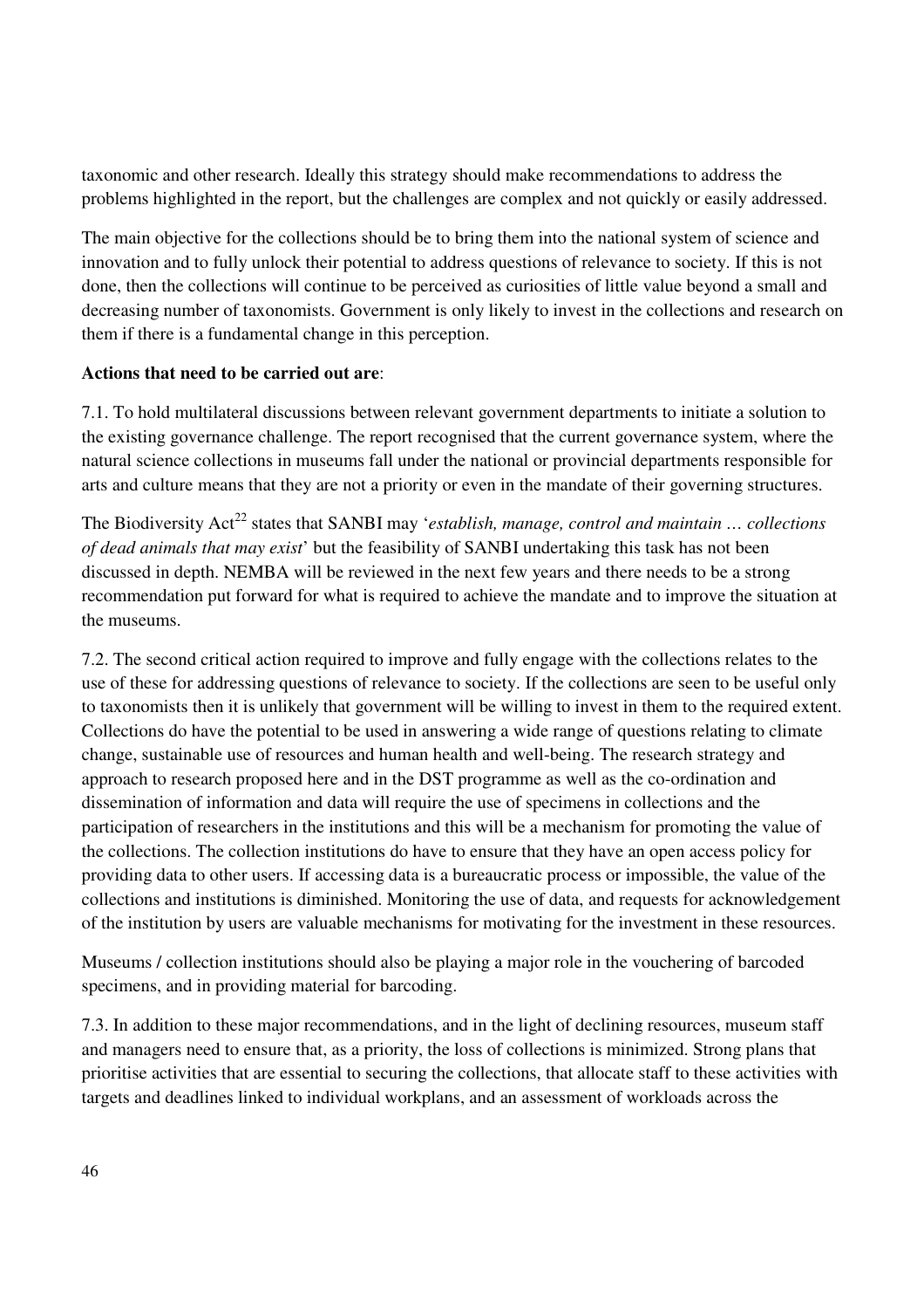taxonomic and other research. Ideally this strategy should make recommendations to address the problems highlighted in the report, but the challenges are complex and not quickly or easily addressed.

The main objective for the collections should be to bring them into the national system of science and innovation and to fully unlock their potential to address questions of relevance to society. If this is not done, then the collections will continue to be perceived as curiosities of little value beyond a small and decreasing number of taxonomists. Government is only likely to invest in the collections and research on them if there is a fundamental change in this perception.

**Actions that need to be carried out are**:

7.1. To hold multilateral discussions between relevant government departments to initiate a solution to the existing governance challenge. The report recognised that the current governance system, where the natural science collections in museums fall under the national or provincial departments responsible for arts and culture means that they are not a priority or even in the mandate of their governing structures.

The Biodiversity Act[22] states that SANBI may '*establish, manage, control and maintain … collections of dead animals that may exist*' but the feasibility of SANBI undertaking this task has not been discussed in depth. NEMBA will be reviewed in the next few years and there needs to be a strong recommendation put forward for what is required to achieve the mandate and to improve the situation at the museums.

7.2. The second critical action required to improve and fully engage with the collections relates to the use of these for addressing questions of relevance to society. If the collections are seen to be useful only to taxonomists then it is unlikely that government will be willing to invest in them to the required extent. Collections do have the potential to be used in answering a wide range of questions relating to climate change, sustainable use of resources and human health and well-being. The research strategy and approach to research proposed here and in the DST programme as well as the co-ordination and dissemination of information and data will require the use of specimens in collections and the participation of researchers in the institutions and this will be a mechanism for promoting the value of the collections. The collection institutions do have to ensure that they have an open access policy for providing data to other users. If accessing data is a bureaucratic process or impossible, the value of the collections and institutions is diminished. Monitoring the use of data, and requests for acknowledgement of the institution by users are valuable mechanisms for motivating for the investment in these resources.

Museums / collection institutions should also be playing a major role in the vouchering of barcoded specimens, and in providing material for barcoding.

7.3. In addition to these major recommendations, and in the light of declining resources, museum staff and managers need to ensure that, as a priority, the loss of collections is minimized. Strong plans that prioritise activities that are essential to securing the collections, that allocate staff to these activities with targets and deadlines linked to individual workplans, and an assessment of workloads across the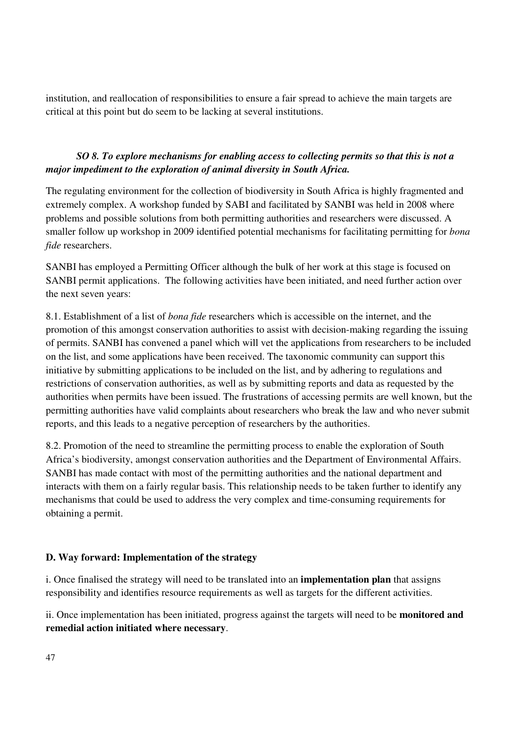institution, and reallocation of responsibilities to ensure a fair spread to achieve the main targets are critical at this point but do seem to be lacking at several institutions.

***SO 8. To explore mechanisms for enabling access to collecting permits so that this is not a major impediment to the exploration of animal diversity in South Africa.***

The regulating environment for the collection of biodiversity in South Africa is highly fragmented and extremely complex. A workshop funded by SABI and facilitated by SANBI was held in 2008 where problems and possible solutions from both permitting authorities and researchers were discussed. A smaller follow up workshop in 2009 identified potential mechanisms for facilitating permitting for *bona fide* researchers.

SANBI has employed a Permitting Officer although the bulk of her work at this stage is focused on SANBI permit applications. The following activities have been initiated, and need further action over the next seven years:

8.1. Establishment of a list of *bona fide* researchers which is accessible on the internet, and the promotion of this amongst conservation authorities to assist with decision-making regarding the issuing of permits. SANBI has convened a panel which will vet the applications from researchers to be included on the list, and some applications have been received. The taxonomic community can support this initiative by submitting applications to be included on the list, and by adhering to regulations and restrictions of conservation authorities, as well as by submitting reports and data as requested by the authorities when permits have been issued. The frustrations of accessing permits are well known, but the permitting authorities have valid complaints about researchers who break the law and who never submit reports, and this leads to a negative perception of researchers by the authorities.

8.2. Promotion of the need to streamline the permitting process to enable the exploration of South Africa's biodiversity, amongst conservation authorities and the Department of Environmental Affairs. SANBI has made contact with most of the permitting authorities and the national department and interacts with them on a fairly regular basis. This relationship needs to be taken further to identify any mechanisms that could be used to address the very complex and time-consuming requirements for obtaining a permit.

**D. Way forward: Implementation of the strategy**

i. Once finalised the strategy will need to be translated into an **implementation plan** that assigns responsibility and identifies resource requirements as well as targets for the different activities.

ii. Once implementation has been initiated, progress against the targets will need to be **monitored and remedial action initiated where necessary**.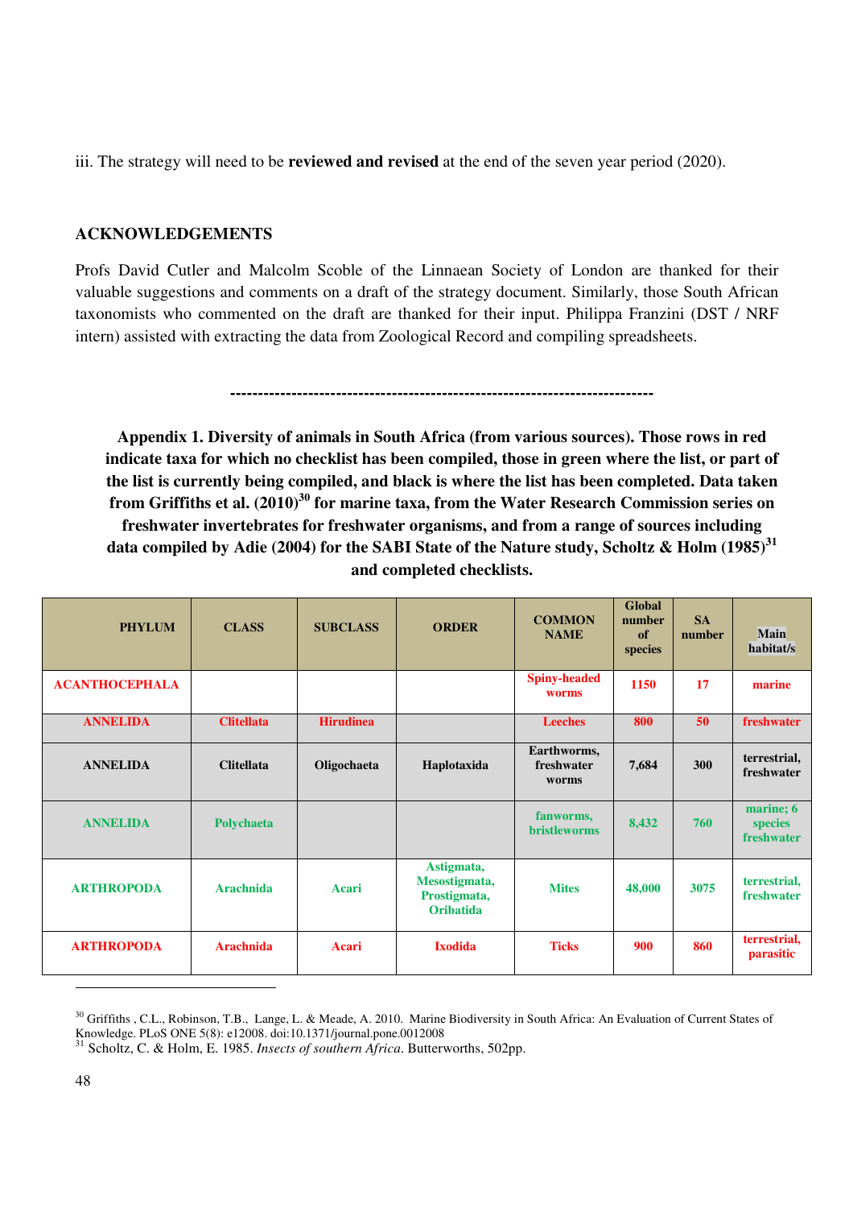iii. The strategy will need to be **reviewed and revised** at the end of the seven year period (2020).

## ACKNOWLEDGEMENTS

Profs David Cutler and Malcolm Scoble of the Linnaean Society of London are thanked for their valuable suggestions and comments on a draft of the strategy document. Similarly, those South African taxonomists who commented on the draft are thanked for their input. Philippa Franzini (DST / NRF intern) assisted with extracting the data from Zoological Record and compiling spreadsheets.

----------------------------------------------------------------------------

**Appendix 1. Diversity of animals in South Africa (from various sources). Those rows in red indicate taxa for which no checklist has been compiled, those in green where the list, or part of the list is currently being compiled, and black is where the list has been completed. Data taken from Griffiths et al. (2010)[30] for marine taxa, from the Water Research Commission series on freshwater invertebrates for freshwater organisms, and from a range of sources including data compiled by Adie (2004) for the SABI State of the Nature study, Scholtz & Holm (1985)[31] and completed checklists.**

| PHYLUM | CLASS | SUBCLASS | ORDER | COMMON NAME | Global number of species | SA number | Main habitat/s |
|---|---|---|---|---|---|---|---|
| ACANTHOCEPHALA | | | | Spiny-headed worms | 1150 | 17 | marine |
| ANNELIDA | Clitellata | Hirudinea | | Leeches | 800 | 50 | freshwater |
| ANNELIDA | Clitellata | Oligochaeta | Haplotaxida | Earthworms, freshwater worms | 7,684 | 300 | terrestrial, freshwater |
| ANNELIDA | Polychaeta | | | fanworms, bristleworms | 8,432 | 760 | marine; 6 species freshwater |
| ARTHROPODA | Arachnida | Acari | Astigmata, Mesostigmata, Prostigmata, Oribatida | Mites | 48,000 | 3075 | terrestrial, freshwater |
| ARTHROPODA | Arachnida | Acari | Ixodida | Ticks | 900 | 860 | terrestrial, parasitic |

[30] Griffiths , C.L., Robinson, T.B., Lange, L. & Meade, A. 2010. Marine Biodiversity in South Africa: An Evaluation of Current States of Knowledge. PLoS ONE 5(8): e12008. doi:10.1371/journal.pone.0012008

[31] Scholtz, C. & Holm, E. 1985. *Insects of southern Africa*. Butterworths, 502pp.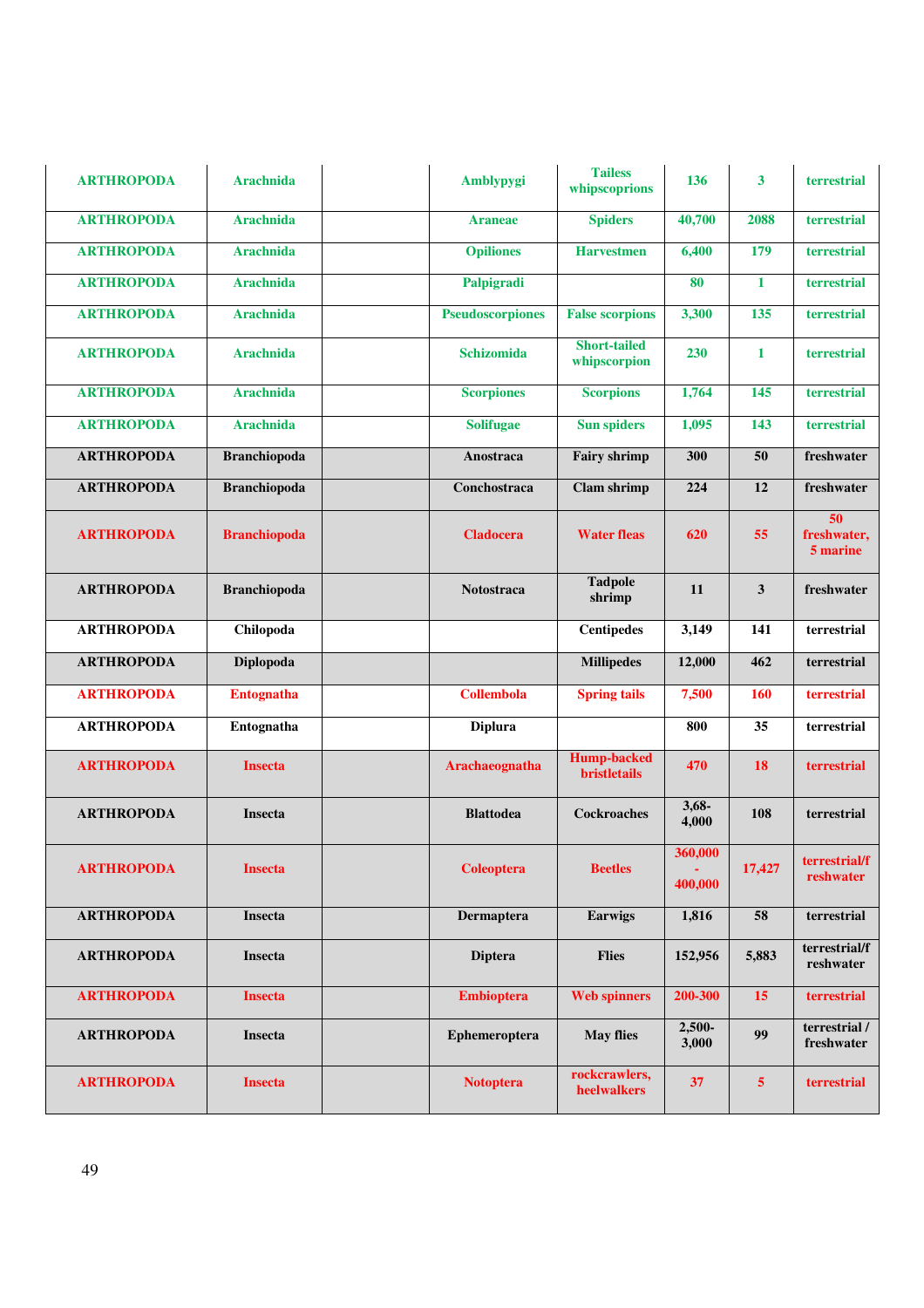| ARTHROPODA | Arachnida | | Amblypygi | Tailess whipscoprions | 136 | 3 | terrestrial |
|---|---|---|---|---|---|---|---|
| ARTHROPODA | Arachnida | | Araneae | Spiders | 40,700 | 2088 | terrestrial |
| ARTHROPODA | Arachnida | | Opiliones | Harvestmen | 6,400 | 179 | terrestrial |
| ARTHROPODA | Arachnida | | Palpigradi | | 80 | 1 | terrestrial |
| ARTHROPODA | Arachnida | | Pseudoscorpiones | False scorpions | 3,300 | 135 | terrestrial |
| ARTHROPODA | Arachnida | | Schizomida | Short-tailed whipscorpion | 230 | 1 | terrestrial |
| ARTHROPODA | Arachnida | | Scorpiones | Scorpions | 1,764 | 145 | terrestrial |
| ARTHROPODA | Arachnida | | Solifugae | Sun spiders | 1,095 | 143 | terrestrial |
| ARTHROPODA | Branchiopoda | | Anostraca | Fairy shrimp | 300 | 50 | freshwater |
| ARTHROPODA | Branchiopoda | | Conchostraca | Clam shrimp | 224 | 12 | freshwater |
| ARTHROPODA | Branchiopoda | | Cladocera | Water fleas | 620 | 55 | 50 freshwater, 5 marine |
| ARTHROPODA | Branchiopoda | | Notostraca | Tadpole shrimp | 11 | 3 | freshwater |
| ARTHROPODA | Chilopoda | | | Centipedes | 3,149 | 141 | terrestrial |
| ARTHROPODA | Diplopoda | | | Millipedes | 12,000 | 462 | terrestrial |
| ARTHROPODA | Entognatha | | Collembola | Spring tails | 7,500 | 160 | terrestrial |
| ARTHROPODA | Entognatha | | Diplura | | 800 | 35 | terrestrial |
| ARTHROPODA | Insecta | | Arachaeognatha | Hump-backed bristletails | 470 | 18 | terrestrial |
| ARTHROPODA | Insecta | | Blattodea | Cockroaches | 3,68-4,000 | 108 | terrestrial |
| ARTHROPODA | Insecta | | Coleoptera | Beetles | 360,000 - 400,000 | 17,427 | terrestrial/freshwater |
| ARTHROPODA | Insecta | | Dermaptera | Earwigs | 1,816 | 58 | terrestrial |
| ARTHROPODA | Insecta | | Diptera | Flies | 152,956 | 5,883 | terrestrial/freshwater |
| ARTHROPODA | Insecta | | Embioptera | Web spinners | 200-300 | 15 | terrestrial |
| ARTHROPODA | Insecta | | Ephemeroptera | May flies | 2,500-3,000 | 99 | terrestrial / freshwater |
| ARTHROPODA | Insecta | | Notoptera | rockcrawlers, heelwalkers | 37 | 5 | terrestrial |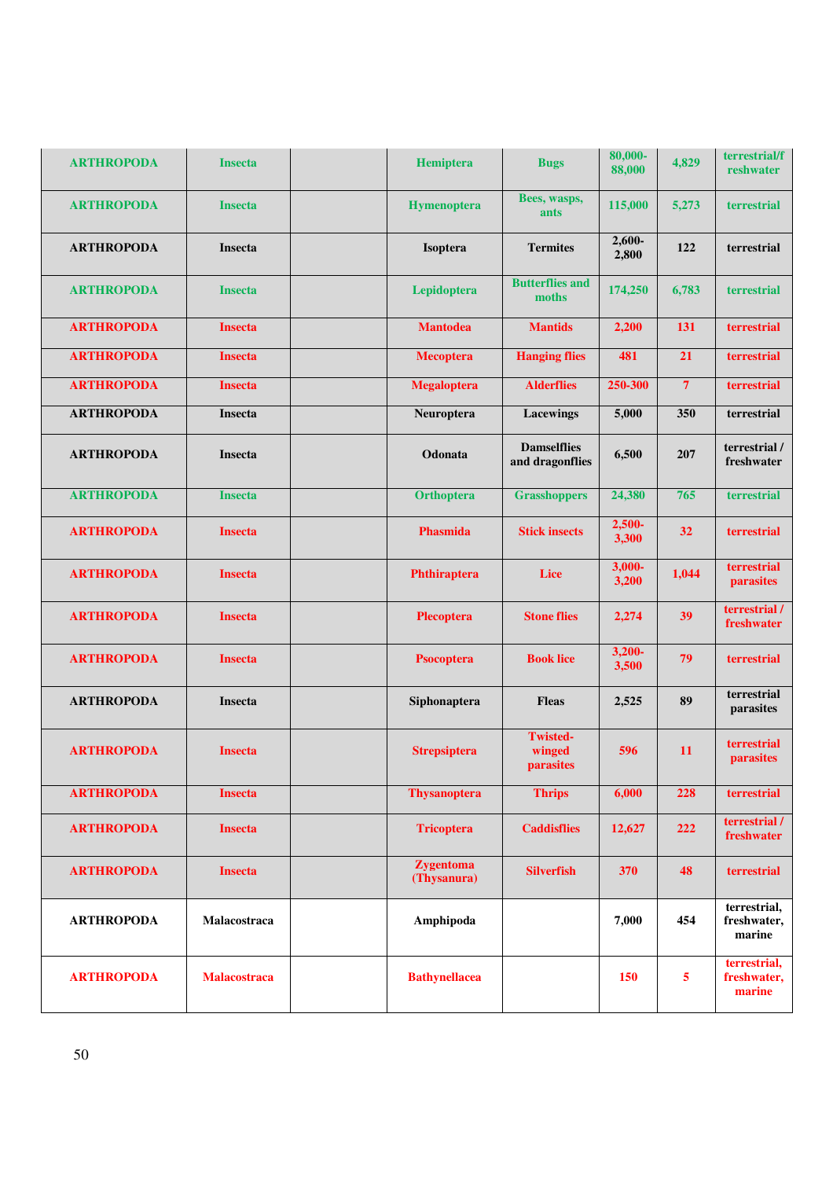| ARTHROPODA | Insecta | | Hemiptera | Bugs | 80,000-88,000 | 4,829 | terrestrial/freshwater |
|---|---|---|---|---|---|---|---|
| ARTHROPODA | Insecta | | Hymenoptera | Bees, wasps, ants | 115,000 | 5,273 | terrestrial |
| ARTHROPODA | Insecta | | Isoptera | Termites | 2,600-2,800 | 122 | terrestrial |
| ARTHROPODA | Insecta | | Lepidoptera | Butterflies and moths | 174,250 | 6,783 | terrestrial |
| ARTHROPODA | Insecta | | Mantodea | Mantids | 2,200 | 131 | terrestrial |
| ARTHROPODA | Insecta | | Mecoptera | Hanging flies | 481 | 21 | terrestrial |
| ARTHROPODA | Insecta | | Megaloptera | Alderflies | 250-300 | 7 | terrestrial |
| ARTHROPODA | Insecta | | Neuroptera | Lacewings | 5,000 | 350 | terrestrial |
| ARTHROPODA | Insecta | | Odonata | Damselflies and dragonflies | 6,500 | 207 | terrestrial / freshwater |
| ARTHROPODA | Insecta | | Orthoptera | Grasshoppers | 24,380 | 765 | terrestrial |
| ARTHROPODA | Insecta | | Phasmida | Stick insects | 2,500-3,300 | 32 | terrestrial |
| ARTHROPODA | Insecta | | Phthiraptera | Lice | 3,000-3,200 | 1,044 | terrestrial parasites |
| ARTHROPODA | Insecta | | Plecoptera | Stone flies | 2,274 | 39 | terrestrial / freshwater |
| ARTHROPODA | Insecta | | Psocoptera | Book lice | 3,200-3,500 | 79 | terrestrial |
| ARTHROPODA | Insecta | | Siphonaptera | Fleas | 2,525 | 89 | terrestrial parasites |
| ARTHROPODA | Insecta | | Strepsiptera | Twisted-winged parasites | 596 | 11 | terrestrial parasites |
| ARTHROPODA | Insecta | | Thysanoptera | Thrips | 6,000 | 228 | terrestrial |
| ARTHROPODA | Insecta | | Tricoptera | Caddisflies | 12,627 | 222 | terrestrial / freshwater |
| ARTHROPODA | Insecta | | Zygentoma (Thysanura) | Silverfish | 370 | 48 | terrestrial |
| ARTHROPODA | Malacostraca | | Amphipoda | | 7,000 | 454 | terrestrial, freshwater, marine |
| ARTHROPODA | Malacostraca | | Bathynellacea | | 150 | 5 | terrestrial, freshwater, marine |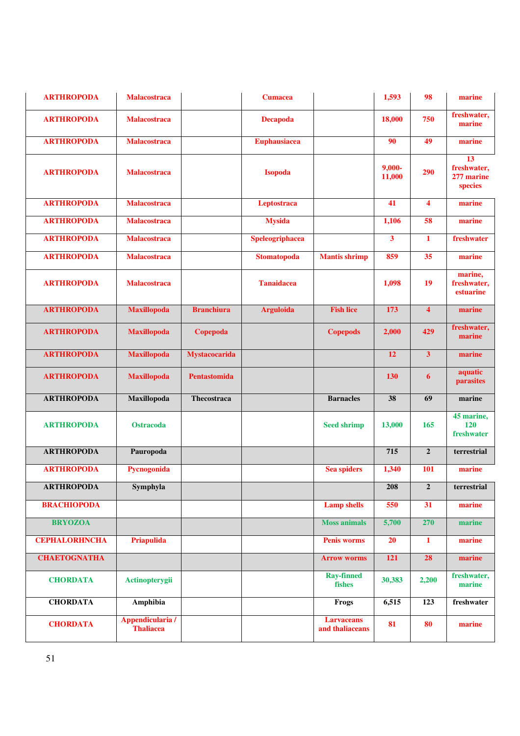| ARTHROPODA | Malacostraca | | Cumacea | | 1,593 | 98 | marine |
|---|---|---|---|---|---|---|---|
| ARTHROPODA | Malacostraca | | Decapoda | | 18,000 | 750 | freshwater, marine |
| ARTHROPODA | Malacostraca | | Euphausiacea | | 90 | 49 | marine |
| ARTHROPODA | Malacostraca | | Isopoda | | 9,000-11,000 | 290 | 13 freshwater, 277 marine species |
| ARTHROPODA | Malacostraca | | Leptostraca | | 41 | 4 | marine |
| ARTHROPODA | Malacostraca | | Mysida | | 1,106 | 58 | marine |
| ARTHROPODA | Malacostraca | | Speleogriphacea | | 3 | 1 | freshwater |
| ARTHROPODA | Malacostraca | | Stomatopoda | Mantis shrimp | 859 | 35 | marine |
| ARTHROPODA | Malacostraca | | Tanaidacea | | 1,098 | 19 | marine, freshwater, estuarine |
| ARTHROPODA | Maxillopoda | Branchiura | Arguloida | Fish lice | 173 | 4 | marine |
| ARTHROPODA | Maxillopoda | Copepoda | | Copepods | 2,000 | 429 | freshwater, marine |
| ARTHROPODA | Maxillopoda | Mystacocarida | | | 12 | 3 | marine |
| ARTHROPODA | Maxillopoda | Pentastomida | | | 130 | 6 | aquatic parasites |
| ARTHROPODA | Maxillopoda | Thecostraca | | Barnacles | 38 | 69 | marine |
| ARTHROPODA | Ostracoda | | | Seed shrimp | 13,000 | 165 | 45 marine, 120 freshwater |
| ARTHROPODA | Pauropoda | | | | 715 | 2 | terrestrial |
| ARTHROPODA | Pycnogonida | | | Sea spiders | 1,340 | 101 | marine |
| ARTHROPODA | Symphyla | | | | 208 | 2 | terrestrial |
| BRACHIOPODA | | | | Lamp shells | 550 | 31 | marine |
| BRYOZOA | | | | Moss animals | 5,700 | 270 | marine |
| CEPHALORHNCHA | Priapulida | | | Penis worms | 20 | 1 | marine |
| CHAETOGNATHA | | | | Arrow worms | 121 | 28 | marine |
| CHORDATA | Actinopterygii | | | Ray-finned fishes | 30,383 | 2,200 | freshwater, marine |
| CHORDATA | Amphibia | | | Frogs | 6,515 | 123 | freshwater |
| CHORDATA | Appendicularia / Thaliacea | | | Larvaceans and thaliaceans | 81 | 80 | marine |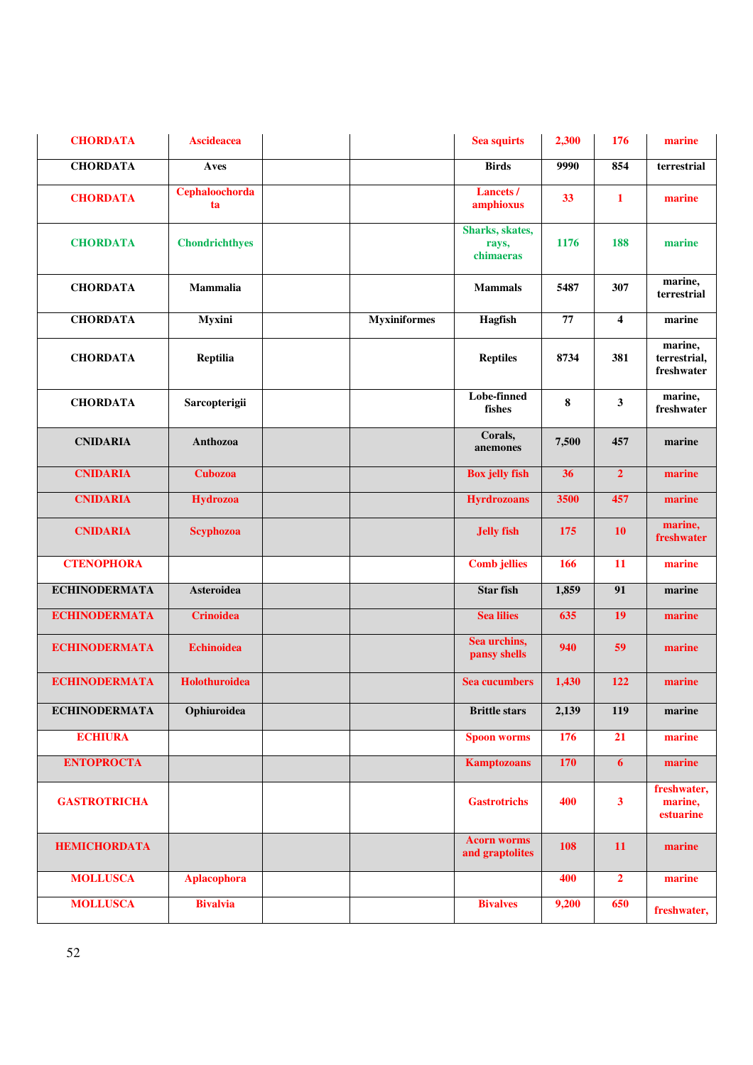| | | | | | | | |
|---|---|---|---|---|---|---|---|
| CHORDATA | Ascideacea | | | Sea squirts | 2,300 | 176 | marine |
| CHORDATA | Aves | | | Birds | 9990 | 854 | terrestrial |
| CHORDATA | Cephaloochordata | | | Lancets / amphioxus | 33 | 1 | marine |
| CHORDATA | Chondrichthyes | | | Sharks, skates, rays, chimaeras | 1176 | 188 | marine |
| CHORDATA | Mammalia | | | Mammals | 5487 | 307 | marine, terrestrial |
| CHORDATA | Myxini | | Myxiniformes | Hagfish | 77 | 4 | marine |
| CHORDATA | Reptilia | | | Reptiles | 8734 | 381 | marine, terrestrial, freshwater |
| CHORDATA | Sarcopterigii | | | Lobe-finned fishes | 8 | 3 | marine, freshwater |
| CNIDARIA | Anthozoa | | | Corals, anemones | 7,500 | 457 | marine |
| CNIDARIA | Cubozoa | | | Box jelly fish | 36 | 2 | marine |
| CNIDARIA | Hydrozoa | | | Hyrdrozoans | 3500 | 457 | marine |
| CNIDARIA | Scyphozoa | | | Jelly fish | 175 | 10 | marine, freshwater |
| CTENOPHORA | | | | Comb jellies | 166 | 11 | marine |
| ECHINODERMATA | Asteroidea | | | Star fish | 1,859 | 91 | marine |
| ECHINODERMATA | Crinoidea | | | Sea lilies | 635 | 19 | marine |
| ECHINODERMATA | Echinoidea | | | Sea urchins, pansy shells | 940 | 59 | marine |
| ECHINODERMATA | Holothuroidea | | | Sea cucumbers | 1,430 | 122 | marine |
| ECHINODERMATA | Ophiuroidea | | | Brittle stars | 2,139 | 119 | marine |
| ECHIURA | | | | Spoon worms | 176 | 21 | marine |
| ENTOPROCTA | | | | Kamptozoans | 170 | 6 | marine |
| GASTROTRICHA | | | | Gastrotrichs | 400 | 3 | freshwater, marine, estuarine |
| HEMICHORDATA | | | | Acorn worms and graptolites | 108 | 11 | marine |
| MOLLUSCA | Aplacophora | | | | 400 | 2 | marine |
| MOLLUSCA | Bivalvia | | | Bivalves | 9,200 | 650 | freshwater, |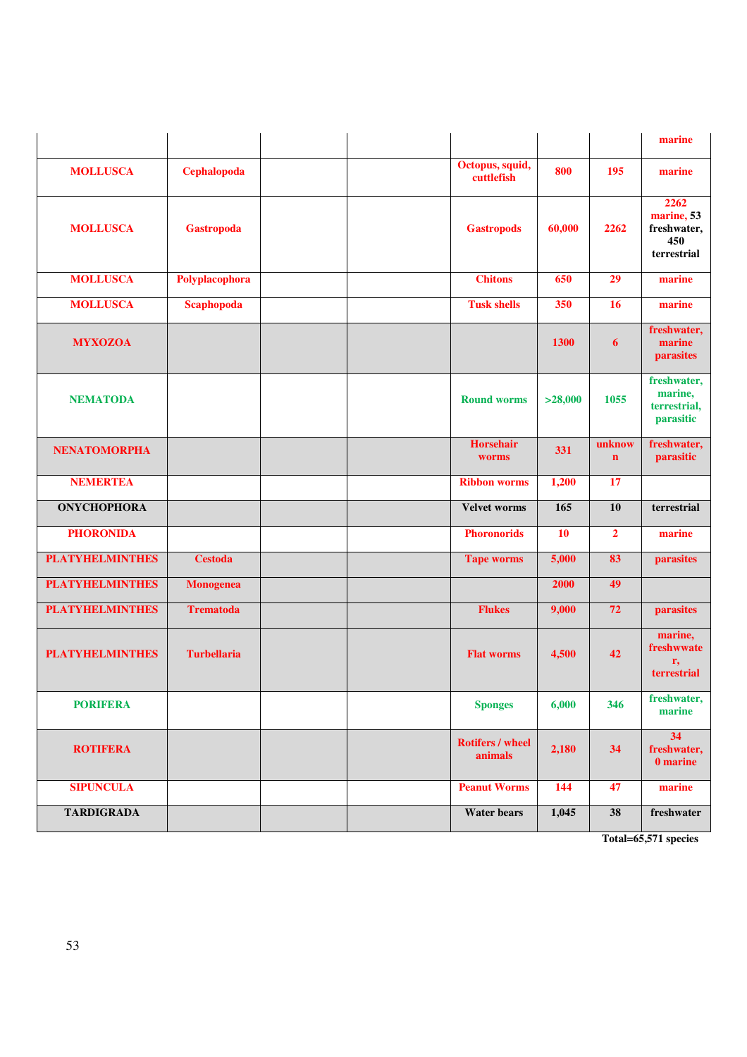| | | | | | | | |
|---|---|---|---|---|---|---|---|
| | | | | | | | marine |
| MOLLUSCA | Cephalopoda | | | Octopus, squid, cuttlefish | 800 | 195 | marine |
| MOLLUSCA | Gastropoda | | | Gastropods | 60,000 | 2262 | 2262 marine, 53 freshwater, 450 terrestrial |
| MOLLUSCA | Polyplacophora | | | Chitons | 650 | 29 | marine |
| MOLLUSCA | Scaphopoda | | | Tusk shells | 350 | 16 | marine |
| MYXOZOA | | | | | 1300 | 6 | freshwater, marine parasites |
| NEMATODA | | | | Round worms | >28,000 | 1055 | freshwater, marine, terrestrial, parasitic |
| NENATOMORPHA | | | | Horsehair worms | 331 | unknown | freshwater, parasitic |
| NEMERTEA | | | | Ribbon worms | 1,200 | 17 | |
| ONYCHOPHORA | | | | Velvet worms | 165 | 10 | terrestrial |
| PHORONIDA | | | | Phoronorids | 10 | 2 | marine |
| PLATYHELMINTHES | Cestoda | | | Tape worms | 5,000 | 83 | parasites |
| PLATYHELMINTHES | Monogenea | | | | 2000 | 49 | |
| PLATYHELMINTHES | Trematoda | | | Flukes | 9,000 | 72 | parasites |
| PLATYHELMINTHES | Turbellaria | | | Flat worms | 4,500 | 42 | marine, freshwwater, terrestrial |
| PORIFERA | | | | Sponges | 6,000 | 346 | freshwater, marine |
| ROTIFERA | | | | Rotifers / wheel animals | 2,180 | 34 | 34 freshwater, 0 marine |
| SIPUNCULA | | | | Peanut Worms | 144 | 47 | marine |
| TARDIGRADA | | | | Water bears | 1,045 | 38 | freshwater |

Total=65,571 species